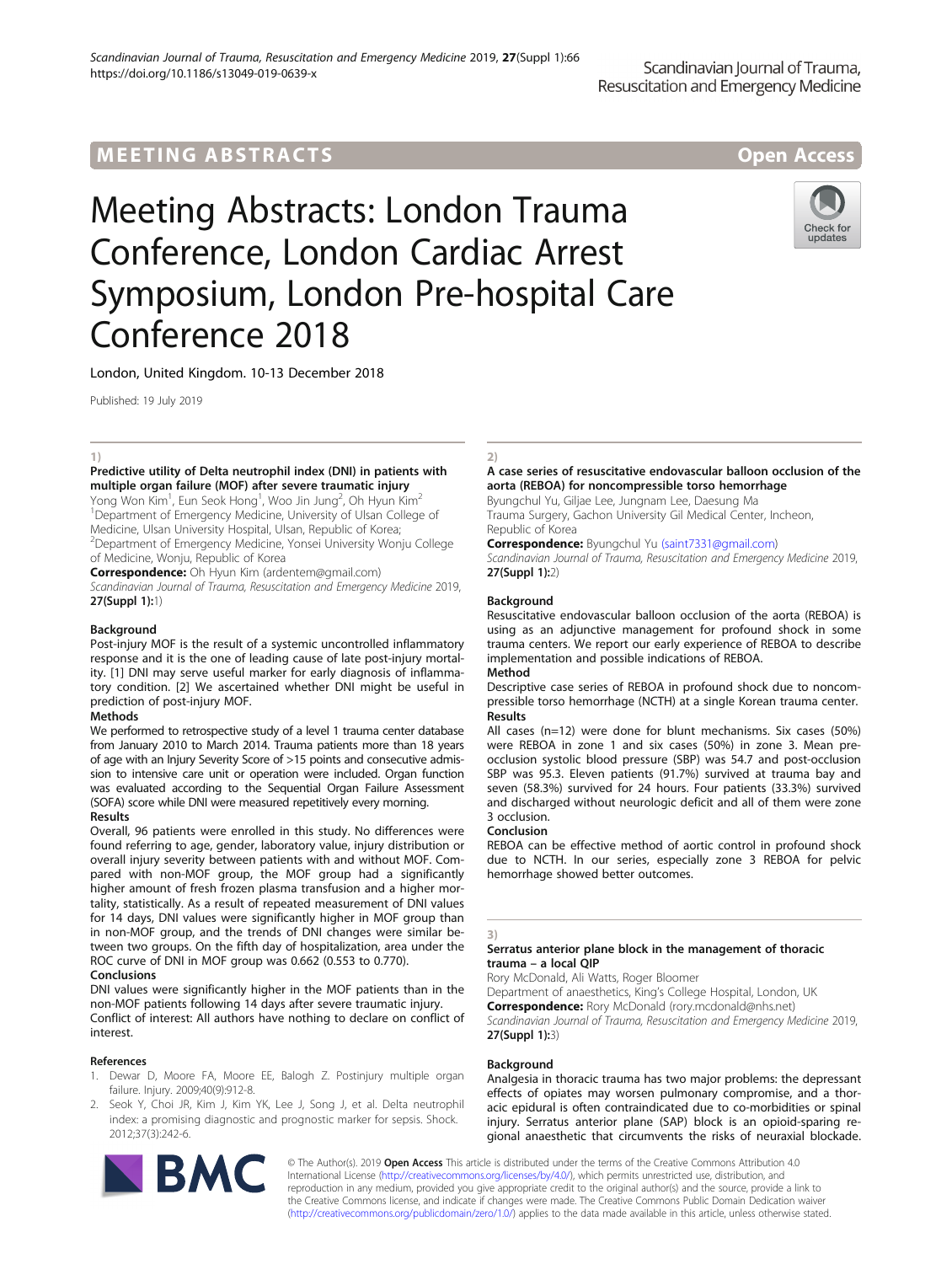MEETING ABSTRACTS

Open Access

# Meeting Abstracts: London Trauma Conference, London Cardiac Arrest Symposium, London Pre-hospital Care Conference 2018

London, United Kingdom. 10-13 December 2018

Published: 19 July 2019

## 1)

### Predictive utility of Delta neutrophil index (DNI) in patients with multiple organ failure (MOF) after severe traumatic injury

Yong Won Kim[1], Eun Seok Hong[1], Woo Jin Jung[2], Oh Hyun Kim[2]

[1]Department of Emergency Medicine, University of Ulsan College of Medicine, Ulsan University Hospital, Ulsan, Republic of Korea; [2]Department of Emergency Medicine, Yonsei University Wonju College of Medicine, Wonju, Republic of Korea

**Correspondence:** Oh Hyun Kim (ardentem@gmail.com)

*Scandinavian Journal of Trauma, Resuscitation and Emergency Medicine* 2019, **27(Suppl 1):**1)

**Background**

Post-injury MOF is the result of a systemic uncontrolled inflammatory response and it is the one of leading cause of late post-injury mortality. [1] DNI may serve useful marker for early diagnosis of inflammatory condition. [2] We ascertained whether DNI might be useful in prediction of post-injury MOF.

**Methods**

We performed to retrospective study of a level 1 trauma center database from January 2010 to March 2014. Trauma patients more than 18 years of age with an Injury Severity Score of >15 points and consecutive admission to intensive care unit or operation were included. Organ function was evaluated according to the Sequential Organ Failure Assessment (SOFA) score while DNI were measured repetitively every morning.

**Results**

Overall, 96 patients were enrolled in this study. No differences were found referring to age, gender, laboratory value, injury distribution or overall injury severity between patients with and without MOF. Compared with non-MOF group, the MOF group had a significantly higher amount of fresh frozen plasma transfusion and a higher mortality, statistically. As a result of repeated measurement of DNI values for 14 days, DNI values were significantly higher in MOF group than in non-MOF group, and the trends of DNI changes were similar between two groups. On the fifth day of hospitalization, area under the ROC curve of DNI in MOF group was 0.662 (0.553 to 0.770).

**Conclusions**

DNI values were significantly higher in the MOF patients than in the non-MOF patients following 14 days after severe traumatic injury.

Conflict of interest: All authors have nothing to declare on conflict of interest.

**References**

1. Dewar D, Moore FA, Moore EE, Balogh Z. Postinjury multiple organ failure. Injury. 2009;40(9):912-8.
2. Seok Y, Choi JR, Kim J, Kim YK, Lee J, Song J, et al. Delta neutrophil index: a promising diagnostic and prognostic marker for sepsis. Shock. 2012;37(3):242-6.

## 2)

### A case series of resuscitative endovascular balloon occlusion of the aorta (REBOA) for noncompressible torso hemorrhage

Byungchul Yu, Giljae Lee, Jungnam Lee, Daesung Ma

Trauma Surgery, Gachon University Gil Medical Center, Incheon, Republic of Korea

**Correspondence:** Byungchul Yu (saint7331@gmail.com)

*Scandinavian Journal of Trauma, Resuscitation and Emergency Medicine* 2019, **27(Suppl 1):**2)

**Background**

Resuscitative endovascular balloon occlusion of the aorta (REBOA) is using as an adjunctive management for profound shock in some trauma centers. We report our early experience of REBOA to describe implementation and possible indications of REBOA.

**Method**

Descriptive case series of REBOA in profound shock due to noncompressible torso hemorrhage (NCTH) at a single Korean trauma center.

**Results**

All cases (n=12) were done for blunt mechanisms. Six cases (50%) were REBOA in zone 1 and six cases (50%) in zone 3. Mean pre-occlusion systolic blood pressure (SBP) was 54.7 and post-occlusion SBP was 95.3. Eleven patients (91.7%) survived at trauma bay and seven (58.3%) survived for 24 hours. Four patients (33.3%) survived and discharged without neurologic deficit and all of them were zone 3 occlusion.

**Conclusion**

REBOA can be effective method of aortic control in profound shock due to NCTH. In our series, especially zone 3 REBOA for pelvic hemorrhage showed better outcomes.

## 3)

### Serratus anterior plane block in the management of thoracic trauma – a local QIP

Rory McDonald, Ali Watts, Roger Bloomer

Department of anaesthetics, King's College Hospital, London, UK

**Correspondence:** Rory McDonald (rory.mcdonald@nhs.net)

*Scandinavian Journal of Trauma, Resuscitation and Emergency Medicine* 2019, **27(Suppl 1):**3)

**Background**

Analgesia in thoracic trauma has two major problems: the depressant effects of opiates may worsen pulmonary compromise, and a thoracic epidural is often contraindicated due to co-morbidities or spinal injury. Serratus anterior plane (SAP) block is an opioid-sparing regional anaesthetic that circumvents the risks of neuraxial blockade.

© The Author(s). 2019 **Open Access** This article is distributed under the terms of the Creative Commons Attribution 4.0 International License (http://creativecommons.org/licenses/by/4.0/), which permits unrestricted use, distribution, and reproduction in any medium, provided you give appropriate credit to the original author(s) and the source, provide a link to the Creative Commons license, and indicate if changes were made. The Creative Commons Public Domain Dedication waiver (http://creativecommons.org/publicdomain/zero/1.0/) applies to the data made available in this article, unless otherwise stated.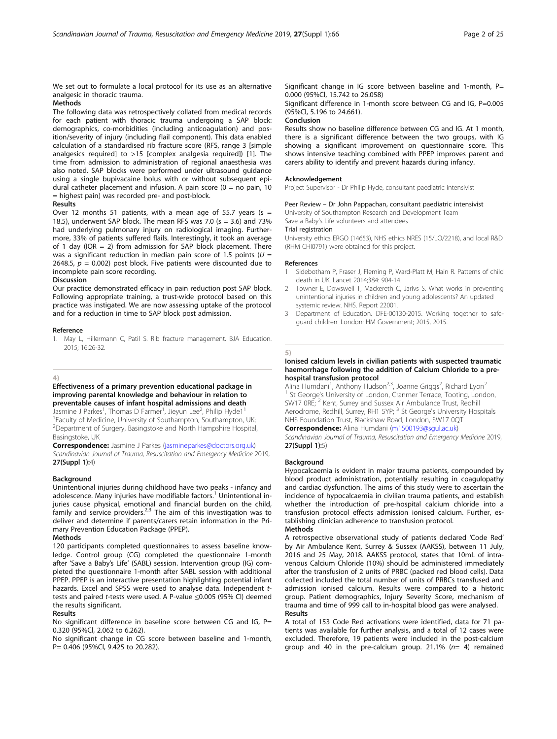We set out to formulate a local protocol for its use as an alternative analgesic in thoracic trauma.

**Methods**

The following data was retrospectively collated from medical records for each patient with thoracic trauma undergoing a SAP block: demographics, co-morbidities (including anticoagulation) and position/severity of injury (including flail component). This data enabled calculation of a standardised rib fracture score (RFS, range 3 [simple analgesics required] to >15 [complex analgesia required]) [1]. The time from admission to administration of regional anaesthesia was also noted. SAP blocks were performed under ultrasound guidance using a single bupivacaine bolus with or without subsequent epidural catheter placement and infusion. A pain score (0 = no pain, 10 = highest pain) was recorded pre- and post-block.

**Results**

Over 12 months 51 patients, with a mean age of 55.7 years ($s$ = 18.5), underwent SAP block. The mean RFS was 7.0 ($s$ = 3.6) and 73% had underlying pulmonary injury on radiological imaging. Furthermore, 33% of patients suffered flails. Interestingly, it took an average of 1 day (IQR = 2) from admission for SAP block placement. There was a significant reduction in median pain score of 1.5 points ($U$ = 2648.5, $p$ = 0.002) post block. Five patients were discounted due to incomplete pain score recording.

**Discussion**

Our practice demonstrated efficacy in pain reduction post SAP block. Following appropriate training, a trust-wide protocol based on this practice was instigated. We are now assessing uptake of the protocol and for a reduction in time to SAP block post admission.

**Reference**

1. May L, Hillermann C, Patil S. Rib fracture management. BJA Education. 2015; 16:26-32.

4)

## Effectiveness of a primary prevention educational package in improving parental knowledge and behaviour in relation to preventable causes of infant hospital admissions and death

Jasmine J Parkes[1], Thomas D Farmer[1], Jieyun Lee[2], Philip Hyde1[1]

[1]Faculty of Medicine, University of Southampton, Southampton, UK; [2]Department of Surgery, Basingstoke and North Hampshire Hospital, Basingstoke, UK

**Correspondence:** Jasmine J Parkes (jasmineparkes@doctors.org.uk)

*Scandinavian Journal of Trauma, Resuscitation and Emergency Medicine* 2019, **27(Suppl 1):**4)

### Background

Unintentional injuries during childhood have two peaks - infancy and adolescence. Many injuries have modifiable factors.[1] Unintentional injuries cause physical, emotional and financial burden on the child, family and service providers.[2,3] The aim of this investigation was to deliver and determine if parents/carers retain information in the Primary Prevention Education Package (PPEP).

**Methods**

120 participants completed questionnaires to assess baseline knowledge. Control group (CG) completed the questionnaire 1-month after 'Save a Baby's Life' (SABL) session. Intervention group (IG) completed the questionnaire 1-month after SABL session with additional PPEP. PPEP is an interactive presentation highlighting potential infant hazards. Excel and SPSS were used to analyse data. Independent $t$-tests and paired $t$-tests were used. A P-value ≤0.005 (95% CI) deemed the results significant.

**Results**

No significant difference in baseline score between CG and IG, P= 0.320 (95%CI, 2.062 to 6.262).

No significant change in CG score between baseline and 1-month, P= 0.406 (95%CI, 9.425 to 20.282).

Significant change in IG score between baseline and 1-month, P= 0.000 (95%CI, 15.742 to 26.058)

Significant difference in 1-month score between CG and IG, P=0.005 (95%CI, 5.196 to 24.661).

**Conclusion**

Results show no baseline difference between CG and IG. At 1 month, there is a significant difference between the two groups, with IG showing a significant improvement on questionnaire score. This shows intensive teaching combined with PPEP improves parent and carers ability to identify and prevent hazards during infancy.

### Acknowledgement

Project Supervisor - Dr Philip Hyde, consultant paediatric intensivist

Peer Review – Dr John Pappachan, consultant paediatric intensivist

University of Southampton Research and Development Team

Save a Baby's Life volunteers and attendees

**Trial registration**

University ethics ERGO (14653), NHS ethics NRES (15/LO/2218), and local R&D (RHM CHI0791) were obtained for this project.

### References

1. Sidebotham P, Fraser J, Fleming P, Ward-Platt M, Hain R. Patterns of child death in UK. Lancet 2014;384: 904-14.
2. Towner E, Dowswell T, Mackereth C, Jarivs S. What works in preventing unintentional injuries in children and young adolescents? An updated systemic review. NHS. Report 22001.
3. Department of Education. DFE-00130-2015. Working together to safeguard children. London: HM Government; 2015, 2015.

5)

## Ionised calcium levels in civilian patients with suspected traumatic haemorrhage following the addition of Calcium Chloride to a pre-hospital transfusion protocol

Alina Humdani[1], Anthony Hudson[2,3], Joanne Griggs[2], Richard Lyon[2]

[1] St George's University of London, Cranmer Terrace, Tooting, London, SW17 0RE; [2] Kent, Surrey and Sussex Air Ambulance Trust, Redhill Aerodrome, Redhill, Surrey, RH1 5YP; [3] St George's University Hospitals NHS Foundation Trust, Blackshaw Road, London, SW17 0QT

**Correspondence:** Alina Humdani (m1500193@sgul.ac.uk)

*Scandinavian Journal of Trauma, Resuscitation and Emergency Medicine* 2019, **27(Suppl 1):**5)

### Background

Hypocalcaemia is evident in major trauma patients, compounded by blood product administration, potentially resulting in coagulopathy and cardiac dysfunction. The aims of this study were to ascertain the incidence of hypocalcaemia in civilian trauma patients, and establish whether the introduction of pre-hospital calcium chloride into a transfusion protocol effects admission ionised calcium. Further, establishing clinician adherence to transfusion protocol.

**Methods**

A retrospective observational study of patients declared 'Code Red' by Air Ambulance Kent, Surrey & Sussex (AAKSS), between 11 July, 2016 and 25 May, 2018. AAKSS protocol, states that 10mL of intravenous Calcium Chloride (10%) should be administered immediately after the transfusion of 2 units of PRBC (packed red blood cells). Data collected included the total number of units of PRBCs transfused and admission ionised calcium. Results were compared to a historic group. Patient demographics, Injury Severity Score, mechanism of trauma and time of 999 call to in-hospital blood gas were analysed.

**Results**

A total of 153 Code Red activations were identified, data for 71 patients was available for further analysis, and a total of 12 cases were excluded. Therefore, 19 patients were included in the post-calcium group and 40 in the pre-calcium group. 21.1% ($n$= 4) remained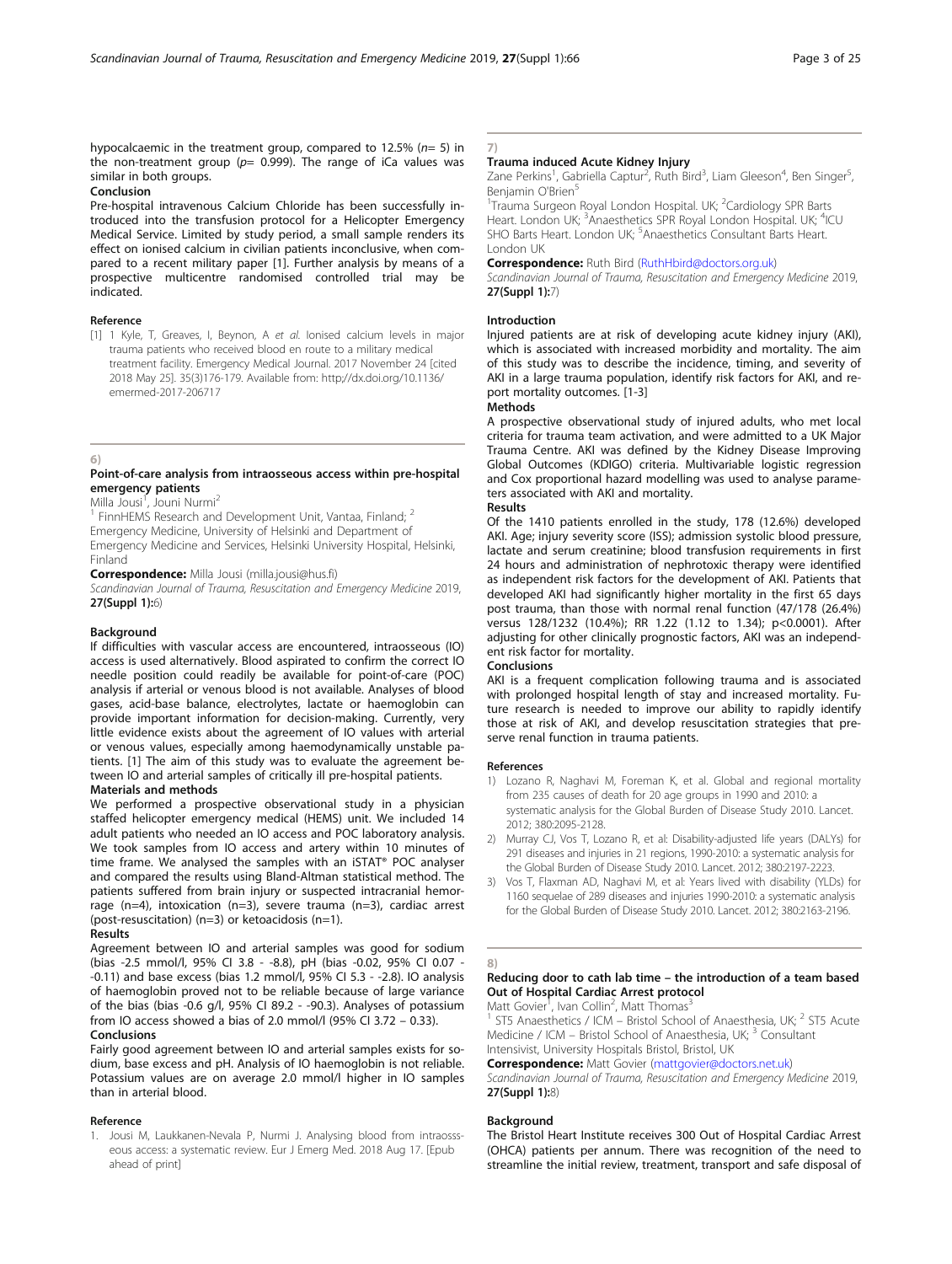hypocalcaemic in the treatment group, compared to 12.5% ($n$= 5) in the non-treatment group ($p$= 0.999). The range of iCa values was similar in both groups.

**Conclusion**

Pre-hospital intravenous Calcium Chloride has been successfully introduced into the transfusion protocol for a Helicopter Emergency Medical Service. Limited by study period, a small sample renders its effect on ionised calcium in civilian patients inconclusive, when compared to a recent military paper [1]. Further analysis by means of a prospective multicentre randomised controlled trial may be indicated.

**Reference**

[1] 1 Kyle, T, Greaves, I, Beynon, A *et al.* Ionised calcium levels in major trauma patients who received blood en route to a military medical treatment facility. Emergency Medical Journal. 2017 November 24 [cited 2018 May 25]. 35(3)176-179. Available from: http://dx.doi.org/10.1136/emermed-2017-206717

## 6)

### Point-of-care analysis from intraosseous access within pre-hospital emergency patients

Milla Jousi[1], Jouni Nurmi[2]

[1] FinnHEMS Research and Development Unit, Vantaa, Finland; [2] Emergency Medicine, University of Helsinki and Department of Emergency Medicine and Services, Helsinki University Hospital, Helsinki, Finland

**Correspondence:** Milla Jousi (milla.jousi@hus.fi)

*Scandinavian Journal of Trauma, Resuscitation and Emergency Medicine* 2019, **27(Suppl 1):**6)

**Background**

If difficulties with vascular access are encountered, intraosseous (IO) access is used alternatively. Blood aspirated to confirm the correct IO needle position could readily be available for point-of-care (POC) analysis if arterial or venous blood is not available. Analyses of blood gases, acid-base balance, electrolytes, lactate or haemoglobin can provide important information for decision-making. Currently, very little evidence exists about the agreement of IO values with arterial or venous values, especially among haemodynamically unstable patients. [1] The aim of this study was to evaluate the agreement between IO and arterial samples of critically ill pre-hospital patients.

**Materials and methods**

We performed a prospective observational study in a physician staffed helicopter emergency medical (HEMS) unit. We included 14 adult patients who needed an IO access and POC laboratory analysis. We took samples from IO access and artery within 10 minutes of time frame. We analysed the samples with an iSTAT® POC analyser and compared the results using Bland-Altman statistical method. The patients suffered from brain injury or suspected intracranial hemorrage (n=4), intoxication (n=3), severe trauma (n=3), cardiac arrest (post-resuscitation) (n=3) or ketoacidosis (n=1).

**Results**

Agreement between IO and arterial samples was good for sodium (bias -2.5 mmol/l, 95% CI 3.8 - -8.8), pH (bias -0.02, 95% CI 0.07 - -0.11) and base excess (bias 1.2 mmol/l, 95% CI 5.3 - -2.8). IO analysis of haemoglobin proved not to be reliable because of large variance of the bias (bias -0.6 g/l, 95% CI 89.2 - -90.3). Analyses of potassium from IO access showed a bias of 2.0 mmol/l (95% CI 3.72 – 0.33).

**Conclusions**

Fairly good agreement between IO and arterial samples exists for sodium, base excess and pH. Analysis of IO haemoglobin is not reliable. Potassium values are on average 2.0 mmol/l higher in IO samples than in arterial blood.

**Reference**

1. Jousi M, Laukkanen-Nevala P, Nurmi J. Analysing blood from intraossseous access: a systematic review. Eur J Emerg Med. 2018 Aug 17. [Epub ahead of print]

## 7)

### Trauma induced Acute Kidney Injury

Zane Perkins[1], Gabriella Captur[2], Ruth Bird[3], Liam Gleeson[4], Ben Singer[5], Benjamin O'Brien[5]

[1]Trauma Surgeon Royal London Hospital. UK; [2]Cardiology SPR Barts Heart. London UK; [3]Anaesthetics SPR Royal London Hospital. UK; [4]ICU SHO Barts Heart. London UK; [5]Anaesthetics Consultant Barts Heart. London UK

**Correspondence:** Ruth Bird (RuthHbird@doctors.org.uk)

*Scandinavian Journal of Trauma, Resuscitation and Emergency Medicine* 2019, **27(Suppl 1):**7)

**Introduction**

Injured patients are at risk of developing acute kidney injury (AKI), which is associated with increased morbidity and mortality. The aim of this study was to describe the incidence, timing, and severity of AKI in a large trauma population, identify risk factors for AKI, and report mortality outcomes. [1-3]

**Methods**

A prospective observational study of injured adults, who met local criteria for trauma team activation, and were admitted to a UK Major Trauma Centre. AKI was defined by the Kidney Disease Improving Global Outcomes (KDIGO) criteria. Multivariable logistic regression and Cox proportional hazard modelling was used to analyse parameters associated with AKI and mortality.

**Results**

Of the 1410 patients enrolled in the study, 178 (12.6%) developed AKI. Age; injury severity score (ISS); admission systolic blood pressure, lactate and serum creatinine; blood transfusion requirements in first 24 hours and administration of nephrotoxic therapy were identified as independent risk factors for the development of AKI. Patients that developed AKI had significantly higher mortality in the first 65 days post trauma, than those with normal renal function (47/178 (26.4%) versus 128/1232 (10.4%); RR 1.22 (1.12 to 1.34); p<0.0001). After adjusting for other clinically prognostic factors, AKI was an independent risk factor for mortality.

**Conclusions**

AKI is a frequent complication following trauma and is associated with prolonged hospital length of stay and increased mortality. Future research is needed to improve our ability to rapidly identify those at risk of AKI, and develop resuscitation strategies that preserve renal function in trauma patients.

**References**

1) Lozano R, Naghavi M, Foreman K, et al. Global and regional mortality from 235 causes of death for 20 age groups in 1990 and 2010: a systematic analysis for the Global Burden of Disease Study 2010. Lancet. 2012; 380:2095-2128.
2) Murray CJ, Vos T, Lozano R, et al: Disability-adjusted life years (DALYs) for 291 diseases and injuries in 21 regions, 1990-2010: a systematic analysis for the Global Burden of Disease Study 2010. Lancet. 2012; 380:2197-2223.
3) Vos T, Flaxman AD, Naghavi M, et al: Years lived with disability (YLDs) for 1160 sequelae of 289 diseases and injuries 1990-2010: a systematic analysis for the Global Burden of Disease Study 2010. Lancet. 2012; 380:2163-2196.

## 8)

### Reducing door to cath lab time – the introduction of a team based Out of Hospital Cardiac Arrest protocol

Matt Govier[1], Ivan Collin[2], Matt Thomas[3]

[1] ST5 Anaesthetics / ICM – Bristol School of Anaesthesia, UK; [2] ST5 Acute Medicine / ICM – Bristol School of Anaesthesia, UK; [3] Consultant Intensivist, University Hospitals Bristol, Bristol, UK

**Correspondence:** Matt Govier (mattgovier@doctors.net.uk)

*Scandinavian Journal of Trauma, Resuscitation and Emergency Medicine* 2019, **27(Suppl 1):**8)

**Background**

The Bristol Heart Institute receives 300 Out of Hospital Cardiac Arrest (OHCA) patients per annum. There was recognition of the need to streamline the initial review, treatment, transport and safe disposal of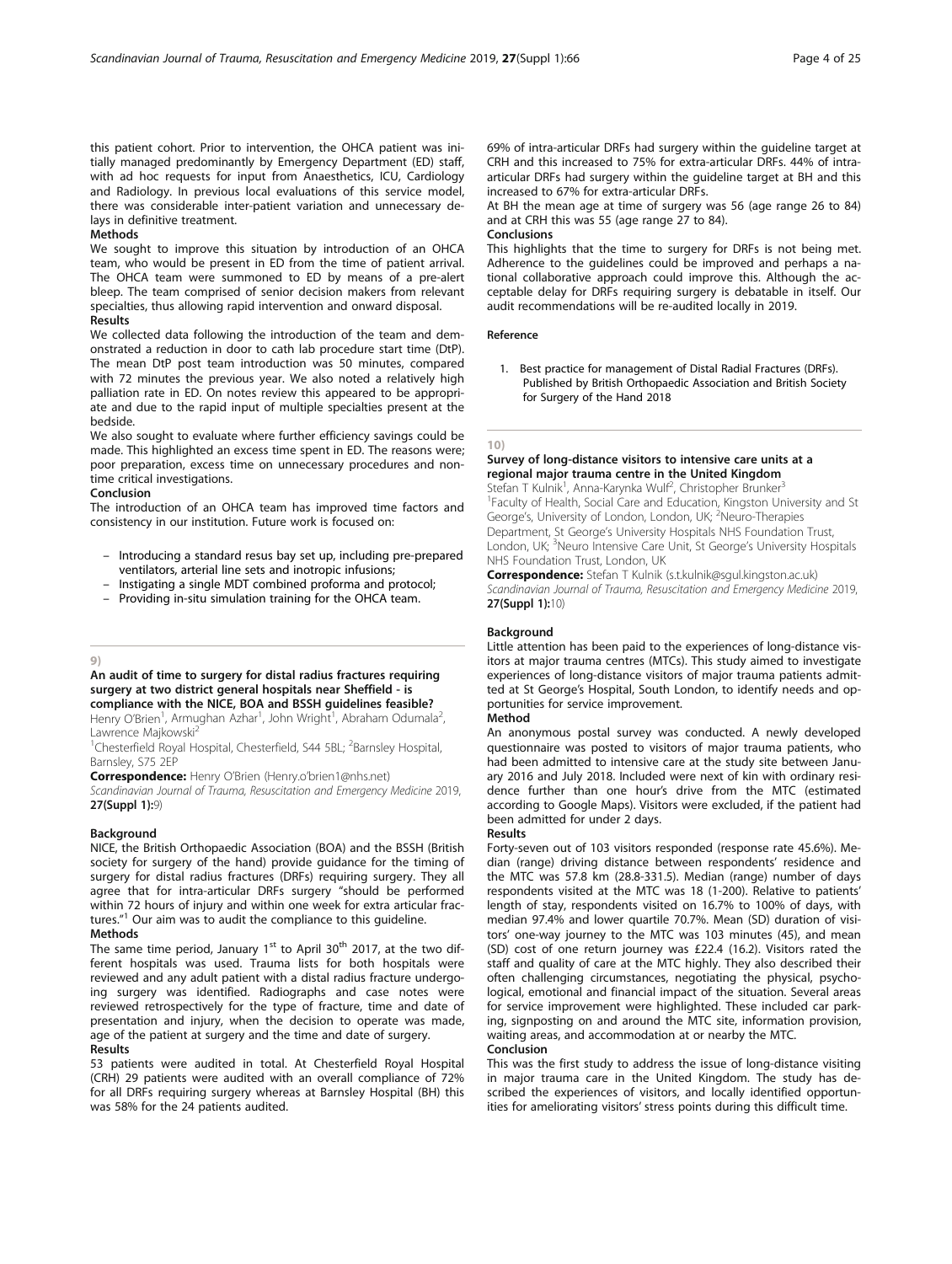this patient cohort. Prior to intervention, the OHCA patient was initially managed predominantly by Emergency Department (ED) staff, with ad hoc requests for input from Anaesthetics, ICU, Cardiology and Radiology. In previous local evaluations of this service model, there was considerable inter-patient variation and unnecessary delays in definitive treatment.

**Methods**

We sought to improve this situation by introduction of an OHCA team, who would be present in ED from the time of patient arrival. The OHCA team were summoned to ED by means of a pre-alert bleep. The team comprised of senior decision makers from relevant specialties, thus allowing rapid intervention and onward disposal.

**Results**

We collected data following the introduction of the team and demonstrated a reduction in door to cath lab procedure start time (DtP). The mean DtP post team introduction was 50 minutes, compared with 72 minutes the previous year. We also noted a relatively high palliation rate in ED. On notes review this appeared to be appropriate and due to the rapid input of multiple specialties present at the bedside.

We also sought to evaluate where further efficiency savings could be made. This highlighted an excess time spent in ED. The reasons were; poor preparation, excess time on unnecessary procedures and non-time critical investigations.

**Conclusion**

The introduction of an OHCA team has improved time factors and consistency in our institution. Future work is focused on:

- Introducing a standard resus bay set up, including pre-prepared ventilators, arterial line sets and inotropic infusions;
- Instigating a single MDT combined proforma and protocol;
- Providing in-situ simulation training for the OHCA team.

9)

## An audit of time to surgery for distal radius fractures requiring surgery at two district general hospitals near Sheffield - is compliance with the NICE, BOA and BSSH guidelines feasible?

Henry O'Brien[1], Armughan Azhar[1], John Wright[1], Abraham Odumala[2], Lawrence Majkowski[2]

[1]Chesterfield Royal Hospital, Chesterfield, S44 5BL; [2]Barnsley Hospital, Barnsley, S75 2EP

**Correspondence:** Henry O'Brien (Henry.o'brien1@nhs.net)

*Scandinavian Journal of Trauma, Resuscitation and Emergency Medicine* 2019, **27(Suppl 1):**9)

**Background**

NICE, the British Orthopaedic Association (BOA) and the BSSH (British society for surgery of the hand) provide guidance for the timing of surgery for distal radius fractures (DRFs) requiring surgery. They all agree that for intra-articular DRFs surgery "should be performed within 72 hours of injury and within one week for extra articular fractures."[1] Our aim was to audit the compliance to this guideline.

**Methods**

The same time period, January 1st to April 30th 2017, at the two different hospitals was used. Trauma lists for both hospitals were reviewed and any adult patient with a distal radius fracture undergoing surgery was identified. Radiographs and case notes were reviewed retrospectively for the type of fracture, time and date of presentation and injury, when the decision to operate was made, age of the patient at surgery and the time and date of surgery.

**Results**

53 patients were audited in total. At Chesterfield Royal Hospital (CRH) 29 patients were audited with an overall compliance of 72% for all DRFs requiring surgery whereas at Barnsley Hospital (BH) this was 58% for the 24 patients audited.

69% of intra-articular DRFs had surgery within the guideline target at CRH and this increased to 75% for extra-articular DRFs. 44% of intra-articular DRFs had surgery within the guideline target at BH and this increased to 67% for extra-articular DRFs.

At BH the mean age at time of surgery was 56 (age range 26 to 84) and at CRH this was 55 (age range 27 to 84).

**Conclusions**

This highlights that the time to surgery for DRFs is not being met. Adherence to the guidelines could be improved and perhaps a national collaborative approach could improve this. Although the acceptable delay for DRFs requiring surgery is debatable in itself. Our audit recommendations will be re-audited locally in 2019.

**Reference**

1. Best practice for management of Distal Radial Fractures (DRFs). Published by British Orthopaedic Association and British Society for Surgery of the Hand 2018

10)

## Survey of long-distance visitors to intensive care units at a regional major trauma centre in the United Kingdom

Stefan T Kulnik[1], Anna-Karynka Wulf[2], Christopher Brunker[3]

[1]Faculty of Health, Social Care and Education, Kingston University and St George's, University of London, London, UK; [2]Neuro-Therapies Department, St George's University Hospitals NHS Foundation Trust, London, UK; [3]Neuro Intensive Care Unit, St George's University Hospitals NHS Foundation Trust, London, UK

**Correspondence:** Stefan T Kulnik (s.t.kulnik@sgul.kingston.ac.uk)

*Scandinavian Journal of Trauma, Resuscitation and Emergency Medicine* 2019, **27(Suppl 1):**10)

**Background**

Little attention has been paid to the experiences of long-distance visitors at major trauma centres (MTCs). This study aimed to investigate experiences of long-distance visitors of major trauma patients admitted at St George's Hospital, South London, to identify needs and opportunities for service improvement.

**Method**

An anonymous postal survey was conducted. A newly developed questionnaire was posted to visitors of major trauma patients, who had been admitted to intensive care at the study site between January 2016 and July 2018. Included were next of kin with ordinary residence further than one hour's drive from the MTC (estimated according to Google Maps). Visitors were excluded, if the patient had been admitted for under 2 days.

**Results**

Forty-seven out of 103 visitors responded (response rate 45.6%). Median (range) driving distance between respondents' residence and the MTC was 57.8 km (28.8-331.5). Median (range) number of days respondents visited at the MTC was 18 (1-200). Relative to patients' length of stay, respondents visited on 16.7% to 100% of days, with median 97.4% and lower quartile 70.7%. Mean (SD) duration of visitors' one-way journey to the MTC was 103 minutes (45), and mean (SD) cost of one return journey was £22.4 (16.2). Visitors rated the staff and quality of care at the MTC highly. They also described their often challenging circumstances, negotiating the physical, psychological, emotional and financial impact of the situation. Several areas for service improvement were highlighted. These included car parking, signposting on and around the MTC site, information provision, waiting areas, and accommodation at or nearby the MTC.

**Conclusion**

This was the first study to address the issue of long-distance visiting in major trauma care in the United Kingdom. The study has described the experiences of visitors, and locally identified opportunities for ameliorating visitors' stress points during this difficult time.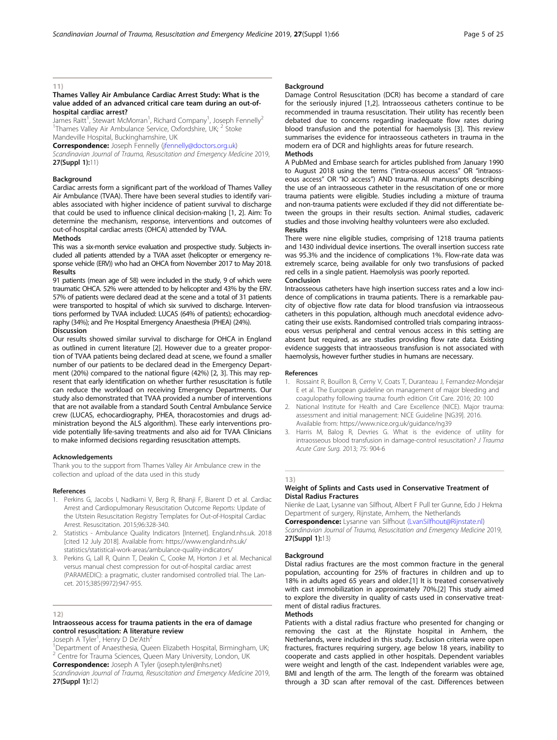## 11)

### Thames Valley Air Ambulance Cardiac Arrest Study: What is the value added of an advanced critical care team during an out-of-hospital cardiac arrest?

James Raitt[1], Stewart McMorran[1], Richard Company[1], Joseph Fennelly[2]
[1]Thames Valley Air Ambulance Service, Oxfordshire, UK; [2] Stoke Mandeville Hospital, Buckinghamshire, UK

**Correspondence:** Joseph Fennelly (jfennelly@doctors.org.uk)
*Scandinavian Journal of Trauma, Resuscitation and Emergency Medicine* 2019, **27(Suppl 1):**11)

#### Background

Cardiac arrests form a significant part of the workload of Thames Valley Air Ambulance (TVAA). There have been several studies to identify variables associated with higher incidence of patient survival to discharge that could be used to influence clinical decision-making [1, 2]. Aim: To determine the mechanism, response, interventions and outcomes of out-of-hospital cardiac arrests (OHCA) attended by TVAA.

#### Methods

This was a six-month service evaluation and prospective study. Subjects included all patients attended by a TVAA asset (helicopter or emergency response vehicle (ERV)) who had an OHCA from November 2017 to May 2018.

#### Results

91 patients (mean age of 58) were included in the study, 9 of which were traumatic OHCA. 52% were attended to by helicopter and 43% by the ERV. 57% of patients were declared dead at the scene and a total of 31 patients were transported to hospital of which six survived to discharge. Interventions performed by TVAA included: LUCAS (64% of patients); echocardiography (34%); and Pre Hospital Emergency Anaesthesia (PHEA) (24%).

#### Discussion

Our results showed similar survival to discharge for OHCA in England as outlined in current literature [2]. However due to a greater proportion of TVAA patients being declared dead at scene, we found a smaller number of our patients to be declared dead in the Emergency Department (20%) compared to the national figure (42%) [2, 3]. This may represent that early identification on whether further resuscitation is futile can reduce the workload on receiving Emergency Departments. Our study also demonstrated that TVAA provided a number of interventions that are not available from a standard South Central Ambulance Service crew (LUCAS, echocardiography, PHEA, thoracostomies and drugs administration beyond the ALS algorithm). These early interventions provide potentially life-saving treatments and also aid for TVAA Clinicians to make informed decisions regarding resuscitation attempts.

#### Acknowledgements

Thank you to the support from Thames Valley Air Ambulance crew in the collection and upload of the data used in this study

#### References

1. Perkins G, Jacobs I, Nadkarni V, Berg R, Bhanji F, Biarent D et al. Cardiac Arrest and Cardiopulmonary Resuscitation Outcome Reports: Update of the Utstein Resuscitation Registry Templates for Out-of-Hospital Cardiac Arrest. Resuscitation. 2015;96:328-340.
2. Statistics - Ambulance Quality Indicators [Internet]. England.nhs.uk. 2018 [cited 12 July 2018]. Available from: https://www.england.nhs.uk/statistics/statistical-work-areas/ambulance-quality-indicators/
3. Perkins G, Lall R, Quinn T, Deakin C, Cooke M, Horton J et al. Mechanical versus manual chest compression for out-of-hospital cardiac arrest (PARAMEDIC): a pragmatic, cluster randomised controlled trial. The Lancet. 2015;385(9972):947-955.

## 12)

### Intraosseous access for trauma patients in the era of damage control resuscitation: A literature review

Joseph A Tyler[1], Henry D De'Ath[2]
[1]Department of Anaesthesia, Queen Elizabeth Hospital, Birmingham, UK; [2] Centre for Trauma Sciences, Queen Mary University, London, UK

**Correspondence:** Joseph A Tyler (joseph.tyler@nhs.net)
*Scandinavian Journal of Trauma, Resuscitation and Emergency Medicine* 2019, **27(Suppl 1):**12)

#### Background

Damage Control Resuscitation (DCR) has become a standard of care for the seriously injured [1,2]. Intraosseous catheters continue to be recommended in trauma resuscitation. Their utility has recently been debated due to concerns regarding inadequate flow rates during blood transfusion and the potential for haemolysis [3]. This review summarises the evidence for intraosseous catheters in trauma in the modern era of DCR and highlights areas for future research.

#### Methods

A PubMed and Embase search for articles published from January 1990 to August 2018 using the terms ("intra-osseous access" OR "intraosseous access" OR "IO access") AND trauma. All manuscripts describing the use of an intraosseous catheter in the resuscitation of one or more trauma patients were eligible. Studies including a mixture of trauma and non-trauma patients were excluded if they did not differentiate between the groups in their results section. Animal studies, cadaveric studies and those involving healthy volunteers were also excluded.

#### Results

There were nine eligible studies, comprising of 1218 trauma patients and 1430 individual device insertions. The overall insertion success rate was 95.3% and the incidence of complications 1%. Flow-rate data was extremely scarce, being available for only two transfusions of packed red cells in a single patient. Haemolysis was poorly reported.

#### Conclusion

Intraosseous catheters have high insertion success rates and a low incidence of complications in trauma patients. There is a remarkable paucity of objective flow rate data for blood transfusion via intraosseous catheters in this population, although much anecdotal evidence advocating their use exists. Randomised controlled trials comparing intraosseous versus peripheral and central venous access in this setting are absent but required, as are studies providing flow rate data. Existing evidence suggests that intraosseous transfusion is not associated with haemolysis, however further studies in humans are necessary.

#### References

1. Rossaint R, Bouillon B, Cerny V, Coats T, Duranteau J, Fernandez-Mondejar E et al. The European guideline on management of major bleeding and coagulopathy following trauma: fourth edition Crit Care. 2016; 20: 100
2. National Institute for Health and Care Excellence (NICE). Major trauma: assessment and initial management: NICE Guideline [NG39]. 2016. Available from: https://www.nice.org.uk/guidance/ng39
3. Harris M, Balog R, Devries G. What is the evidence of utility for intraosseous blood transfusion in damage-control resuscitation? *J Trauma Acute Care Surg.* 2013; 75: 904-6

## 13)

### Weight of Splints and Casts used in Conservative Treatment of Distal Radius Fractures

Nienke de Laat, Lysanne van Silfhout, Albert F Pull ter Gunne, Edo J Hekma
Department of surgery, Rijnstate, Arnhem, the Netherlands

**Correspondence:** Lysanne van Silfhout (LvanSilfhout@Rijnstate.nl)
*Scandinavian Journal of Trauma, Resuscitation and Emergency Medicine* 2019, **27(Suppl 1):**13)

#### Background

Distal radius fractures are the most common fracture in the general population, accounting for 25% of fractures in children and up to 18% in adults aged 65 years and older.[1] It is treated conservatively with cast immobilization in approximately 70%.[2] This study aimed to explore the diversity in quality of casts used in conservative treatment of distal radius fractures.

#### Methods

Patients with a distal radius fracture who presented for changing or removing the cast at the Rijnstate hospital in Arnhem, the Netherlands, were included in this study. Exclusion criteria were open fractures, fractures requiring surgery, age below 18 years, inability to cooperate and casts applied in other hospitals. Dependent variables were weight and length of the cast. Independent variables were age, BMI and length of the arm. The length of the forearm was obtained through a 3D scan after removal of the cast. Differences between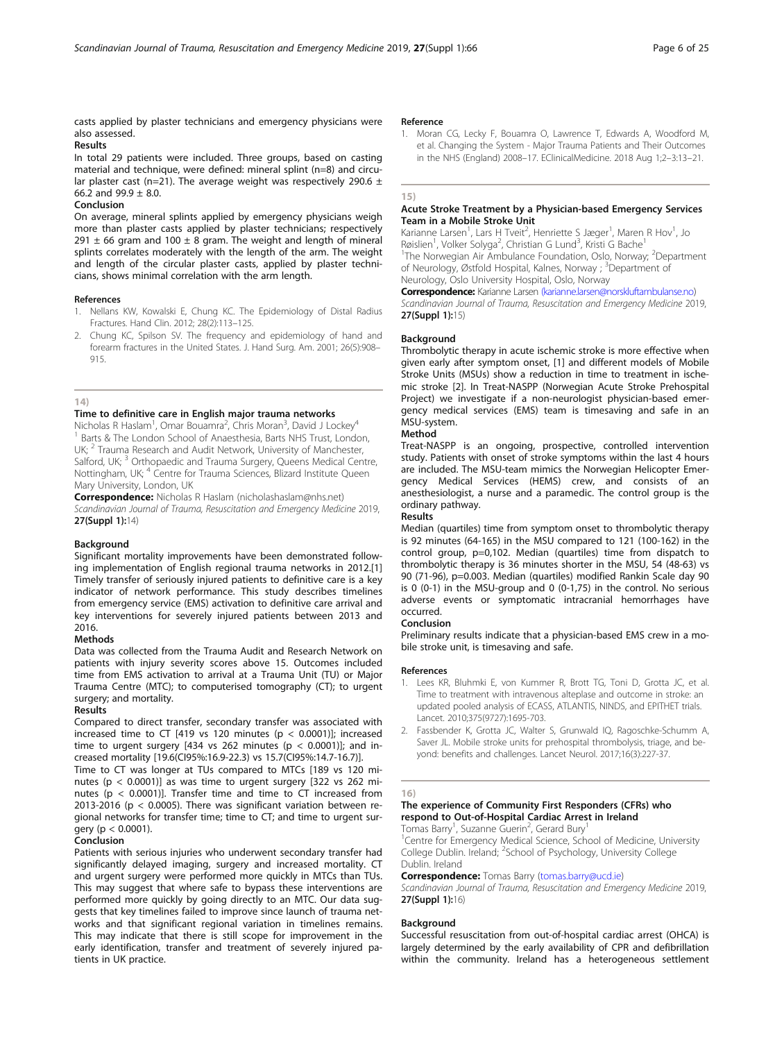casts applied by plaster technicians and emergency physicians were also assessed.

**Results**

In total 29 patients were included. Three groups, based on casting material and technique, were defined: mineral splint (n=8) and circular plaster cast (n=21). The average weight was respectively 290.6 ± 66.2 and 99.9 ± 8.0.

**Conclusion**

On average, mineral splints applied by emergency physicians weigh more than plaster casts applied by plaster technicians; respectively 291 ± 66 gram and 100 ± 8 gram. The weight and length of mineral splints correlates moderately with the length of the arm. The weight and length of the circular plaster casts, applied by plaster technicians, shows minimal correlation with the arm length.

**References**

1. Nellans KW, Kowalski E, Chung KC. The Epidemiology of Distal Radius Fractures. Hand Clin. 2012; 28(2):113–125.
2. Chung KC, Spilson SV. The frequency and epidemiology of hand and forearm fractures in the United States. J. Hand Surg. Am. 2001; 26(5):908–915.

## 14)

### Time to definitive care in English major trauma networks

Nicholas R Haslam[1], Omar Bouamra[2], Chris Moran[3], David J Lockey[4]

[1] Barts & The London School of Anaesthesia, Barts NHS Trust, London, UK; [2] Trauma Research and Audit Network, University of Manchester, Salford, UK; [3] Orthopaedic and Trauma Surgery, Queens Medical Centre, Nottingham, UK; [4] Centre for Trauma Sciences, Blizard Institute Queen Mary University, London, UK

**Correspondence:** Nicholas R Haslam (nicholashaslam@nhs.net)

*Scandinavian Journal of Trauma, Resuscitation and Emergency Medicine* 2019, **27(Suppl 1):**14)

**Background**

Significant mortality improvements have been demonstrated following implementation of English regional trauma networks in 2012.[1] Timely transfer of seriously injured patients to definitive care is a key indicator of network performance. This study describes timelines from emergency service (EMS) activation to definitive care arrival and key interventions for severely injured patients between 2013 and 2016.

**Methods**

Data was collected from the Trauma Audit and Research Network on patients with injury severity scores above 15. Outcomes included time from EMS activation to arrival at a Trauma Unit (TU) or Major Trauma Centre (MTC); to computerised tomography (CT); to urgent surgery; and mortality.

**Results**

Compared to direct transfer, secondary transfer was associated with increased time to CT [419 vs 120 minutes ($p < 0.0001$)]; increased time to urgent surgery [434 vs 262 minutes ($p < 0.0001$)]; and increased mortality [19.6(CI95%:16.9-22.3) vs 15.7(CI95%:14.7-16.7)].

Time to CT was longer at TUs compared to MTCs [189 vs 120 minutes ($p < 0.0001$)] as was time to urgent surgery [322 vs 262 minutes ($p < 0.0001$)]. Transfer time and time to CT increased from 2013-2016 ($p < 0.0005$). There was significant variation between regional networks for transfer time; time to CT; and time to urgent surgery ($p < 0.0001$).

**Conclusion**

Patients with serious injuries who underwent secondary transfer had significantly delayed imaging, surgery and increased mortality. CT and urgent surgery were performed more quickly in MTCs than TUs. This may suggest that where safe to bypass these interventions are performed more quickly by going directly to an MTC. Our data suggests that key timelines failed to improve since launch of trauma networks and that significant regional variation in timelines remains. This may indicate that there is still scope for improvement in the early identification, transfer and treatment of severely injured patients in UK practice.

**Reference**

1. Moran CG, Lecky F, Bouamra O, Lawrence T, Edwards A, Woodford M, et al. Changing the System - Major Trauma Patients and Their Outcomes in the NHS (England) 2008–17. EClinicalMedicine. 2018 Aug 1;2–3:13–21.

## 15)

### Acute Stroke Treatment by a Physician-based Emergency Services Team in a Mobile Stroke Unit

Karianne Larsen[1], Lars H Tveit[2], Henriette S Jæger[1], Maren R Hov[1], Jo Røislien[1], Volker Solyga[2], Christian G Lund[3], Kristi G Bache[1]

[1]The Norwegian Air Ambulance Foundation, Oslo, Norway; [2]Department of Neurology, Østfold Hospital, Kalnes, Norway ; [3]Department of Neurology, Oslo University Hospital, Oslo, Norway

**Correspondence:** Karianne Larsen (karianne.larsen@norskluftambulanse.no)

*Scandinavian Journal of Trauma, Resuscitation and Emergency Medicine* 2019, **27(Suppl 1):**15)

**Background**

Thrombolytic therapy in acute ischemic stroke is more effective when given early after symptom onset, [1] and different models of Mobile Stroke Units (MSUs) show a reduction in time to treatment in ischemic stroke [2]. In Treat-NASPP (Norwegian Acute Stroke Prehospital Project) we investigate if a non-neurologist physician-based emergency medical services (EMS) team is timesaving and safe in an MSU-system.

**Method**

Treat-NASPP is an ongoing, prospective, controlled intervention study. Patients with onset of stroke symptoms within the last 4 hours are included. The MSU-team mimics the Norwegian Helicopter Emergency Medical Services (HEMS) crew, and consists of an anesthesiologist, a nurse and a paramedic. The control group is the ordinary pathway.

**Results**

Median (quartiles) time from symptom onset to thrombolytic therapy is 92 minutes (64-165) in the MSU compared to 121 (100-162) in the control group, p=0,102. Median (quartiles) time from dispatch to thrombolytic therapy is 36 minutes shorter in the MSU, 54 (48-63) vs 90 (71-96), p=0.003. Median (quartiles) modified Rankin Scale day 90 is 0 (0-1) in the MSU-group and 0 (0-1,75) in the control. No serious adverse events or symptomatic intracranial hemorrhages have occurred.

**Conclusion**

Preliminary results indicate that a physician-based EMS crew in a mobile stroke unit, is timesaving and safe.

**References**

1. Lees KR, Bluhmki E, von Kummer R, Brott TG, Toni D, Grotta JC, et al. Time to treatment with intravenous alteplase and outcome in stroke: an updated pooled analysis of ECASS, ATLANTIS, NINDS, and EPITHET trials. Lancet. 2010;375(9727):1695-703.
2. Fassbender K, Grotta JC, Walter S, Grunwald IQ, Ragoschke-Schumm A, Saver JL. Mobile stroke units for prehospital thrombolysis, triage, and beyond: benefits and challenges. Lancet Neurol. 2017;16(3):227-37.

## 16)

### The experience of Community First Responders (CFRs) who respond to Out-of-Hospital Cardiac Arrest in Ireland

Tomas Barry[1], Suzanne Guerin[2], Gerard Bury[1]

[1]Centre for Emergency Medical Science, School of Medicine, University College Dublin. Ireland; [2]School of Psychology, University College Dublin. Ireland

**Correspondence:** Tomas Barry (tomas.barry@ucd.ie)

*Scandinavian Journal of Trauma, Resuscitation and Emergency Medicine* 2019, **27(Suppl 1):**16)

**Background**

Successful resuscitation from out-of-hospital cardiac arrest (OHCA) is largely determined by the early availability of CPR and defibrillation within the community. Ireland has a heterogeneous settlement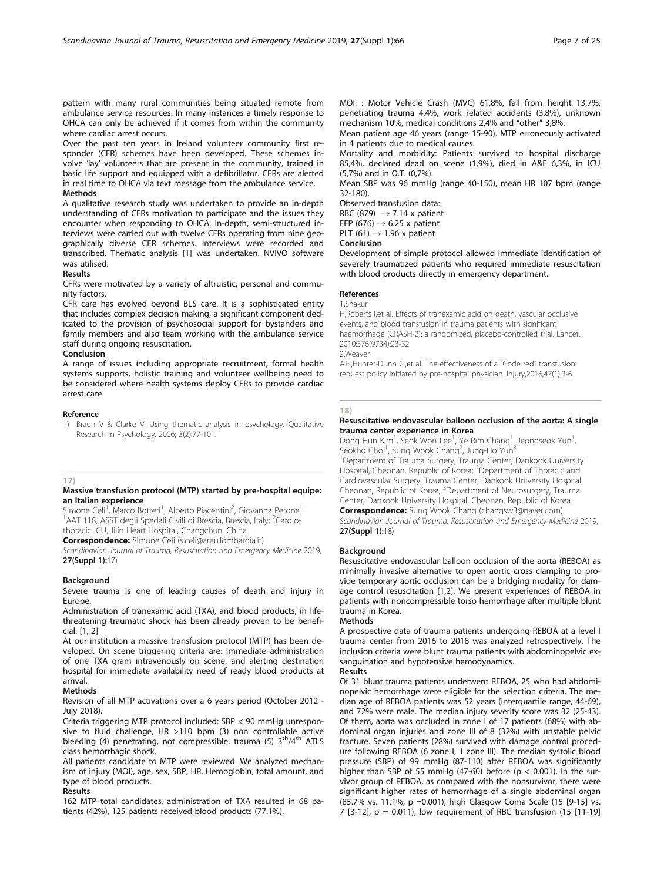pattern with many rural communities being situated remote from ambulance service resources. In many instances a timely response to OHCA can only be achieved if it comes from within the community where cardiac arrest occurs.

Over the past ten years in Ireland volunteer community first responder (CFR) schemes have been developed. These schemes involve 'lay' volunteers that are present in the community, trained in basic life support and equipped with a defibrillator. CFRs are alerted in real time to OHCA via text message from the ambulance service.

### Methods

A qualitative research study was undertaken to provide an in-depth understanding of CFRs motivation to participate and the issues they encounter when responding to OHCA. In-depth, semi-structured interviews were carried out with twelve CFRs operating from nine geographically diverse CFR schemes. Interviews were recorded and transcribed. Thematic analysis [1] was undertaken. NVIVO software was utilised.

### Results

CFRs were motivated by a variety of altruistic, personal and community factors.

CFR care has evolved beyond BLS care. It is a sophisticated entity that includes complex decision making, a significant component dedicated to the provision of psychosocial support for bystanders and family members and also team working with the ambulance service staff during ongoing resuscitation.

### Conclusion

A range of issues including appropriate recruitment, formal health systems supports, holistic training and volunteer wellbeing need to be considered where health systems deploy CFRs to provide cardiac arrest care.

### Reference

1) Braun V & Clarke V. Using thematic analysis in psychology. Qualitative Research in Psychology. 2006; 3(2):77-101.

---

17)

## Massive transfusion protocol (MTP) started by pre-hospital equipe: an Italian experience

Simone Celi[1], Marco Botteri[1], Alberto Piacentini[2], Giovanna Perone[1]

[1]AAT 118, ASST degli Spedali Civili di Brescia, Brescia, Italy; [2]Cardiothoracic ICU, Jilin Heart Hospital, Changchun, China

**Correspondence:** Simone Celi (s.celi@areu.lombardia.it)

*Scandinavian Journal of Trauma, Resuscitation and Emergency Medicine* 2019, **27(Suppl 1):**17)

### Background

Severe trauma is one of leading causes of death and injury in Europe.

Administration of tranexamic acid (TXA), and blood products, in life-threatening traumatic shock has been already proven to be beneficial. [1, 2]

At our institution a massive transfusion protocol (MTP) has been developed. On scene triggering criteria are: immediate administration of one TXA gram intravenously on scene, and alerting destination hospital for immediate availability need of ready blood products at arrival.

### Methods

Revision of all MTP activations over a 6 years period (October 2012 - July 2018).

Criteria triggering MTP protocol included: SBP < 90 mmHg unresponsive to fluid challenge, HR >110 bpm (3) non controllable active bleeding (4) penetrating, not compressible, trauma (5) 3$^{th}$/4$^{th}$ ATLS class hemorrhagic shock.

All patients candidate to MTP were reviewed. We analyzed mechanism of injury (MOI), age, sex, SBP, HR, Hemoglobin, total amount, and type of blood products.

### Results

162 MTP total candidates, administration of TXA resulted in 68 patients (42%), 125 patients received blood products (77.1%).

MOI: : Motor Vehicle Crash (MVC) 61,8%, fall from height 13,7%, penetrating trauma 4,4%, work related accidents (3,8%), unknown mechanism 10%, medical conditions 2,4% and "other" 3,8%.

Mean patient age 46 years (range 15-90). MTP erroneously activated in 4 patients due to medical causes.

Mortality and morbidity: Patients survived to hospital discharge 85,4%, declared dead on scene (1,9%), died in A&E 6,3%, in ICU (5,7%) and in O.T. (0,7%).

Mean SBP was 96 mmHg (range 40-150), mean HR 107 bpm (range 32-180).

Observed transfusion data:

RBC (879) → 7.14 x patient

FFP (676) → 6.25 x patient

PLT (61) → 1.96 x patient

### Conclusion

Development of simple protocol allowed immediate identification of severely traumatized patients who required immediate resuscitation with blood products directly in emergency department.

### References

1.Shakur H,Roberts I,et al. Effects of tranexamic acid on death, vascular occlusive events, and blood transfusion in trauma patients with significant haemorrhage (CRASH-2): a randomized, placebo-controlled trial. Lancet. 2010;376(9734):23-32

2.Weaver A.E.,Hunter-Dunn C.,et al. The effectiveness of a "Code red" transfusion request policy initiated by pre-hospital physician. Injury,2016,47(1):3-6

---

18)

## Resuscitative endovascular balloon occlusion of the aorta: A single trauma center experience in Korea

Dong Hun Kim[1], Seok Won Lee[1], Ye Rim Chang[1], Jeongseok Yun[1], Seokho Choi[1], Sung Wook Chang[2], Jung-Ho Yun[3]

[1]Department of Trauma Surgery, Trauma Center, Dankook University Hospital, Cheonan, Republic of Korea; [2]Department of Thoracic and Cardiovascular Surgery, Trauma Center, Dankook University Hospital, Cheonan, Republic of Korea; [3]Department of Neurosurgery, Trauma Center, Dankook University Hospital, Cheonan, Republic of Korea

**Correspondence:** Sung Wook Chang (changsw3@naver.com)

*Scandinavian Journal of Trauma, Resuscitation and Emergency Medicine* 2019, **27(Suppl 1):**18)

### Background

Resuscitative endovascular balloon occlusion of the aorta (REBOA) as minimally invasive alternative to open aortic cross clamping to provide temporary aortic occlusion can be a bridging modality for damage control resuscitation [1,2]. We present experiences of REBOA in patients with noncompressible torso hemorrhage after multiple blunt trauma in Korea.

### Methods

A prospective data of trauma patients undergoing REBOA at a level I trauma center from 2016 to 2018 was analyzed retrospectively. The inclusion criteria were blunt trauma patients with abdominopelvic exsanguination and hypotensive hemodynamics.

### Results

Of 31 blunt trauma patients underwent REBOA, 25 who had abdominopelvic hemorrhage were eligible for the selection criteria. The median age of REBOA patients was 52 years (interquartile range, 44-69), and 72% were male. The median injury severity score was 32 (25-43). Of them, aorta was occluded in zone I of 17 patients (68%) with abdominal organ injuries and zone III of 8 (32%) with unstable pelvic fracture. Seven patients (28%) survived with damage control procedure following REBOA (6 zone I, 1 zone III). The median systolic blood pressure (SBP) of 99 mmHg (87-110) after REBOA was significantly higher than SBP of 55 mmHg (47-60) before ($p < 0.001$). In the survivor group of REBOA, as compared with the nonsurvivor, there were significant higher rates of hemorrhage of a single abdominal organ (85.7% vs. 11.1%, $p = 0.001$), high Glasgow Coma Scale (15 [9-15] vs. 7 [3-12], $p = 0.011$), low requirement of RBC transfusion (15 [11-19]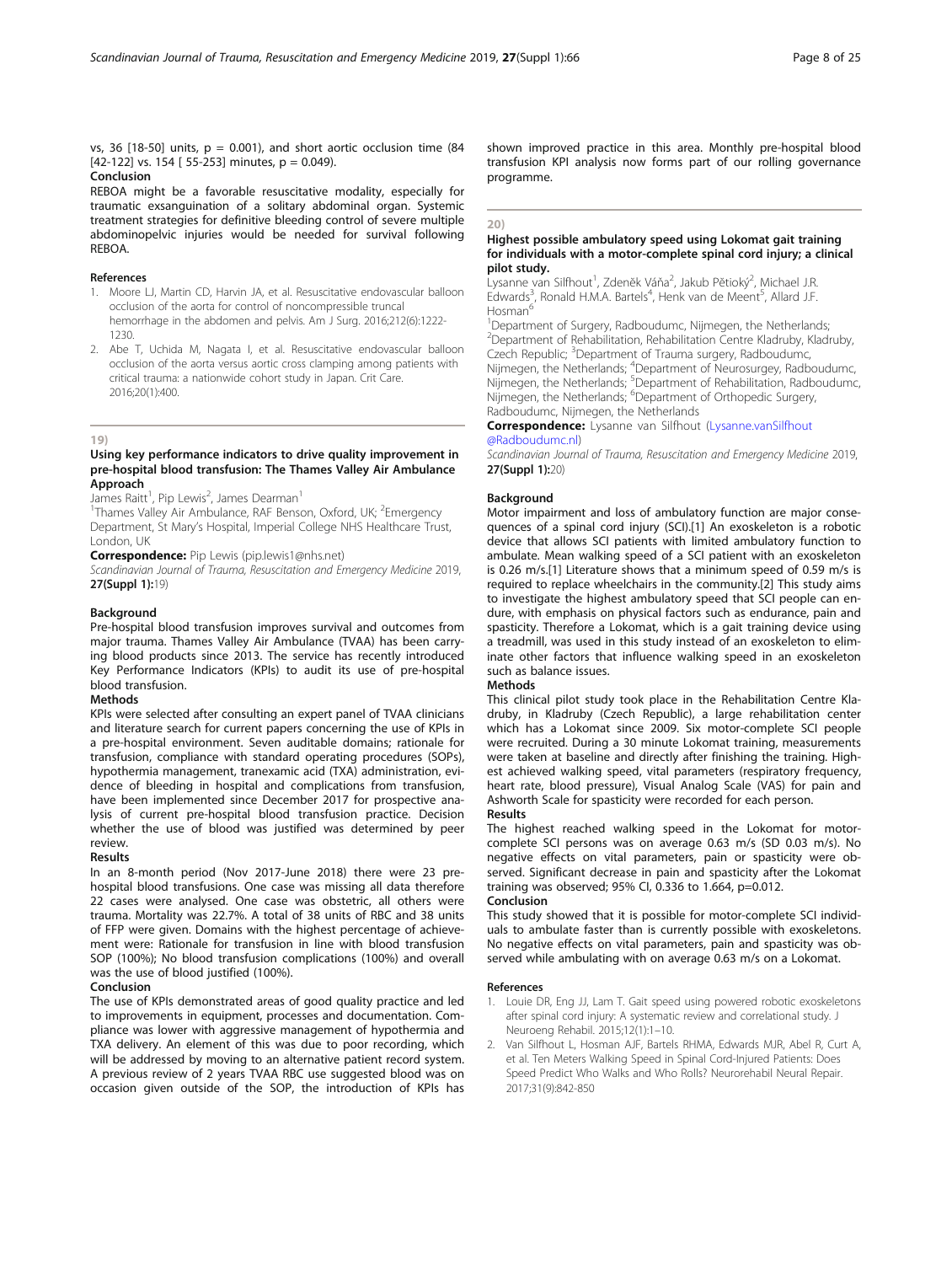vs, 36 [18-50] units, $p = 0.001$), and short aortic occlusion time (84 [42-122] vs. 154 [ 55-253] minutes, $p = 0.049$).

**Conclusion**

REBOA might be a favorable resuscitative modality, especially for traumatic exsanguination of a solitary abdominal organ. Systemic treatment strategies for definitive bleeding control of severe multiple abdominopelvic injuries would be needed for survival following REBOA.

**References**

1. Moore LJ, Martin CD, Harvin JA, et al. Resuscitative endovascular balloon occlusion of the aorta for control of noncompressible truncal hemorrhage in the abdomen and pelvis. Am J Surg. 2016;212(6):1222-1230.
2. Abe T, Uchida M, Nagata I, et al. Resuscitative endovascular balloon occlusion of the aorta versus aortic cross clamping among patients with critical trauma: a nationwide cohort study in Japan. Crit Care. 2016;20(1):400.

## 19)

### Using key performance indicators to drive quality improvement in pre-hospital blood transfusion: The Thames Valley Air Ambulance Approach

James Raitt[1], Pip Lewis[2], James Dearman[1]

[1]Thames Valley Air Ambulance, RAF Benson, Oxford, UK; [2]Emergency Department, St Mary's Hospital, Imperial College NHS Healthcare Trust, London, UK

**Correspondence:** Pip Lewis (pip.lewis1@nhs.net)

*Scandinavian Journal of Trauma, Resuscitation and Emergency Medicine* 2019, **27(Suppl 1):**19)

**Background**

Pre-hospital blood transfusion improves survival and outcomes from major trauma. Thames Valley Air Ambulance (TVAA) has been carrying blood products since 2013. The service has recently introduced Key Performance Indicators (KPIs) to audit its use of pre-hospital blood transfusion.

**Methods**

KPIs were selected after consulting an expert panel of TVAA clinicians and literature search for current papers concerning the use of KPIs in a pre-hospital environment. Seven auditable domains; rationale for transfusion, compliance with standard operating procedures (SOPs), hypothermia management, tranexamic acid (TXA) administration, evidence of bleeding in hospital and complications from transfusion, have been implemented since December 2017 for prospective analysis of current pre-hospital blood transfusion practice. Decision whether the use of blood was justified was determined by peer review.

**Results**

In an 8-month period (Nov 2017-June 2018) there were 23 pre-hospital blood transfusions. One case was missing all data therefore 22 cases were analysed. One case was obstetric, all others were trauma. Mortality was 22.7%. A total of 38 units of RBC and 38 units of FFP were given. Domains with the highest percentage of achievement were: Rationale for transfusion in line with blood transfusion SOP (100%); No blood transfusion complications (100%) and overall was the use of blood justified (100%).

**Conclusion**

The use of KPIs demonstrated areas of good quality practice and led to improvements in equipment, processes and documentation. Compliance was lower with aggressive management of hypothermia and TXA delivery. An element of this was due to poor recording, which will be addressed by moving to an alternative patient record system. A previous review of 2 years TVAA RBC use suggested blood was on occasion given outside of the SOP, the introduction of KPIs has shown improved practice in this area. Monthly pre-hospital blood transfusion KPI analysis now forms part of our rolling governance programme.

## 20)

### Highest possible ambulatory speed using Lokomat gait training for individuals with a motor-complete spinal cord injury; a clinical pilot study.

Lysanne van Silfhout[1], Zdeněk Váňa[2], Jakub Pětioký[2], Michael J.R. Edwards[3], Ronald H.M.A. Bartels[4], Henk van de Meent[5], Allard J.F. Hosman[6]

[1]Department of Surgery, Radboudumc, Nijmegen, the Netherlands; [2]Department of Rehabilitation, Rehabilitation Centre Kladruby, Kladruby, Czech Republic; [3]Department of Trauma surgery, Radboudumc, Nijmegen, the Netherlands; [4]Department of Neurosurgey, Radboudumc, Nijmegen, the Netherlands; [5]Department of Rehabilitation, Radboudumc, Nijmegen, the Netherlands; [6]Department of Orthopedic Surgery, Radboudumc, Nijmegen, the Netherlands

**Correspondence:** Lysanne van Silfhout (Lysanne.vanSilfhout@Radboudumc.nl)

*Scandinavian Journal of Trauma, Resuscitation and Emergency Medicine* 2019, **27(Suppl 1):**20)

**Background**

Motor impairment and loss of ambulatory function are major consequences of a spinal cord injury (SCI).[1] An exoskeleton is a robotic device that allows SCI patients with limited ambulatory function to ambulate. Mean walking speed of a SCI patient with an exoskeleton is 0.26 m/s.[1] Literature shows that a minimum speed of 0.59 m/s is required to replace wheelchairs in the community.[2] This study aims to investigate the highest ambulatory speed that SCI people can endure, with emphasis on physical factors such as endurance, pain and spasticity. Therefore a Lokomat, which is a gait training device using a treadmill, was used in this study instead of an exoskeleton to eliminate other factors that influence walking speed in an exoskeleton such as balance issues.

**Methods**

This clinical pilot study took place in the Rehabilitation Centre Kladruby, in Kladruby (Czech Republic), a large rehabilitation center which has a Lokomat since 2009. Six motor-complete SCI people were recruited. During a 30 minute Lokomat training, measurements were taken at baseline and directly after finishing the training. Highest achieved walking speed, vital parameters (respiratory frequency, heart rate, blood pressure), Visual Analog Scale (VAS) for pain and Ashworth Scale for spasticity were recorded for each person.

**Results**

The highest reached walking speed in the Lokomat for motor-complete SCI persons was on average 0.63 m/s (SD 0.03 m/s). No negative effects on vital parameters, pain or spasticity were observed. Significant decrease in pain and spasticity after the Lokomat training was observed; 95% CI, 0.336 to 1.664, $p=0.012$.

**Conclusion**

This study showed that it is possible for motor-complete SCI individuals to ambulate faster than is currently possible with exoskeletons. No negative effects on vital parameters, pain and spasticity was observed while ambulating with on average 0.63 m/s on a Lokomat.

**References**

1. Louie DR, Eng JJ, Lam T. Gait speed using powered robotic exoskeletons after spinal cord injury: A systematic review and correlational study. J Neuroeng Rehabil. 2015;12(1):1–10.
2. Van Silfhout L, Hosman AJF, Bartels RHMA, Edwards MJR, Abel R, Curt A, et al. Ten Meters Walking Speed in Spinal Cord-Injured Patients: Does Speed Predict Who Walks and Who Rolls? Neurorehabil Neural Repair. 2017;31(9):842-850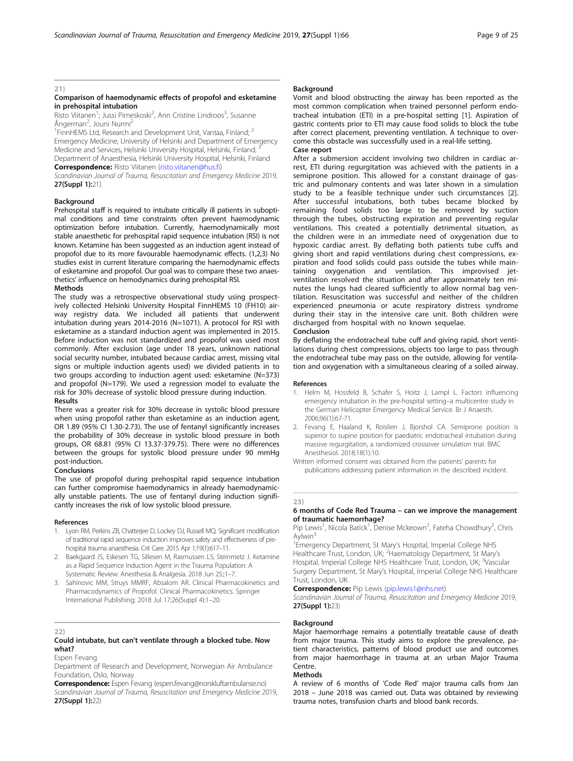## 21)

### Comparison of haemodynamic effects of propofol and esketamine in prehospital intubation

Risto Viitanen[1]; Jussi Pirneskoski[2], Ann Cristine Lindroos[3], Susanne Ångerman[2], Jouni Nurmi[2]

[1]FinnHEMS Ltd, Research and Development Unit, Vantaa, Finland; [2]Emergency Medicine, University of Helsinki and Department of Emergency Medicine and Services, Helsinki University Hospital, Helsinki, Finland; [3]Department of Anaesthesia, Helsinki University Hospital, Helsinki, Finland

**Correspondence:** Risto Viitanen (risto.viitanen@hus.fi)

*Scandinavian Journal of Trauma, Resuscitation and Emergency Medicine* 2019, **27(Suppl 1):**21)

#### Background

Prehospital staff is required to intubate critically ill patients in suboptimal conditions and time constraints often prevent haemodynamic optimization before intubation. Currently, haemodynamically most stable anaesthetic for prehospital rapid sequence intubation (RSI) is not known. Ketamine has been suggested as an induction agent instead of propofol due to its more favourable haemodynamic effects. (1,2,3) No studies exist in current literature comparing the haemodynamic effects of esketamine and propofol. Our goal was to compare these two anaesthetics' influence on hemodynamics during prehospital RSI.

#### Methods

The study was a retrospective observational study using prospectively collected Helsinki University Hospital FinnHEMS 10 (FH10) airway registry data. We included all patients that underwent intubation during years 2014-2016 (N=1071). A protocol for RSI with esketamine as a standard induction agent was implemented in 2015. Before induction was not standardized and propofol was used most commonly. After exclusion (age under 18 years, unknown national social security number, intubated because cardiac arrest, missing vital signs or multiple induction agents used) we divided patients in to two groups according to induction agent used: esketamine (N=373) and propofol (N=179). We used a regression model to evaluate the risk for 30% decrease of systolic blood pressure during induction.

#### Results

There was a greater risk for 30% decrease in systolic blood pressure when using propofol rather than esketamine as an induction agent, OR 1.89 (95% CI 1.30-2.73). The use of fentanyl significantly increases the probability of 30% decrease in systolic blood pressure in both groups, OR 68.81 (95% CI 13.37-379.75). There were no differences between the groups for systolic blood pressure under 90 mmHg post-induction.

#### Conclusions

The use of propofol during prehospital rapid sequence intubation can further compromise haemodynamics in already haemodynamically unstable patients. The use of fentanyl during induction significantly increases the risk of low systolic blood pressure.

#### References

1. Lyon RM, Perkins ZB, Chatterjee D, Lockey DJ, Russell MQ. Significant modification of traditional rapid sequence induction improves safety and effectiveness of pre-hospital trauma anaesthesia. Crit Care. 2015 Apr 1;19(1):617–11.
2. Baekgaard JS, Eskesen TG, Sillesen M, Rasmussen LS, Steinmetz J. Ketamine as a Rapid Sequence Induction Agent in the Trauma Population: A Systematic Review. Anesthesia & Analgesia. 2018 Jun 25;:1–7.
3. Sahinovic MM, Struys MMRF, Absalom AR. Clinical Pharmacokinetics and Pharmacodynamics of Propofol. Clinical Pharmacokinetics. Springer International Publishing; 2018 Jul 17;26(Suppl 4):1–20.

## 22)

### Could intubate, but can't ventilate through a blocked tube. Now what?

Espen Fevang

Department of Research and Development, Norwegian Air Ambulance Foundation, Oslo, Norway

**Correspondence:** Espen Fevang (espen.fevang@norskluftambulanse.no)

*Scandinavian Journal of Trauma, Resuscitation and Emergency Medicine* 2019, **27(Suppl 1):**22)

#### Background

Vomit and blood obstructing the airway has been reported as the most common complication when trained personnel perform endotracheal intubation (ETI) in a pre-hospital setting [1]. Aspiration of gastric contents prior to ETI may cause food solids to block the tube after correct placement, preventing ventilation. A technique to overcome this obstacle was successfully used in a real-life setting.

#### Case report

After a submersion accident involving two children in cardiac arrest, ETI during regurgitation was achieved with the patients in a semiprone position. This allowed for a constant drainage of gastric and pulmonary contents and was later shown in a simulation study to be a feasible technique under such circumstances [2]. After successful intubations, both tubes became blocked by remaining food solids too large to be removed by suction through the tubes, obstructing expiration and preventing regular ventilations. This created a potentially detrimental situation, as the children were in an immediate need of oxygenation due to hypoxic cardiac arrest. By deflating both patients tube cuffs and giving short and rapid ventilations during chest compressions, expiration and food solids could pass outside the tubes while maintaining oxygenation and ventilation. This improvised jet-ventilation resolved the situation and after approximately ten minutes the lungs had cleared sufficiently to allow normal bag ventilation. Resuscitation was successful and neither of the children experienced pneumonia or acute respiratory distress syndrome during their stay in the intensive care unit. Both children were discharged from hospital with no known sequelae.

#### Conclusion

By deflating the endotracheal tube cuff and giving rapid, short ventilations during chest compressions, objects too large to pass through the endotracheal tube may pass on the outside, allowing for ventilation and oxygenation with a simultaneous clearing of a soiled airway.

#### References

1. Helm M, Hossfeld B, Schafer S, Hoitz J, Lampl L. Factors influencing emergency intubation in the pre-hospital setting–a multicentre study in the German Helicopter Emergency Medical Service. Br J Anaesth. 2006;96(1):67-71.
2. Fevang E, Haaland K, Roislien J, Bjorshol CA. Semiprone position is superior to supine position for paediatric endotracheal intubation during massive regurgitation, a randomized crossover simulation trial. BMC Anesthesiol. 2018;18(1):10.

Written informed consent was obtained from the patients' parents for publications addressing patient information in the described incident.

## 23)

### 6 months of Code Red Trauma – can we improve the management of traumatic haemorrhage?

Pip Lewis[1], Nicola Batick[1], Denise Mckeown[2], Fateha Chowdhury[2], Chris Aylwin[3]

[1]Emergency Department, St Mary's Hospital, Imperial College NHS Healthcare Trust, London, UK; [2]Haematology Department, St Mary's Hospital, Imperial College NHS Healthcare Trust, London, UK; [3]Vascular Surgery Department, St Mary's Hospital, Imperial College NHS Healthcare Trust, London, UK

**Correspondence:** Pip Lewis (pip.lewis1@nhs.net)

*Scandinavian Journal of Trauma, Resuscitation and Emergency Medicine* 2019, **27(Suppl 1):**23)

#### Background

Major haemorrhage remains a potentially treatable cause of death from major trauma. This study aims to explore the prevalence, patient characteristics, patterns of blood product use and outcomes from major haemorrhage in trauma at an urban Major Trauma Centre.

#### Methods

A review of 6 months of 'Code Red' major trauma calls from Jan 2018 – June 2018 was carried out. Data was obtained by reviewing trauma notes, transfusion charts and blood bank records.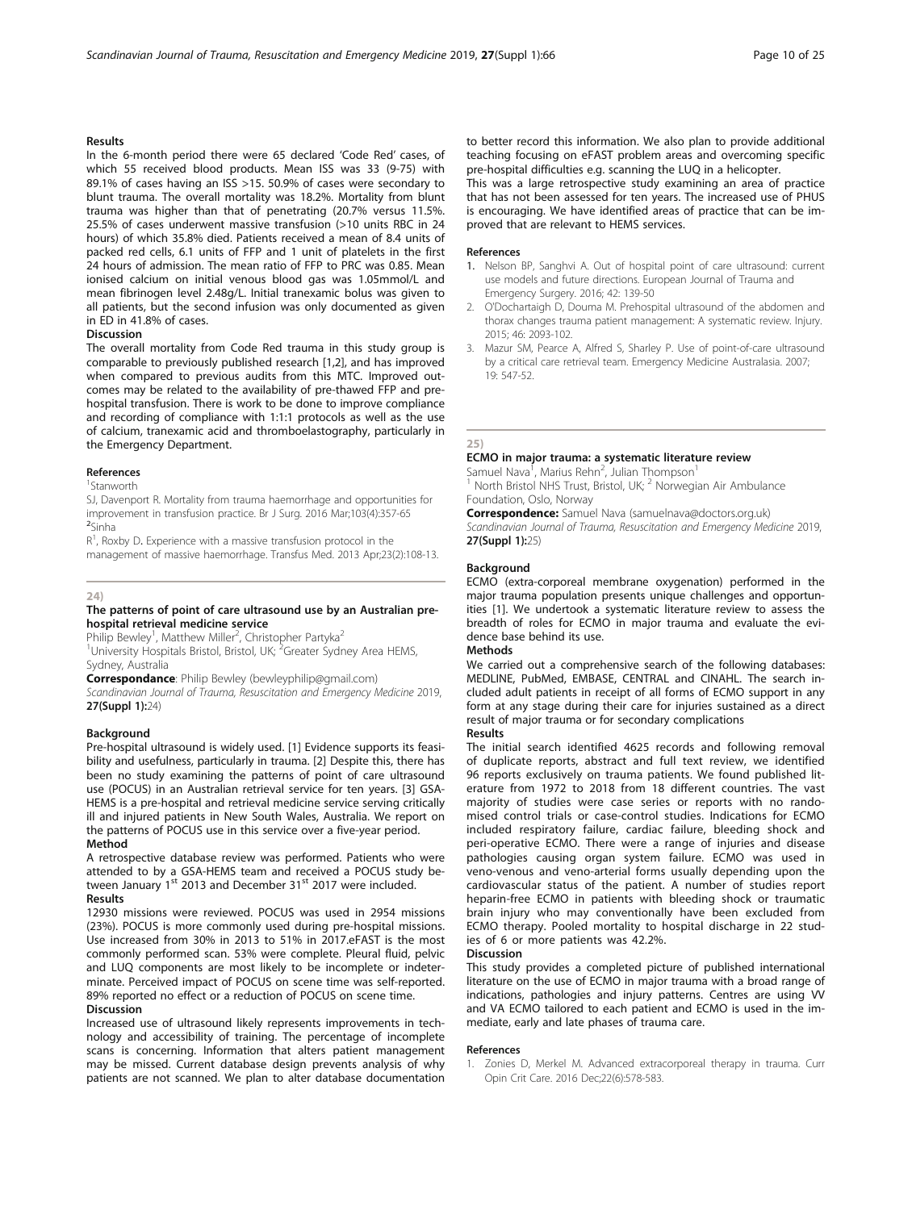### Results

In the 6-month period there were 65 declared 'Code Red' cases, of which 55 received blood products. Mean ISS was 33 (9-75) with 89.1% of cases having an ISS >15. 50.9% of cases were secondary to blunt trauma. The overall mortality was 18.2%. Mortality from blunt trauma was higher than that of penetrating (20.7% versus 11.5%. 25.5% of cases underwent massive transfusion (>10 units RBC in 24 hours) of which 35.8% died. Patients received a mean of 8.4 units of packed red cells, 6.1 units of FFP and 1 unit of platelets in the first 24 hours of admission. The mean ratio of FFP to PRC was 0.85. Mean ionised calcium on initial venous blood gas was 1.05mmol/L and mean fibrinogen level 2.48g/L. Initial tranexamic bolus was given to all patients, but the second infusion was only documented as given in ED in 41.8% of cases.

### Discussion

The overall mortality from Code Red trauma in this study group is comparable to previously published research [1,2], and has improved when compared to previous audits from this MTC. Improved outcomes may be related to the availability of pre-thawed FFP and pre-hospital transfusion. There is work to be done to improve compliance and recording of compliance with 1:1:1 protocols as well as the use of calcium, tranexamic acid and thromboelastography, particularly in the Emergency Department.

### References

[1]Stanworth

SJ, Davenport R. Mortality from trauma haemorrhage and opportunities for improvement in transfusion practice. Br J Surg. 2016 Mar;103(4):357-65

[2]Sinha

R[1], Roxby D. Experience with a massive transfusion protocol in the management of massive haemorrhage. Transfus Med. 2013 Apr;23(2):108-13.

## 24)

### The patterns of point of care ultrasound use by an Australian pre-hospital retrieval medicine service

Philip Bewley[1], Matthew Miller[2], Christopher Partyka[2]

[1]University Hospitals Bristol, Bristol, UK; [2]Greater Sydney Area HEMS, Sydney, Australia

**Correspondance**: Philip Bewley (bewleyphilip@gmail.com)

*Scandinavian Journal of Trauma, Resuscitation and Emergency Medicine* 2019, **27(Suppl 1):**24)

### Background

Pre-hospital ultrasound is widely used. [1] Evidence supports its feasibility and usefulness, particularly in trauma. [2] Despite this, there has been no study examining the patterns of point of care ultrasound use (POCUS) in an Australian retrieval service for ten years. [3] GSA-HEMS is a pre-hospital and retrieval medicine service serving critically ill and injured patients in New South Wales, Australia. We report on the patterns of POCUS use in this service over a five-year period.

### Method

A retrospective database review was performed. Patients who were attended to by a GSA-HEMS team and received a POCUS study between January 1st 2013 and December 31st 2017 were included.

### Results

12930 missions were reviewed. POCUS was used in 2954 missions (23%). POCUS is more commonly used during pre-hospital missions. Use increased from 30% in 2013 to 51% in 2017.eFAST is the most commonly performed scan. 53% were complete. Pleural fluid, pelvic and LUQ components are most likely to be incomplete or indeterminate. Perceived impact of POCUS on scene time was self-reported. 89% reported no effect or a reduction of POCUS on scene time.

### Discussion

Increased use of ultrasound likely represents improvements in technology and accessibility of training. The percentage of incomplete scans is concerning. Information that alters patient management may be missed. Current database design prevents analysis of why patients are not scanned. We plan to alter database documentation to better record this information. We also plan to provide additional teaching focusing on eFAST problem areas and overcoming specific pre-hospital difficulties e.g. scanning the LUQ in a helicopter.

This was a large retrospective study examining an area of practice that has not been assessed for ten years. The increased use of PHUS is encouraging. We have identified areas of practice that can be improved that are relevant to HEMS services.

### References

1. Nelson BP, Sanghvi A. Out of hospital point of care ultrasound: current use models and future directions. European Journal of Trauma and Emergency Surgery. 2016; 42: 139-50
2. O'Dochartaigh D, Douma M. Prehospital ultrasound of the abdomen and thorax changes trauma patient management: A systematic review. Injury. 2015; 46: 2093-102.
3. Mazur SM, Pearce A, Alfred S, Sharley P. Use of point-of-care ultrasound by a critical care retrieval team. Emergency Medicine Australasia. 2007; 19: 547-52.

## 25)

### ECMO in major trauma: a systematic literature review

Samuel Nava[1], Marius Rehn[2], Julian Thompson[1]

[1] North Bristol NHS Trust, Bristol, UK; [2] Norwegian Air Ambulance Foundation, Oslo, Norway

**Correspondence:** Samuel Nava (samuelnava@doctors.org.uk)

*Scandinavian Journal of Trauma, Resuscitation and Emergency Medicine* 2019, **27(Suppl 1):**25)

### Background

ECMO (extra-corporeal membrane oxygenation) performed in the major trauma population presents unique challenges and opportunities [1]. We undertook a systematic literature review to assess the breadth of roles for ECMO in major trauma and evaluate the evidence base behind its use.

### Methods

We carried out a comprehensive search of the following databases: MEDLINE, PubMed, EMBASE, CENTRAL and CINAHL. The search included adult patients in receipt of all forms of ECMO support in any form at any stage during their care for injuries sustained as a direct result of major trauma or for secondary complications

### Results

The initial search identified 4625 records and following removal of duplicate reports, abstract and full text review, we identified 96 reports exclusively on trauma patients. We found published literature from 1972 to 2018 from 18 different countries. The vast majority of studies were case series or reports with no randomised control trials or case-control studies. Indications for ECMO included respiratory failure, cardiac failure, bleeding shock and peri-operative ECMO. There were a range of injuries and disease pathologies causing organ system failure. ECMO was used in veno-venous and veno-arterial forms usually depending upon the cardiovascular status of the patient. A number of studies report heparin-free ECMO in patients with bleeding shock or traumatic brain injury who may conventionally have been excluded from ECMO therapy. Pooled mortality to hospital discharge in 22 studies of 6 or more patients was 42.2%.

### Discussion

This study provides a completed picture of published international literature on the use of ECMO in major trauma with a broad range of indications, pathologies and injury patterns. Centres are using VV and VA ECMO tailored to each patient and ECMO is used in the immediate, early and late phases of trauma care.

### References

1. Zonies D, Merkel M. Advanced extracorporeal therapy in trauma. Curr Opin Crit Care. 2016 Dec;22(6):578-583.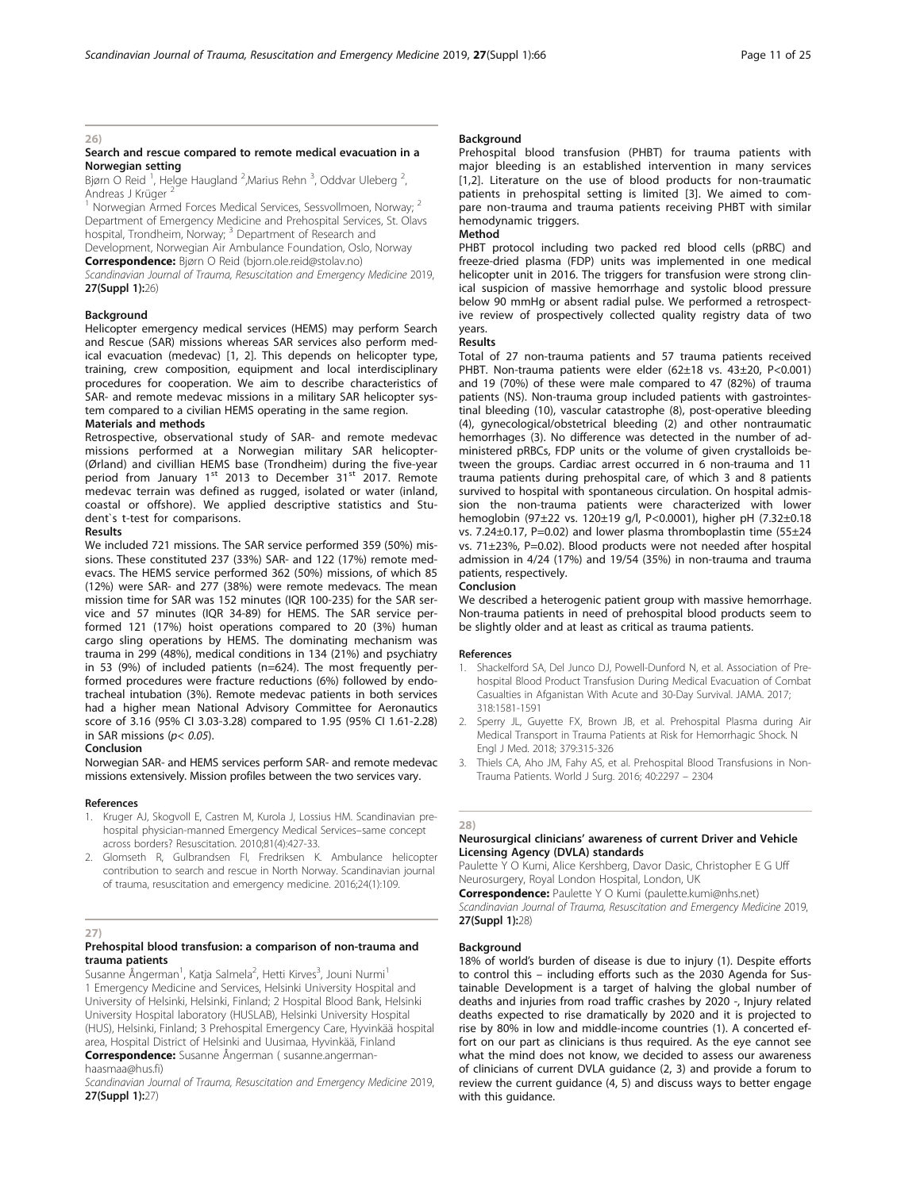## 26)

### Search and rescue compared to remote medical evacuation in a Norwegian setting

Bjørn O Reid [1], Helge Haugland [2], Marius Rehn [3], Oddvar Uleberg [2], Andreas J Krüger [2]

[1] Norwegian Armed Forces Medical Services, Sessvollmoen, Norway; [2] Department of Emergency Medicine and Prehospital Services, St. Olavs hospital, Trondheim, Norway; [3] Department of Research and Development, Norwegian Air Ambulance Foundation, Oslo, Norway

**Correspondence:** Bjørn O Reid (bjorn.ole.reid@stolav.no)

*Scandinavian Journal of Trauma, Resuscitation and Emergency Medicine* 2019, **27(Suppl 1):**26)

#### Background

Helicopter emergency medical services (HEMS) may perform Search and Rescue (SAR) missions whereas SAR services also perform medical evacuation (medevac) [1, 2]. This depends on helicopter type, training, crew composition, equipment and local interdisciplinary procedures for cooperation. We aim to describe characteristics of SAR- and remote medevac missions in a military SAR helicopter system compared to a civilian HEMS operating in the same region.

#### Materials and methods

Retrospective, observational study of SAR- and remote medevac missions performed at a Norwegian military SAR helicopter- (Ørland) and civillian HEMS base (Trondheim) during the five-year period from January 1st 2013 to December 31st 2017. Remote medevac terrain was defined as rugged, isolated or water (inland, coastal or offshore). We applied descriptive statistics and Student`s t-test for comparisons.

#### Results

We included 721 missions. The SAR service performed 359 (50%) missions. These constituted 237 (33%) SAR- and 122 (17%) remote medevacs. The HEMS service performed 362 (50%) missions, of which 85 (12%) were SAR- and 277 (38%) were remote medevacs. The mean mission time for SAR was 152 minutes (IQR 100-235) for the SAR service and 57 minutes (IQR 34-89) for HEMS. The SAR service performed 121 (17%) hoist operations compared to 20 (3%) human cargo sling operations by HEMS. The dominating mechanism was trauma in 299 (48%), medical conditions in 134 (21%) and psychiatry in 53 (9%) of included patients (n=624). The most frequently performed procedures were fracture reductions (6%) followed by endotracheal intubation (3%). Remote medevac patients in both services had a higher mean National Advisory Committee for Aeronautics score of 3.16 (95% CI 3.03-3.28) compared to 1.95 (95% CI 1.61-2.28) in SAR missions ($p < 0.05$).

#### Conclusion

Norwegian SAR- and HEMS services perform SAR- and remote medevac missions extensively. Mission profiles between the two services vary.

#### References

1. Kruger AJ, Skogvoll E, Castren M, Kurola J, Lossius HM. Scandinavian prehospital physician-manned Emergency Medical Services–same concept across borders? Resuscitation. 2010;81(4):427-33.
2. Glomseth R, Gulbrandsen FI, Fredriksen K. Ambulance helicopter contribution to search and rescue in North Norway. Scandinavian journal of trauma, resuscitation and emergency medicine. 2016;24(1):109.

## 27)

### Prehospital blood transfusion: a comparison of non-trauma and trauma patients

Susanne Ångerman[1], Katja Salmela[2], Hetti Kirves[3], Jouni Nurmi[1]

1 Emergency Medicine and Services, Helsinki University Hospital and University of Helsinki, Helsinki, Finland; 2 Hospital Blood Bank, Helsinki University Hospital laboratory (HUSLAB), Helsinki University Hospital (HUS), Helsinki, Finland; 3 Prehospital Emergency Care, Hyvinkää hospital area, Hospital District of Helsinki and Uusimaa, Hyvinkää, Finland

**Correspondence:** Susanne Ångerman ( susanne.angerman-haasmaa@hus.fi)

*Scandinavian Journal of Trauma, Resuscitation and Emergency Medicine* 2019, **27(Suppl 1):**27)

#### Background

Prehospital blood transfusion (PHBT) for trauma patients with major bleeding is an established intervention in many services [1,2]. Literature on the use of blood products for non-traumatic patients in prehospital setting is limited [3]. We aimed to compare non-trauma and trauma patients receiving PHBT with similar hemodynamic triggers.

#### Method

PHBT protocol including two packed red blood cells (pRBC) and freeze-dried plasma (FDP) units was implemented in one medical helicopter unit in 2016. The triggers for transfusion were strong clinical suspicion of massive hemorrhage and systolic blood pressure below 90 mmHg or absent radial pulse. We performed a retrospective review of prospectively collected quality registry data of two years.

#### Results

Total of 27 non-trauma patients and 57 trauma patients received PHBT. Non-trauma patients were elder (62±18 vs. 43±20, P<0.001) and 19 (70%) of these were male compared to 47 (82%) of trauma patients (NS). Non-trauma group included patients with gastrointestinal bleeding (10), vascular catastrophe (8), post-operative bleeding (4), gynecological/obstetrical bleeding (2) and other nontraumatic hemorrhages (3). No difference was detected in the number of administered pRBCs, FDP units or the volume of given crystalloids between the groups. Cardiac arrest occurred in 6 non-trauma and 11 trauma patients during prehospital care, of which 3 and 8 patients survived to hospital with spontaneous circulation. On hospital admission the non-trauma patients were characterized with lower hemoglobin (97±22 vs. 120±19 g/l, P<0.0001), higher pH (7.32±0.18 vs. 7.24±0.17, P=0.02) and lower plasma thromboplastin time (55±24 vs. 71±23%, P=0.02). Blood products were not needed after hospital admission in 4/24 (17%) and 19/54 (35%) in non-trauma and trauma patients, respectively.

#### Conclusion

We described a heterogenic patient group with massive hemorrhage. Non-trauma patients in need of prehospital blood products seem to be slightly older and at least as critical as trauma patients.

#### References

1. Shackelford SA, Del Junco DJ, Powell-Dunford N, et al. Association of Prehospital Blood Product Transfusion During Medical Evacuation of Combat Casualties in Afganistan With Acute and 30-Day Survival. JAMA. 2017; 318:1581-1591
2. Sperry JL, Guyette FX, Brown JB, et al. Prehospital Plasma during Air Medical Transport in Trauma Patients at Risk for Hemorrhagic Shock. N Engl J Med. 2018; 379:315-326
3. Thiels CA, Aho JM, Fahy AS, et al. Prehospital Blood Transfusions in Non-Trauma Patients. World J Surg. 2016; 40:2297 – 2304

## 28)

### Neurosurgical clinicians' awareness of current Driver and Vehicle Licensing Agency (DVLA) standards

Paulette Y O Kumi, Alice Kershberg, Davor Dasic, Christopher E G Uff

Neurosurgery, Royal London Hospital, London, UK

**Correspondence:** Paulette Y O Kumi (paulette.kumi@nhs.net)

*Scandinavian Journal of Trauma, Resuscitation and Emergency Medicine* 2019, **27(Suppl 1):**28)

#### Background

18% of world's burden of disease is due to injury (1). Despite efforts to control this – including efforts such as the 2030 Agenda for Sustainable Development is a target of halving the global number of deaths and injuries from road traffic crashes by 2020 -, Injury related deaths expected to rise dramatically by 2020 and it is projected to rise by 80% in low and middle-income countries (1). A concerted effort on our part as clinicians is thus required. As the eye cannot see what the mind does not know, we decided to assess our awareness of clinicians of current DVLA guidance (2, 3) and provide a forum to review the current guidance (4, 5) and discuss ways to better engage with this guidance.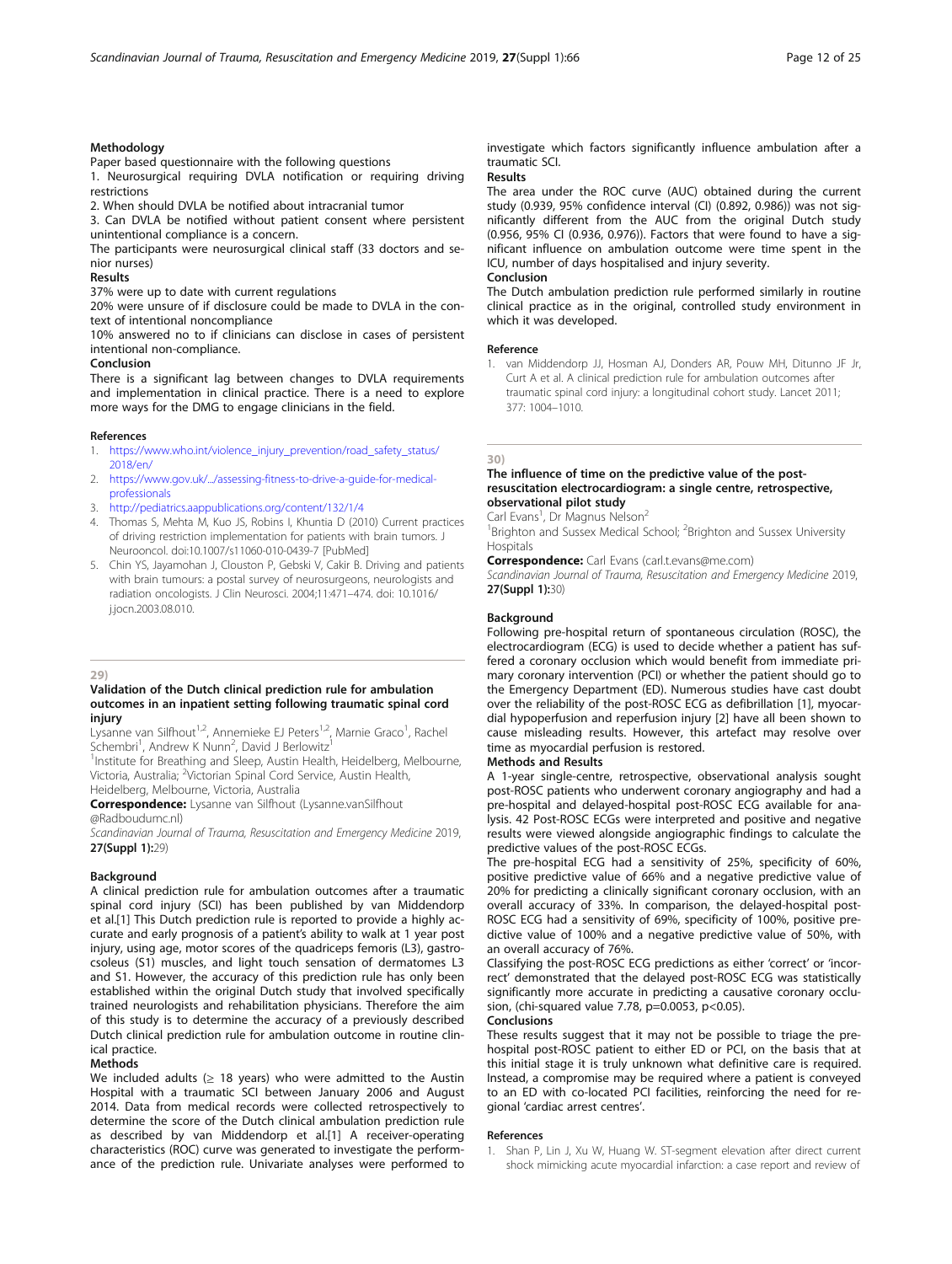**Methodology**

Paper based questionnaire with the following questions

1. Neurosurgical requiring DVLA notification or requiring driving restrictions
2. When should DVLA be notified about intracranial tumor
3. Can DVLA be notified without patient consent where persistent unintentional compliance is a concern.

The participants were neurosurgical clinical staff (33 doctors and senior nurses)

**Results**

37% were up to date with current regulations

20% were unsure of if disclosure could be made to DVLA in the context of intentional noncompliance

10% answered no to if clinicians can disclose in cases of persistent intentional non-compliance.

**Conclusion**

There is a significant lag between changes to DVLA requirements and implementation in clinical practice. There is a need to explore more ways for the DMG to engage clinicians in the field.

**References**

1. https://www.who.int/violence_injury_prevention/road_safety_status/2018/en/
2. https://www.gov.uk/.../assessing-fitness-to-drive-a-guide-for-medical-professionals
3. http://pediatrics.aappublications.org/content/132/1/4
4. Thomas S, Mehta M, Kuo JS, Robins I, Khuntia D (2010) Current practices of driving restriction implementation for patients with brain tumors. J Neurooncol. doi:10.1007/s11060-010-0439-7 [PubMed]
5. Chin YS, Jayamohan J, Clouston P, Gebski V, Cakir B. Driving and patients with brain tumours: a postal survey of neurosurgeons, neurologists and radiation oncologists. J Clin Neurosci. 2004;11:471–474. doi: 10.1016/j.jocn.2003.08.010.

## 29)

### Validation of the Dutch clinical prediction rule for ambulation outcomes in an inpatient setting following traumatic spinal cord injury

Lysanne van Silfhout[1,2], Annemieke EJ Peters[1,2], Marnie Graco[1], Rachel Schembri[1], Andrew K Nunn[2], David J Berlowitz[1]

[1]Institute for Breathing and Sleep, Austin Health, Heidelberg, Melbourne, Victoria, Australia; [2]Victorian Spinal Cord Service, Austin Health, Heidelberg, Melbourne, Victoria, Australia

**Correspondence:** Lysanne van Silfhout (Lysanne.vanSilfhout@Radboudumc.nl)

*Scandinavian Journal of Trauma, Resuscitation and Emergency Medicine* 2019, **27(Suppl 1):**29)

**Background**

A clinical prediction rule for ambulation outcomes after a traumatic spinal cord injury (SCI) has been published by van Middendorp et al.[1] This Dutch prediction rule is reported to provide a highly accurate and early prognosis of a patient's ability to walk at 1 year post injury, using age, motor scores of the quadriceps femoris (L3), gastrocsoleus (S1) muscles, and light touch sensation of dermatomes L3 and S1. However, the accuracy of this prediction rule has only been established within the original Dutch study that involved specifically trained neurologists and rehabilitation physicians. Therefore the aim of this study is to determine the accuracy of a previously described Dutch clinical prediction rule for ambulation outcome in routine clinical practice.

**Methods**

We included adults (≥ 18 years) who were admitted to the Austin Hospital with a traumatic SCI between January 2006 and August 2014. Data from medical records were collected retrospectively to determine the score of the Dutch clinical ambulation prediction rule as described by van Middendorp et al.[1] A receiver-operating characteristics (ROC) curve was generated to investigate the performance of the prediction rule. Univariate analyses were performed to investigate which factors significantly influence ambulation after a traumatic SCI.

**Results**

The area under the ROC curve (AUC) obtained during the current study (0.939, 95% confidence interval (CI) (0.892, 0.986)) was not significantly different from the AUC from the original Dutch study (0.956, 95% CI (0.936, 0.976)). Factors that were found to have a significant influence on ambulation outcome were time spent in the ICU, number of days hospitalised and injury severity.

**Conclusion**

The Dutch ambulation prediction rule performed similarly in routine clinical practice as in the original, controlled study environment in which it was developed.

**Reference**

1. van Middendorp JJ, Hosman AJ, Donders AR, Pouw MH, Ditunno JF Jr, Curt A et al. A clinical prediction rule for ambulation outcomes after traumatic spinal cord injury: a longitudinal cohort study. Lancet 2011; 377: 1004–1010.

## 30)

### The influence of time on the predictive value of the post-resuscitation electrocardiogram: a single centre, retrospective, observational pilot study

Carl Evans[1], Dr Magnus Nelson[2]

[1]Brighton and Sussex Medical School; [2]Brighton and Sussex University Hospitals

**Correspondence:** Carl Evans (carl.t.evans@me.com)

*Scandinavian Journal of Trauma, Resuscitation and Emergency Medicine* 2019, **27(Suppl 1):**30)

**Background**

Following pre-hospital return of spontaneous circulation (ROSC), the electrocardiogram (ECG) is used to decide whether a patient has suffered a coronary occlusion which would benefit from immediate primary coronary intervention (PCI) or whether the patient should go to the Emergency Department (ED). Numerous studies have cast doubt over the reliability of the post-ROSC ECG as defibrillation [1], myocardial hypoperfusion and reperfusion injury [2] have all been shown to cause misleading results. However, this artefact may resolve over time as myocardial perfusion is restored.

**Methods and Results**

A 1-year single-centre, retrospective, observational analysis sought post-ROSC patients who underwent coronary angiography and had a pre-hospital and delayed-hospital post-ROSC ECG available for analysis. 42 Post-ROSC ECGs were interpreted and positive and negative results were viewed alongside angiographic findings to calculate the predictive values of the post-ROSC ECGs.

The pre-hospital ECG had a sensitivity of 25%, specificity of 60%, positive predictive value of 66% and a negative predictive value of 20% for predicting a clinically significant coronary occlusion, with an overall accuracy of 33%. In comparison, the delayed-hospital post-ROSC ECG had a sensitivity of 69%, specificity of 100%, positive predictive value of 100% and a negative predictive value of 50%, with an overall accuracy of 76%.

Classifying the post-ROSC ECG predictions as either 'correct' or 'incorrect' demonstrated that the delayed post-ROSC ECG was statistically significantly more accurate in predicting a causative coronary occlusion, (chi-squared value 7.78, $p=0.0053$, $p<0.05$).

**Conclusions**

These results suggest that it may not be possible to triage the pre-hospital post-ROSC patient to either ED or PCI, on the basis that at this initial stage it is truly unknown what definitive care is required. Instead, a compromise may be required where a patient is conveyed to an ED with co-located PCI facilities, reinforcing the need for regional 'cardiac arrest centres'.

**References**

1. Shan P, Lin J, Xu W, Huang W. ST-segment elevation after direct current shock mimicking acute myocardial infarction: a case report and review of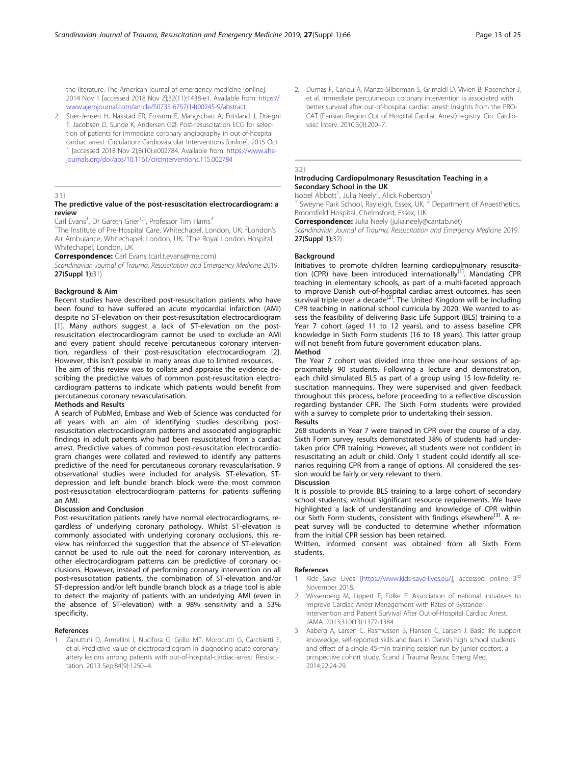the literature. The American journal of emergency medicine [online]. 2014 Nov 1 [accessed 2018 Nov 2];32(11):1438-e1. Available from: https://www.ajemjournal.com/article/S0735-6757(14)00245-9/abstract

2. Stær-Jensen H, Nakstad ER, Fossum E, Mangschau A, Eritsland J, Drægni T, Jacobsen D, Sunde K, Andersen GØ. Post-resuscitation ECG for selection of patients for immediate coronary angiography in out-of-hospital cardiac arrest. Circulation: Cardiovascular Interventions [online]. 2015 Oct 1 [accessed 2018 Nov 2];8(10):e002784. Available from: https://www.ahajournals.org/doi/abs/10.1161/circinterventions.115.002784

## 31)

### The predictive value of the post-resuscitation electrocardiogram: a review

Carl Evans[1], Dr Gareth Grier[1,2], Professor Tim Harris[3]

[1]The Institute of Pre-Hospital Care, Whitechapel, London, UK; [2]London's Air Ambulance, Whitechapel, London, UK; [3]The Royal London Hospital, Whitechapel, London, UK

**Correspondence:** Carl Evans (carl.t.evans@me.com)

*Scandinavian Journal of Trauma, Resuscitation and Emergency Medicine* 2019, **27(Suppl 1):**31)

#### Background & Aim

Recent studies have described post-resuscitation patients who have been found to have suffered an acute myocardial infarction (AMI) despite no ST-elevation on their post-resuscitation electrocardiogram [1]. Many authors suggest a lack of ST-elevation on the post-resuscitation electrocardiogram cannot be used to exclude an AMI and every patient should receive percutaneous coronary intervention, regardless of their post-resuscitation electrocardiogram [2]. However, this isn't possible in many areas due to limited resources.

The aim of this review was to collate and appraise the evidence describing the predictive values of common post-resuscitation electrocardiogram patterns to indicate which patients would benefit from percutaneous coronary revascularisation.

#### Methods and Results

A search of PubMed, Embase and Web of Science was conducted for all years with an aim of identifying studies describing post-resuscitation electrocardiogram patterns and associated angiographic findings in adult patients who had been resuscitated from a cardiac arrest. Predictive values of common post-resuscitation electrocardiogram changes were collated and reviewed to identify any patterns predictive of the need for percutaneous coronary revascularisation. 9 observational studies were included for analysis. ST-elevation, ST-depression and left bundle branch block were the most common post-resuscitation electrocardiogram patterns for patients suffering an AMI.

#### Discussion and Conclusion

Post-resuscitation patients rarely have normal electrocardiograms, regardless of underlying coronary pathology. Whilst ST-elevation is commonly associated with underlying coronary occlusions, this review has reinforced the suggestion that the absence of ST-elevation cannot be used to rule out the need for coronary intervention, as other electrocardiogram patterns can be predictive of coronary occlusions. However, instead of performing coronary intervention on all post-resuscitation patients, the combination of ST-elevation and/or ST-depression and/or left bundle branch block as a triage tool is able to detect the majority of patients with an underlying AMI (even in the absence of ST-elevation) with a 98% sensitivity and a 53% specificity.

#### References

1. Zanuttini D, Armellini I, Nucifora G, Grillo MT, Morocutti G, Carchietti E, et al. Predictive value of electrocardiogram in diagnosing acute coronary artery lesions among patients with out-of-hospital-cardiac-arrest. Resuscitation. 2013 Sep;84(9):1250–4.
2. Dumas F, Cariou A, Manzo-Silberman S, Grimaldi D, Vivien B, Rosencher J, et al. Immediate percutaneous coronary intervention is associated with better survival after out-of-hospital cardiac arrest: Insights from the PROCAT (Parisian Region Out of Hospital Cardiac Arrest) registry. Circ Cardiovasc Interv. 2010;3(3):200–7.

## 32)

### Introducing Cardiopulmonary Resuscitation Teaching in a Secondary School in the UK

Isobel Abbott[1], Julia Neely[2], Alick Robertson[1]

[1] Sweyne Park School, Rayleigh, Essex, UK; [2] Department of Anaesthetics, Broomfield Hospital, Chelmsford, Essex, UK

**Correspondence:** Julia Neely (julia.neely@cantab.net)

*Scandinavian Journal of Trauma, Resuscitation and Emergency Medicine* 2019, **27(Suppl 1):**32)

#### Background

Initiatives to promote children learning cardiopulmonary resuscitation (CPR) have been introduced internationally[1]. Mandating CPR teaching in elementary schools, as part of a multi-faceted approach to improve Danish out-of-hospital cardiac arrest outcomes, has seen survival triple over a decade[2]. The United Kingdom will be including CPR teaching in national school curricula by 2020. We wanted to assess the feasibility of delivering Basic Life Support (BLS) training to a Year 7 cohort (aged 11 to 12 years), and to assess baseline CPR knowledge in Sixth Form students (16 to 18 years). This latter group will not benefit from future government education plans.

#### Method

The Year 7 cohort was divided into three one-hour sessions of approximately 90 students. Following a lecture and demonstration, each child simulated BLS as part of a group using 15 low-fidelity resuscitation mannequins. They were supervised and given feedback throughout this process, before proceeding to a reflective discussion regarding bystander CPR. The Sixth Form students were provided with a survey to complete prior to undertaking their session.

#### Results

268 students in Year 7 were trained in CPR over the course of a day. Sixth Form survey results demonstrated 38% of students had undertaken prior CPR training. However, all students were not confident in resuscitating an adult or child. Only 1 student could identify all scenarios requiring CPR from a range of options. All considered the session would be fairly or very relevant to them.

#### Discussion

It is possible to provide BLS training to a large cohort of secondary school students, without significant resource requirements. We have highlighted a lack of understanding and knowledge of CPR within our Sixth Form students, consistent with findings elsewhere[3]. A repeat survey will be conducted to determine whether information from the initial CPR session has been retained.

Written, informed consent was obtained from all Sixth Form students.

#### References

1. Kids Save Lives [https://www.kids-save-lives.eu/], accessed online 3rd November 2018.
2. Wissenberg M, Lippert F, Folke F. Association of national Initiatives to Improve Cardiac Arrest Management with Rates of Bystander Intervention and Patient Survival After Out-of-Hospital Cardiac Arrest. JAMA. 2013;310(13):1377-1384.
3. Aaberg A, Larsen C, Rasmussen B, Hansen C, Larsen J. Basic life support knowledge, self-reported skills and fears in Danish high school students and effect of a single 45-min training session run by junior doctors; a prospective cohort study. Scand J Trauma Resusc Emerg Med. 2014;22:24-29.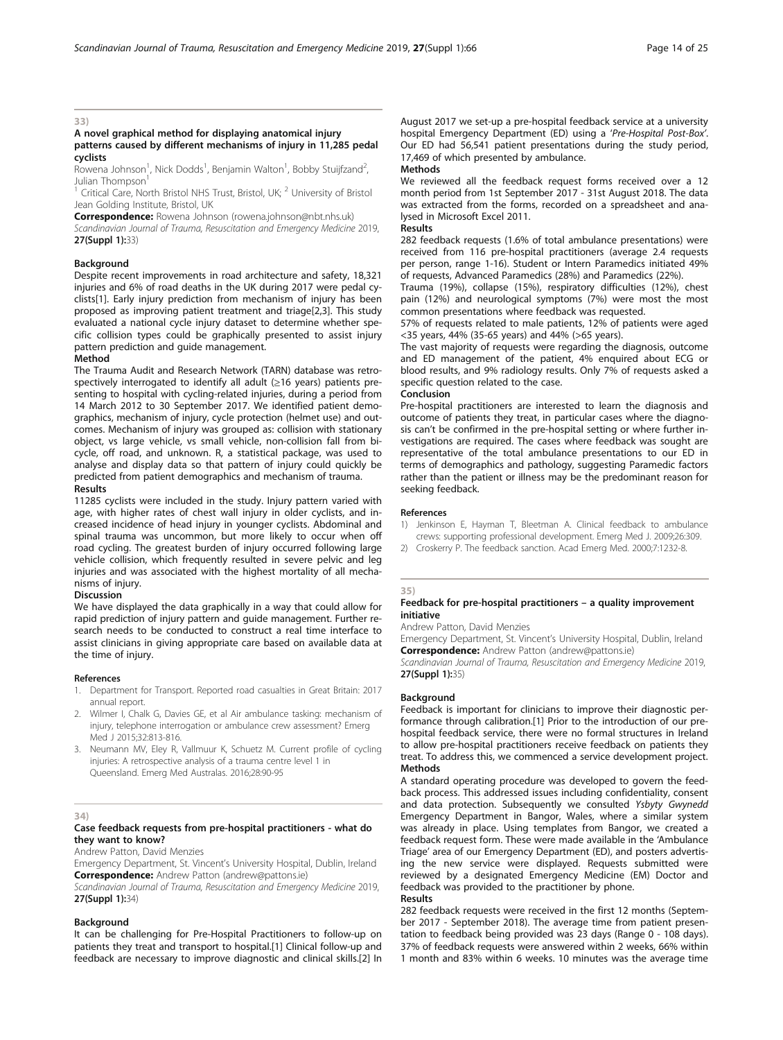## 33)

### A novel graphical method for displaying anatomical injury patterns caused by different mechanisms of injury in 11,285 pedal cyclists

Rowena Johnson[1], Nick Dodds[1], Benjamin Walton[1], Bobby Stuijfzand[2], Julian Thompson[1]

[1] Critical Care, North Bristol NHS Trust, Bristol, UK; [2] University of Bristol Jean Golding Institute, Bristol, UK

**Correspondence:** Rowena Johnson (rowena.johnson@nbt.nhs.uk)

*Scandinavian Journal of Trauma, Resuscitation and Emergency Medicine* 2019, **27(Suppl 1):**33)

#### Background

Despite recent improvements in road architecture and safety, 18,321 injuries and 6% of road deaths in the UK during 2017 were pedal cyclists[1]. Early injury prediction from mechanism of injury has been proposed as improving patient treatment and triage[2,3]. This study evaluated a national cycle injury dataset to determine whether specific collision types could be graphically presented to assist injury pattern prediction and guide management.

#### Method

The Trauma Audit and Research Network (TARN) database was retrospectively interrogated to identify all adult (≥16 years) patients presenting to hospital with cycling-related injuries, during a period from 14 March 2012 to 30 September 2017. We identified patient demographics, mechanism of injury, cycle protection (helmet use) and outcomes. Mechanism of injury was grouped as: collision with stationary object, vs large vehicle, vs small vehicle, non-collision fall from bicycle, off road, and unknown. R, a statistical package, was used to analyse and display data so that pattern of injury could quickly be predicted from patient demographics and mechanism of trauma.

#### Results

11285 cyclists were included in the study. Injury pattern varied with age, with higher rates of chest wall injury in older cyclists, and increased incidence of head injury in younger cyclists. Abdominal and spinal trauma was uncommon, but more likely to occur when off road cycling. The greatest burden of injury occurred following large vehicle collision, which frequently resulted in severe pelvic and leg injuries and was associated with the highest mortality of all mechanisms of injury.

#### Discussion

We have displayed the data graphically in a way that could allow for rapid prediction of injury pattern and guide management. Further research needs to be conducted to construct a real time interface to assist clinicians in giving appropriate care based on available data at the time of injury.

#### References

1. Department for Transport. Reported road casualties in Great Britain: 2017 annual report.
2. Wilmer I, Chalk G, Davies GE, et al Air ambulance tasking: mechanism of injury, telephone interrogation or ambulance crew assessment? Emerg Med J 2015;32:813-816.
3. Neumann MV, Eley R, Vallmuur K, Schuetz M. Current profile of cycling injuries: A retrospective analysis of a trauma centre level 1 in Queensland. Emerg Med Australas. 2016;28:90-95

## 34)

### Case feedback requests from pre-hospital practitioners - what do they want to know?

Andrew Patton, David Menzies

Emergency Department, St. Vincent's University Hospital, Dublin, Ireland

**Correspondence:** Andrew Patton (andrew@pattons.ie)

*Scandinavian Journal of Trauma, Resuscitation and Emergency Medicine* 2019, **27(Suppl 1):**34)

#### Background

It can be challenging for Pre-Hospital Practitioners to follow-up on patients they treat and transport to hospital.[1] Clinical follow-up and feedback are necessary to improve diagnostic and clinical skills.[2] In August 2017 we set-up a pre-hospital feedback service at a university hospital Emergency Department (ED) using a '*Pre-Hospital Post-Box'*. Our ED had 56,541 patient presentations during the study period, 17,469 of which presented by ambulance.

#### Methods

We reviewed all the feedback request forms received over a 12 month period from 1st September 2017 - 31st August 2018. The data was extracted from the forms, recorded on a spreadsheet and analysed in Microsoft Excel 2011.

#### Results

282 feedback requests (1.6% of total ambulance presentations) were received from 116 pre-hospital practitioners (average 2.4 requests per person, range 1-16). Student or Intern Paramedics initiated 49% of requests, Advanced Paramedics (28%) and Paramedics (22%).

Trauma (19%), collapse (15%), respiratory difficulties (12%), chest pain (12%) and neurological symptoms (7%) were most the most common presentations where feedback was requested.

57% of requests related to male patients, 12% of patients were aged <35 years, 44% (35-65 years) and 44% (>65 years).

The vast majority of requests were regarding the diagnosis, outcome and ED management of the patient, 4% enquired about ECG or blood results, and 9% radiology results. Only 7% of requests asked a specific question related to the case.

#### Conclusion

Pre-hospital practitioners are interested to learn the diagnosis and outcome of patients they treat, in particular cases where the diagnosis can't be confirmed in the pre-hospital setting or where further investigations are required. The cases where feedback was sought are representative of the total ambulance presentations to our ED in terms of demographics and pathology, suggesting Paramedic factors rather than the patient or illness may be the predominant reason for seeking feedback.

#### References

1) Jenkinson E, Hayman T, Bleetman A. Clinical feedback to ambulance crews: supporting professional development. Emerg Med J. 2009;26:309.
2) Croskerry P. The feedback sanction. Acad Emerg Med. 2000;7:1232-8.

## 35)

### Feedback for pre-hospital practitioners – a quality improvement initiative

Andrew Patton, David Menzies

Emergency Department, St. Vincent's University Hospital, Dublin, Ireland

**Correspondence:** Andrew Patton (andrew@pattons.ie)

*Scandinavian Journal of Trauma, Resuscitation and Emergency Medicine* 2019, **27(Suppl 1):**35)

#### Background

Feedback is important for clinicians to improve their diagnostic performance through calibration.[1] Prior to the introduction of our pre-hospital feedback service, there were no formal structures in Ireland to allow pre-hospital practitioners receive feedback on patients they treat. To address this, we commenced a service development project.

#### Methods

A standard operating procedure was developed to govern the feedback process. This addressed issues including confidentiality, consent and data protection. Subsequently we consulted *Ysbyty Gwynedd* Emergency Department in Bangor, Wales, where a similar system was already in place. Using templates from Bangor, we created a feedback request form. These were made available in the 'Ambulance Triage' area of our Emergency Department (ED), and posters advertising the new service were displayed. Requests submitted were reviewed by a designated Emergency Medicine (EM) Doctor and feedback was provided to the practitioner by phone.

#### Results

282 feedback requests were received in the first 12 months (September 2017 - September 2018). The average time from patient presentation to feedback being provided was 23 days (Range 0 - 108 days). 37% of feedback requests were answered within 2 weeks, 66% within 1 month and 83% within 6 weeks. 10 minutes was the average time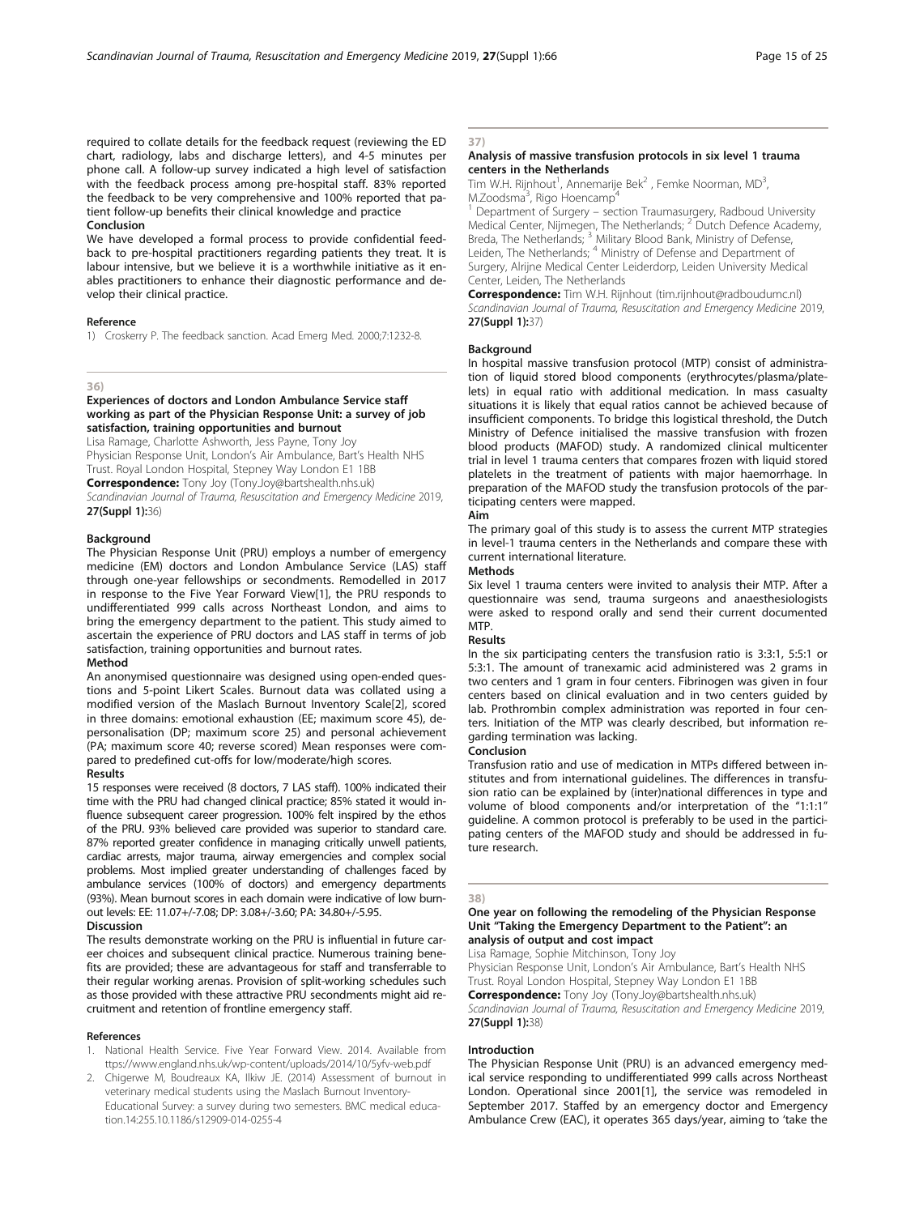required to collate details for the feedback request (reviewing the ED chart, radiology, labs and discharge letters), and 4-5 minutes per phone call. A follow-up survey indicated a high level of satisfaction with the feedback process among pre-hospital staff. 83% reported the feedback to be very comprehensive and 100% reported that patient follow-up benefits their clinical knowledge and practice

**Conclusion**

We have developed a formal process to provide confidential feedback to pre-hospital practitioners regarding patients they treat. It is labour intensive, but we believe it is a worthwhile initiative as it enables practitioners to enhance their diagnostic performance and develop their clinical practice.

#### Reference

1) Croskerry P. The feedback sanction. Acad Emerg Med. 2000;7:1232-8.

---

36)

### Experiences of doctors and London Ambulance Service staff working as part of the Physician Response Unit: a survey of job satisfaction, training opportunities and burnout

Lisa Ramage, Charlotte Ashworth, Jess Payne, Tony Joy

Physician Response Unit, London's Air Ambulance, Bart's Health NHS Trust. Royal London Hospital, Stepney Way London E1 1BB

**Correspondence:** Tony Joy (Tony.Joy@bartshealth.nhs.uk)

*Scandinavian Journal of Trauma, Resuscitation and Emergency Medicine* 2019, **27(Suppl 1):**36)

#### Background

The Physician Response Unit (PRU) employs a number of emergency medicine (EM) doctors and London Ambulance Service (LAS) staff through one-year fellowships or secondments. Remodelled in 2017 in response to the Five Year Forward View[1], the PRU responds to undifferentiated 999 calls across Northeast London, and aims to bring the emergency department to the patient. This study aimed to ascertain the experience of PRU doctors and LAS staff in terms of job satisfaction, training opportunities and burnout rates.

**Method**

An anonymised questionnaire was designed using open-ended questions and 5-point Likert Scales. Burnout data was collated using a modified version of the Maslach Burnout Inventory Scale[2], scored in three domains: emotional exhaustion (EE; maximum score 45), depersonalisation (DP; maximum score 25) and personal achievement (PA; maximum score 40; reverse scored) Mean responses were compared to predefined cut-offs for low/moderate/high scores.

**Results**

15 responses were received (8 doctors, 7 LAS staff). 100% indicated their time with the PRU had changed clinical practice; 85% stated it would influence subsequent career progression. 100% felt inspired by the ethos of the PRU. 93% believed care provided was superior to standard care. 87% reported greater confidence in managing critically unwell patients, cardiac arrests, major trauma, airway emergencies and complex social problems. Most implied greater understanding of challenges faced by ambulance services (100% of doctors) and emergency departments (93%). Mean burnout scores in each domain were indicative of low burnout levels: EE: 11.07+/-7.08; DP: 3.08+/-3.60; PA: 34.80+/-5.95.

**Discussion**

The results demonstrate working on the PRU is influential in future career choices and subsequent clinical practice. Numerous training benefits are provided; these are advantageous for staff and transferrable to their regular working arenas. Provision of split-working schedules such as those provided with these attractive PRU secondments might aid recruitment and retention of frontline emergency staff.

#### References

1. National Health Service. Five Year Forward View. 2014. Available from ttps://www.england.nhs.uk/wp-content/uploads/2014/10/5yfv-web.pdf
2. Chigerwe M, Boudreaux KA, Ilkiw JE. (2014) Assessment of burnout in veterinary medical students using the Maslach Burnout Inventory-Educational Survey: a survey during two semesters. BMC medical education.14:255.10.1186/s12909-014-0255-4

---

37)

### Analysis of massive transfusion protocols in six level 1 trauma centers in the Netherlands

Tim W.H. Rijnhout[1], Annemarije Bek[2] , Femke Noorman, MD[3], M.Zoodsma[3], Rigo Hoencamp[4]

[1] Department of Surgery – section Traumasurgery, Radboud University Medical Center, Nijmegen, The Netherlands; [2] Dutch Defence Academy, Breda, The Netherlands; [3] Military Blood Bank, Ministry of Defense, Leiden, The Netherlands; [4] Ministry of Defense and Department of Surgery, Alrijne Medical Center Leiderdorp, Leiden University Medical Center, Leiden, The Netherlands

**Correspondence:** Tim W.H. Rijnhout (tim.rijnhout@radboudumc.nl)

*Scandinavian Journal of Trauma, Resuscitation and Emergency Medicine* 2019, **27(Suppl 1):**37)

#### Background

In hospital massive transfusion protocol (MTP) consist of administration of liquid stored blood components (erythrocytes/plasma/platelets) in equal ratio with additional medication. In mass casualty situations it is likely that equal ratios cannot be achieved because of insufficient components. To bridge this logistical threshold, the Dutch Ministry of Defence initialised the massive transfusion with frozen blood products (MAFOD) study. A randomized clinical multicenter trial in level 1 trauma centers that compares frozen with liquid stored platelets in the treatment of patients with major haemorrhage. In preparation of the MAFOD study the transfusion protocols of the participating centers were mapped.

**Aim**

The primary goal of this study is to assess the current MTP strategies in level-1 trauma centers in the Netherlands and compare these with current international literature.

**Methods**

Six level 1 trauma centers were invited to analysis their MTP. After a questionnaire was send, trauma surgeons and anaesthesiologists were asked to respond orally and send their current documented MTP.

**Results**

In the six participating centers the transfusion ratio is 3:3:1, 5:5:1 or 5:3:1. The amount of tranexamic acid administered was 2 grams in two centers and 1 gram in four centers. Fibrinogen was given in four centers based on clinical evaluation and in two centers guided by lab. Prothrombin complex administration was reported in four centers. Initiation of the MTP was clearly described, but information regarding termination was lacking.

**Conclusion**

Transfusion ratio and use of medication in MTPs differed between institutes and from international guidelines. The differences in transfusion ratio can be explained by (inter)national differences in type and volume of blood components and/or interpretation of the "1:1:1" guideline. A common protocol is preferably to be used in the participating centers of the MAFOD study and should be addressed in future research.

---

38)

### One year on following the remodeling of the Physician Response Unit "Taking the Emergency Department to the Patient": an analysis of output and cost impact

Lisa Ramage, Sophie Mitchinson, Tony Joy

Physician Response Unit, London's Air Ambulance, Bart's Health NHS Trust. Royal London Hospital, Stepney Way London E1 1BB

**Correspondence:** Tony Joy (Tony.Joy@bartshealth.nhs.uk)

*Scandinavian Journal of Trauma, Resuscitation and Emergency Medicine* 2019, **27(Suppl 1):**38)

#### Introduction

The Physician Response Unit (PRU) is an advanced emergency medical service responding to undifferentiated 999 calls across Northeast London. Operational since 2001[1], the service was remodeled in September 2017. Staffed by an emergency doctor and Emergency Ambulance Crew (EAC), it operates 365 days/year, aiming to 'take the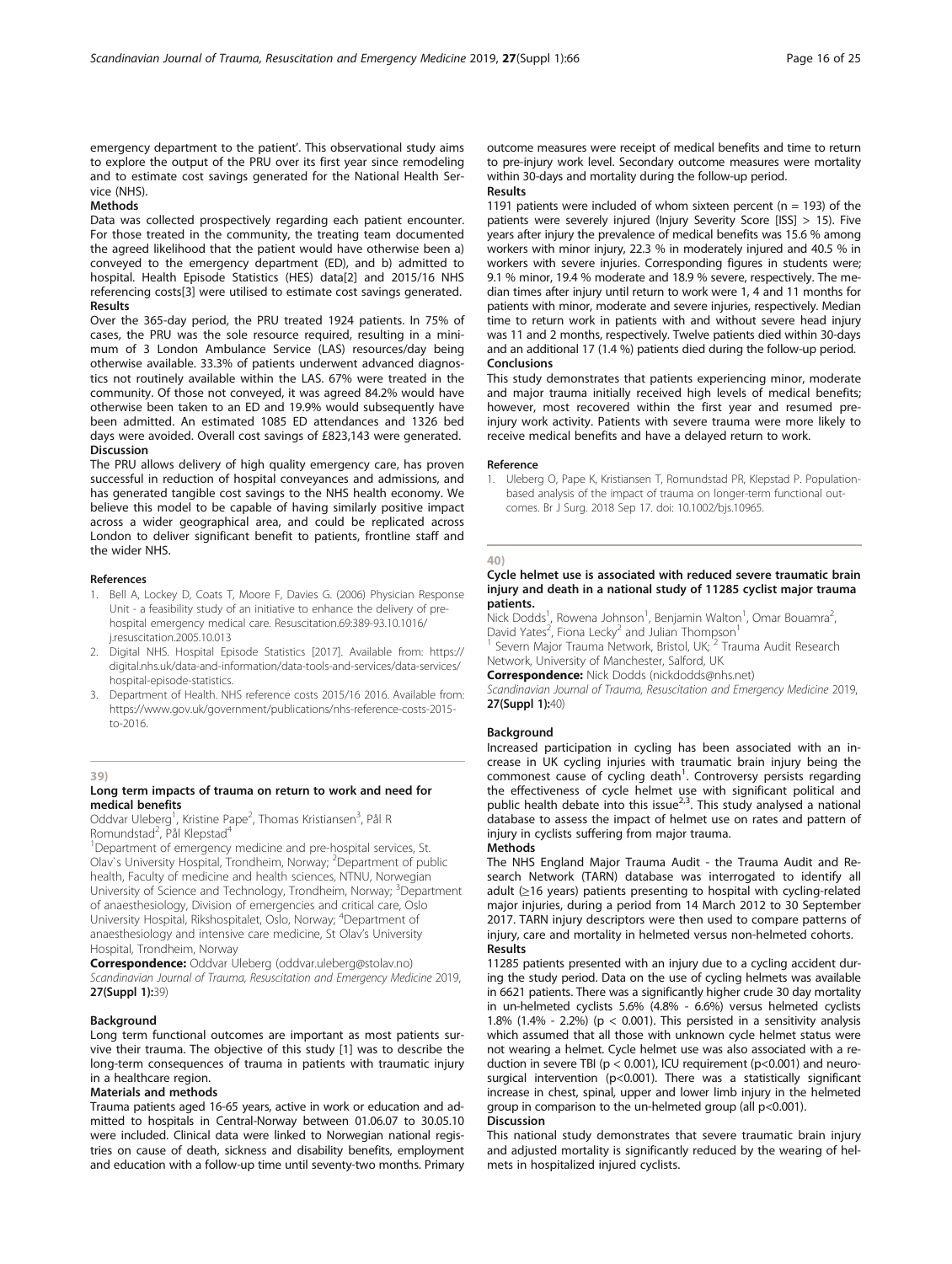emergency department to the patient'. This observational study aims to explore the output of the PRU over its first year since remodeling and to estimate cost savings generated for the National Health Service (NHS).

**Methods**

Data was collected prospectively regarding each patient encounter. For those treated in the community, the treating team documented the agreed likelihood that the patient would have otherwise been a) conveyed to the emergency department (ED), and b) admitted to hospital. Health Episode Statistics (HES) data[2] and 2015/16 NHS referencing costs[3] were utilised to estimate cost savings generated.

**Results**

Over the 365-day period, the PRU treated 1924 patients. In 75% of cases, the PRU was the sole resource required, resulting in a minimum of 3 London Ambulance Service (LAS) resources/day being otherwise available. 33.3% of patients underwent advanced diagnostics not routinely available within the LAS. 67% were treated in the community. Of those not conveyed, it was agreed 84.2% would have otherwise been taken to an ED and 19.9% would subsequently have been admitted. An estimated 1085 ED attendances and 1326 bed days were avoided. Overall cost savings of £823,143 were generated.

**Discussion**

The PRU allows delivery of high quality emergency care, has proven successful in reduction of hospital conveyances and admissions, and has generated tangible cost savings to the NHS health economy. We believe this model to be capable of having similarly positive impact across a wider geographical area, and could be replicated across London to deliver significant benefit to patients, frontline staff and the wider NHS.

**References**

1. Bell A, Lockey D, Coats T, Moore F, Davies G. (2006) Physician Response Unit - a feasibility study of an initiative to enhance the delivery of prehospital emergency medical care. Resuscitation.69:389-93.10.1016/j.resuscitation.2005.10.013
2. Digital NHS. Hospital Episode Statistics [2017]. Available from: https://digital.nhs.uk/data-and-information/data-tools-and-services/data-services/hospital-episode-statistics.
3. Department of Health. NHS reference costs 2015/16 2016. Available from: https://www.gov.uk/government/publications/nhs-reference-costs-2015-to-2016.

## 39)

### Long term impacts of trauma on return to work and need for medical benefits

Oddvar Uleberg[1], Kristine Pape[2], Thomas Kristiansen[3], Pål R Romundstad[2], Pål Klepstad[4]

[1]Department of emergency medicine and pre-hospital services, St. Olav`s University Hospital, Trondheim, Norway; [2]Department of public health, Faculty of medicine and health sciences, NTNU, Norwegian University of Science and Technology, Trondheim, Norway; [3]Department of anaesthesiology, Division of emergencies and critical care, Oslo University Hospital, Rikshospitalet, Oslo, Norway; [4]Department of anaesthesiology and intensive care medicine, St Olav's University Hospital, Trondheim, Norway

**Correspondence:** Oddvar Uleberg (oddvar.uleberg@stolav.no)

*Scandinavian Journal of Trauma, Resuscitation and Emergency Medicine* 2019, **27(Suppl 1):**39)

**Background**

Long term functional outcomes are important as most patients survive their trauma. The objective of this study [1] was to describe the long-term consequences of trauma in patients with traumatic injury in a healthcare region.

**Materials and methods**

Trauma patients aged 16-65 years, active in work or education and admitted to hospitals in Central-Norway between 01.06.07 to 30.05.10 were included. Clinical data were linked to Norwegian national registries on cause of death, sickness and disability benefits, employment and education with a follow-up time until seventy-two months. Primary outcome measures were receipt of medical benefits and time to return to pre-injury work level. Secondary outcome measures were mortality within 30-days and mortality during the follow-up period.

**Results**

1191 patients were included of whom sixteen percent (n = 193) of the patients were severely injured (Injury Severity Score [ISS] > 15). Five years after injury the prevalence of medical benefits was 15.6 % among workers with minor injury, 22.3 % in moderately injured and 40.5 % in workers with severe injuries. Corresponding figures in students were; 9.1 % minor, 19.4 % moderate and 18.9 % severe, respectively. The median times after injury until return to work were 1, 4 and 11 months for patients with minor, moderate and severe injuries, respectively. Median time to return work in patients with and without severe head injury was 11 and 2 months, respectively. Twelve patients died within 30-days and an additional 17 (1.4 %) patients died during the follow-up period.

**Conclusions**

This study demonstrates that patients experiencing minor, moderate and major trauma initially received high levels of medical benefits; however, most recovered within the first year and resumed pre-injury work activity. Patients with severe trauma were more likely to receive medical benefits and have a delayed return to work.

**Reference**

1. Uleberg O, Pape K, Kristiansen T, Romundstad PR, Klepstad P. Population-based analysis of the impact of trauma on longer-term functional outcomes. Br J Surg. 2018 Sep 17. doi: 10.1002/bjs.10965.

## 40)

### Cycle helmet use is associated with reduced severe traumatic brain injury and death in a national study of 11285 cyclist major trauma patients.

Nick Dodds[1], Rowena Johnson[1], Benjamin Walton[1], Omar Bouamra[2], David Yates[2], Fiona Lecky[2] and Julian Thompson[1]

[1] Severn Major Trauma Network, Bristol, UK; [2] Trauma Audit Research Network, University of Manchester, Salford, UK

**Correspondence:** Nick Dodds (nickdodds@nhs.net)

*Scandinavian Journal of Trauma, Resuscitation and Emergency Medicine* 2019, **27(Suppl 1):**40)

**Background**

Increased participation in cycling has been associated with an increase in UK cycling injuries with traumatic brain injury being the commonest cause of cycling death[1]. Controversy persists regarding the effectiveness of cycle helmet use with significant political and public health debate into this issue[2,3]. This study analysed a national database to assess the impact of helmet use on rates and pattern of injury in cyclists suffering from major trauma.

**Methods**

The NHS England Major Trauma Audit - the Trauma Audit and Research Network (TARN) database was interrogated to identify all adult (≥16 years) patients presenting to hospital with cycling-related major injuries, during a period from 14 March 2012 to 30 September 2017. TARN injury descriptors were then used to compare patterns of injury, care and mortality in helmeted versus non-helmeted cohorts.

**Results**

11285 patients presented with an injury due to a cycling accident during the study period. Data on the use of cycling helmets was available in 6621 patients. There was a significantly higher crude 30 day mortality in un-helmeted cyclists 5.6% (4.8% - 6.6%) versus helmeted cyclists 1.8% (1.4% - 2.2%) ($p < 0.001$). This persisted in a sensitivity analysis which assumed that all those with unknown cycle helmet status were not wearing a helmet. Cycle helmet use was also associated with a reduction in severe TBI ($p < 0.001$), ICU requirement ($p<0.001$) and neurosurgical intervention ($p<0.001$). There was a statistically significant increase in chest, spinal, upper and lower limb injury in the helmeted group in comparison to the un-helmeted group (all $p<0.001$).

**Discussion**

This national study demonstrates that severe traumatic brain injury and adjusted mortality is significantly reduced by the wearing of helmets in hospitalized injured cyclists.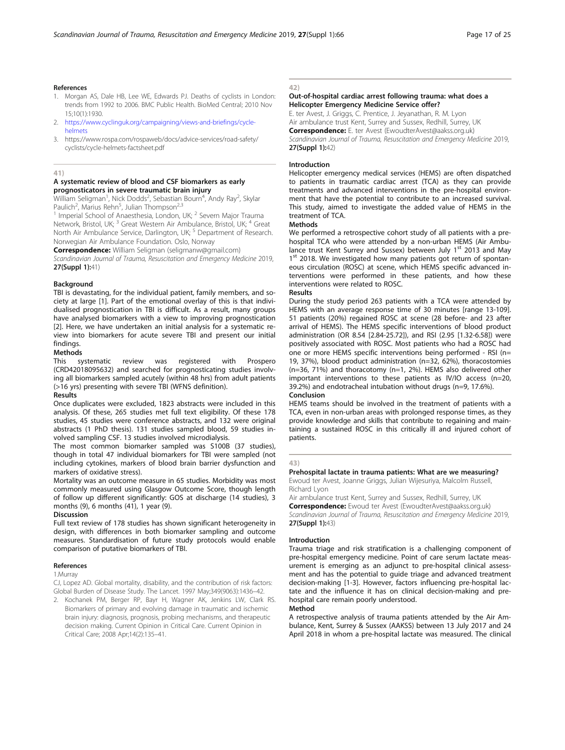### References

1. Morgan AS, Dale HB, Lee WE, Edwards PJ. Deaths of cyclists in London: trends from 1992 to 2006. BMC Public Health. BioMed Central; 2010 Nov 15;10(1):1930.
2. https://www.cyclinguk.org/campaigning/views-and-briefings/cycle-helmets
3. https://www.rospa.com/rospaweb/docs/advice-services/road-safety/cyclists/cycle-helmets-factsheet.pdf

## 41)

### A systematic review of blood and CSF biomarkers as early prognosticators in severe traumatic brain injury

William Seligman[1], Nick Dodds[2], Sebastian Bourn[4], Andy Ray[2], Skylar Paulich[2], Marius Rehn[5], Julian Thompson[2,3]

[1] Imperial School of Anaesthesia, London, UK; [2] Severn Major Trauma Network, Bristol, UK; [3] Great Western Air Ambulance, Bristol, UK; [4] Great North Air Ambulance Service, Darlington, UK; [5] Department of Research. Norwegian Air Ambulance Foundation. Oslo, Norway

**Correspondence:** William Seligman (seligmanw@gmail.com)

*Scandinavian Journal of Trauma, Resuscitation and Emergency Medicine* 2019, **27(Suppl 1):**41)

#### Background

TBI is devastating, for the individual patient, family members, and society at large [1]. Part of the emotional overlay of this is that individualised prognostication in TBI is difficult. As a result, many groups have analysed biomarkers with a view to improving prognostication [2]. Here, we have undertaken an initial analysis for a systematic review into biomarkers for acute severe TBI and present our initial findings.

#### Methods

This systematic review was registered with Prospero (CRD42018095632) and searched for prognosticating studies involving all biomarkers sampled acutely (within 48 hrs) from adult patients (>16 yrs) presenting with severe TBI (WFNS definition).

#### Results

Once duplicates were excluded, 1823 abstracts were included in this analysis. Of these, 265 studies met full text eligibility. Of these 178 studies, 45 studies were conference abstracts, and 132 were original abstracts (1 PhD thesis). 131 studies sampled blood, 59 studies involved sampling CSF. 13 studies involved microdialysis.

The most common biomarker sampled was S100B (37 studies), though in total 47 individual biomarkers for TBI were sampled (not including cytokines, markers of blood brain barrier dysfunction and markers of oxidative stress).

Mortality was an outcome measure in 65 studies. Morbidity was most commonly measured using Glasgow Outcome Score, though length of follow up different significantly: GOS at discharge (14 studies), 3 months (9), 6 months (41), 1 year (9).

#### Discussion

Full text review of 178 studies has shown significant heterogeneity in design, with differences in both biomarker sampling and outcome measures. Standardisation of future study protocols would enable comparison of putative biomarkers of TBI.

#### References

1. Murray CJ, Lopez AD. Global mortality, disability, and the contribution of risk factors: Global Burden of Disease Study. The Lancet. 1997 May;349(9063):1436–42.
2. Kochanek PM, Berger RP, Bayr H, Wagner AK, Jenkins LW, Clark RS. Biomarkers of primary and evolving damage in traumatic and ischemic brain injury: diagnosis, prognosis, probing mechanisms, and therapeutic decision making. Current Opinion in Critical Care. Current Opinion in Critical Care; 2008 Apr;14(2):135–41.

## 42)

### Out-of-hospital cardiac arrest following trauma: what does a Helicopter Emergency Medicine Service offer?

E. ter Avest, J. Griggs, C. Prentice, J. Jeyanathan, R. M. Lyon

Air ambulance trust Kent, Surrey and Sussex, Redhill, Surrey, UK

**Correspondence:** E. ter Avest (EwoudterAvest@aakss.org.uk)

*Scandinavian Journal of Trauma, Resuscitation and Emergency Medicine* 2019, **27(Suppl 1):**42)

#### Introduction

Helicopter emergency medical services (HEMS) are often dispatched to patients in traumatic cardiac arrest (TCA) as they can provide treatments and advanced interventions in the pre-hospital environment that have the potential to contribute to an increased survival. This study, aimed to investigate the added value of HEMS in the treatment of TCA.

#### Methods

We performed a retrospective cohort study of all patients with a pre-hospital TCA who were attended by a non-urban HEMS (Air Ambulance trust Kent Surrey and Sussex) between July 1st 2013 and May 1st 2018. We investigated how many patients got return of spontaneous circulation (ROSC) at scene, which HEMS specific advanced interventions were performed in these patients, and how these interventions were related to ROSC.

#### Results

During the study period 263 patients with a TCA were attended by HEMS with an average response time of 30 minutes [range 13-109]. 51 patients (20%) regained ROSC at scene (28 before- and 23 after arrival of HEMS). The HEMS specific interventions of blood product administration (OR 8.54 [2.84-25.72]), and RSI (2.95 [1.32-6.58]) were positively associated with ROSC. Most patients who had a ROSC had one or more HEMS specific interventions being performed - RSI (n=19, 37%), blood product administration (n=32, 62%), thoracostomies (n=36, 71%) and thoracotomy (n=1, 2%). HEMS also delivered other important interventions to these patients as IV/IO access (n=20, 39.2%) and endotracheal intubation without drugs (n=9, 17.6%).

#### Conclusion

HEMS teams should be involved in the treatment of patients with a TCA, even in non-urban areas with prolonged response times, as they provide knowledge and skills that contribute to regaining and maintaining a sustained ROSC in this critically ill and injured cohort of patients.

## 43)

### Prehospital lactate in trauma patients: What are we measuring?

Ewoud ter Avest, Joanne Griggs, Julian Wijesuriya, Malcolm Russell, Richard Lyon

Air ambulance trust Kent, Surrey and Sussex, Redhill, Surrey, UK

**Correspondence:** Ewoud ter Avest (EwoudterAvest@aakss.org.uk)

*Scandinavian Journal of Trauma, Resuscitation and Emergency Medicine* 2019, **27(Suppl 1):**43)

#### Introduction

Trauma triage and risk stratification is a challenging component of pre-hospital emergency medicine. Point of care serum lactate measurement is emerging as an adjunct to pre-hospital clinical assessment and has the potential to guide triage and advanced treatment decision-making [1-3]. However, factors influencing pre-hospital lactate and the influence it has on clinical decision-making and pre-hospital care remain poorly understood.

#### Method

A retrospective analysis of trauma patients attended by the Air Ambulance, Kent, Surrey & Sussex (AAKSS) between 13 July 2017 and 24 April 2018 in whom a pre-hospital lactate was measured. The clinical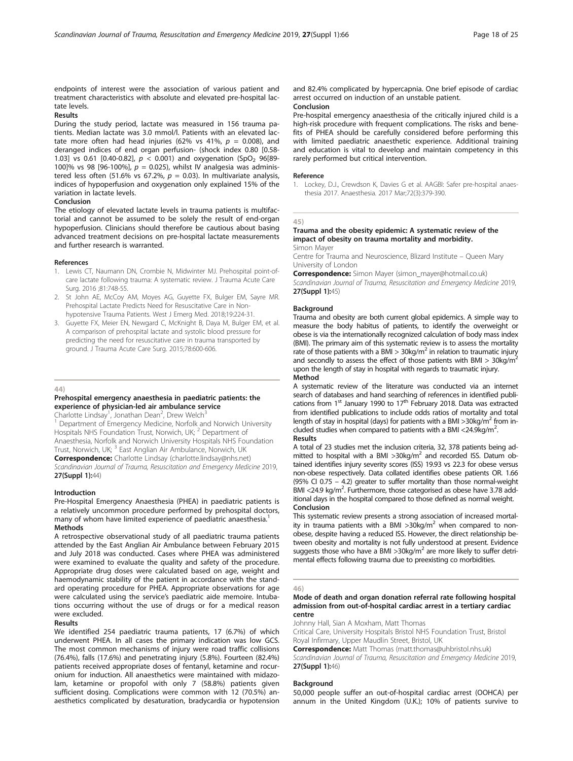endpoints of interest were the association of various patient and treatment characteristics with absolute and elevated pre-hospital lactate levels.

### Results

During the study period, lactate was measured in 156 trauma patients. Median lactate was 3.0 mmol/l. Patients with an elevated lactate more often had head injuries (62% vs 41%, $p$ = 0.008), and deranged indices of end organ perfusion- (shock index 0.80 [0.58-1.03] vs 0.61 [0.40-0.82], $p$ < 0.001) and oxygenation ($SpO_2$ 96[89-100]% vs 98 [96-100%], $p$ = 0.025), whilst IV analgesia was administered less often (51.6% vs 67.2%, $p$ = 0.03). In multivariate analysis, indices of hypoperfusion and oxygenation only explained 15% of the variation in lactate levels.

### Conclusion

The etiology of elevated lactate levels in trauma patients is multifactorial and cannot be assumed to be solely the result of end-organ hypoperfusion. Clinicians should therefore be cautious about basing advanced treatment decisions on pre-hospital lactate measurements and further research is warranted.

### References

1. Lewis CT, Naumann DN, Crombie N, Midwinter MJ. Prehospital point-of-care lactate following trauma: A systematic review. J Trauma Acute Care Surg. 2016 ;81:748-55.
2. St John AE, McCoy AM, Moyes AG, Guyette FX, Bulger EM, Sayre MR. Prehospital Lactate Predicts Need for Resuscitative Care in Non-hypotensive Trauma Patients. West J Emerg Med. 2018;19:224-31.
3. Guyette FX, Meier EN, Newgard C, McKnight B, Daya M, Bulger EM, et al. A comparison of prehospital lactate and systolic blood pressure for predicting the need for resuscitative care in trauma transported by ground. J Trauma Acute Care Surg. 2015;78:600-606.

---

44)

## Prehospital emergency anaesthesia in paediatric patients: the experience of physician-led air ambulance service

Charlotte Lindsay[1], Jonathan Dean[2], Drew Welch[3]

[1] Department of Emergency Medicine, Norfolk and Norwich University Hospitals NHS Foundation Trust, Norwich, UK; [2] Department of Anaesthesia, Norfolk and Norwich University Hospitals NHS Foundation Trust, Norwich, UK; [3] East Anglian Air Ambulance, Norwich, UK

**Correspondence:** Charlotte Lindsay (charlotte.lindsay@nhs.net)

*Scandinavian Journal of Trauma, Resuscitation and Emergency Medicine* 2019, **27(Suppl 1):**44)

### Introduction

Pre-Hospital Emergency Anaesthesia (PHEA) in paediatric patients is a relatively uncommon procedure performed by prehospital doctors, many of whom have limited experience of paediatric anaesthesia.[1]

### Methods

A retrospective observational study of all paediatric trauma patients attended by the East Anglian Air Ambulance between February 2015 and July 2018 was conducted. Cases where PHEA was administered were examined to evaluate the quality and safety of the procedure. Appropriate drug doses were calculated based on age, weight and haemodynamic stability of the patient in accordance with the standard operating procedure for PHEA. Appropriate observations for age were calculated using the service's paediatric aide memoire. Intubations occurring without the use of drugs or for a medical reason were excluded.

### Results

We identified 254 paediatric trauma patients, 17 (6.7%) of which underwent PHEA. In all cases the primary indication was low GCS. The most common mechanisms of injury were road traffic collisions (76.4%), falls (17.6%) and penetrating injury (5.8%). Fourteen (82.4%) patients received appropriate doses of fentanyl, ketamine and rocuronium for induction. All anaesthetics were maintained with midazolam, ketamine or propofol with only 7 (58.8%) patients given sufficient dosing. Complications were common with 12 (70.5%) anaesthetics complicated by desaturation, bradycardia or hypotension and 82.4% complicated by hypercapnia. One brief episode of cardiac arrest occurred on induction of an unstable patient.

### Conclusion

Pre-hospital emergency anaesthesia of the critically injured child is a high-risk procedure with frequent complications. The risks and benefits of PHEA should be carefully considered before performing this with limited paediatric anaesthetic experience. Additional training and education is vital to develop and maintain competency in this rarely performed but critical intervention.

### Reference

1. Lockey, D.J., Crewdson K, Davies G et al. AAGBI: Safer pre-hospital anaesthesia 2017. Anaesthesia. 2017 Mar;72(3):379-390.

---

45)

## Trauma and the obesity epidemic: A systematic review of the impact of obesity on trauma mortality and morbidity.

Simon Mayer

Centre for Trauma and Neuroscience, Blizard Institute – Queen Mary University of London

**Correspondence:** Simon Mayer (simon_mayer@hotmail.co.uk)

*Scandinavian Journal of Trauma, Resuscitation and Emergency Medicine* 2019, **27(Suppl 1):**45)

### Background

Trauma and obesity are both current global epidemics. A simple way to measure the body habitus of patients, to identify the overweight or obese is via the internationally recognized calculation of body mass index (BMI). The primary aim of this systematic review is to assess the mortality rate of those patients with a BMI > 30kg/m$^2$ in relation to traumatic injury and secondly to assess the effect of those patients with BMI > 30kg/m$^2$ upon the length of stay in hospital with regards to traumatic injury.

### Method

A systematic review of the literature was conducted via an internet search of databases and hand searching of references in identified publications from 1[st] January 1990 to 17[th] February 2018. Data was extracted from identified publications to include odds ratios of mortality and total length of stay in hospital (days) for patients with a BMI >30kg/m$^2$ from included studies when compared to patients with a BMI <24.9kg/m$^2$.

### Results

A total of 23 studies met the inclusion criteria, 32, 378 patients being admitted to hospital with a BMI >30kg/m$^2$ and recorded ISS. Datum obtained identifies injury severity scores (ISS) 19.93 vs 22.3 for obese versus non-obese respectively. Data collated identifies obese patients OR. 1.66 (95% CI 0.75 – 4.2) greater to suffer mortality than those normal-weight BMI <24.9 kg/m$^2$. Furthermore, those categorised as obese have 3.78 additional days in the hospital compared to those defined as normal weight.

### Conclusion

This systematic review presents a strong association of increased mortality in trauma patients with a BMI >30kg/m$^2$ when compared to non-obese, despite having a reduced ISS. However, the direct relationship between obesity and mortality is not fully understood at present. Evidence suggests those who have a BMI >30kg/m$^2$ are more likely to suffer detrimental effects following trauma due to preexisting co morbidities.

---

46)

## Mode of death and organ donation referral rate following hospital admission from out-of-hospital cardiac arrest in a tertiary cardiac centre

Johnny Hall, Sian A Moxham, Matt Thomas

Critical Care, University Hospitals Bristol NHS Foundation Trust, Bristol Royal Infirmary, Upper Maudlin Street, Bristol, UK

**Correspondence:** Matt Thomas (matt.thomas@uhbristol.nhs.uk)

*Scandinavian Journal of Trauma, Resuscitation and Emergency Medicine* 2019, **27(Suppl 1):**46)

### Background

50,000 people suffer an out-of-hospital cardiac arrest (OOHCA) per annum in the United Kingdom (U.K.); 10% of patients survive to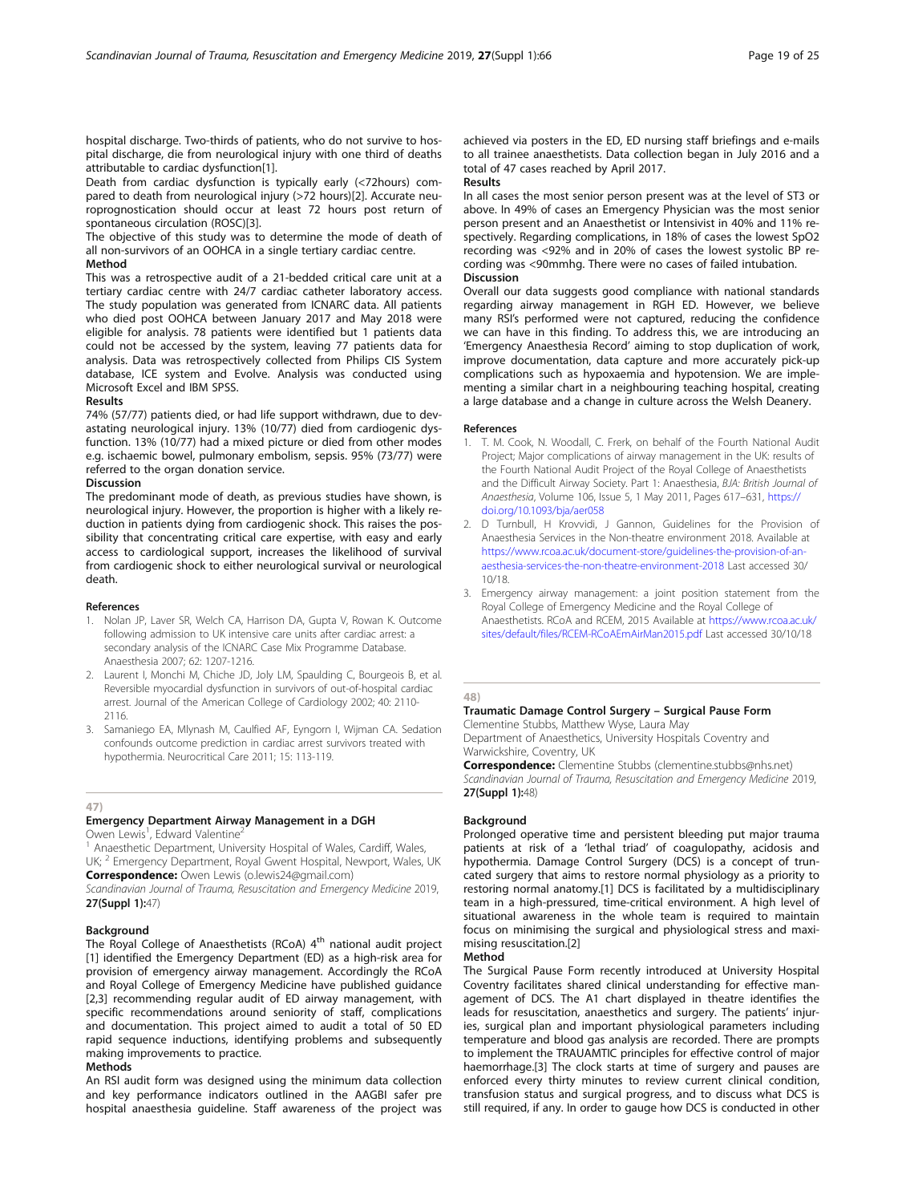hospital discharge. Two-thirds of patients, who do not survive to hospital discharge, die from neurological injury with one third of deaths attributable to cardiac dysfunction[1].

Death from cardiac dysfunction is typically early (<72hours) compared to death from neurological injury (>72 hours)[2]. Accurate neuroprognostication should occur at least 72 hours post return of spontaneous circulation (ROSC)[3].

The objective of this study was to determine the mode of death of all non-survivors of an OOHCA in a single tertiary cardiac centre.

### Method

This was a retrospective audit of a 21-bedded critical care unit at a tertiary cardiac centre with 24/7 cardiac catheter laboratory access. The study population was generated from ICNARC data. All patients who died post OOHCA between January 2017 and May 2018 were eligible for analysis. 78 patients were identified but 1 patients data could not be accessed by the system, leaving 77 patients data for analysis. Data was retrospectively collected from Philips CIS System database, ICE system and Evolve. Analysis was conducted using Microsoft Excel and IBM SPSS.

### Results

74% (57/77) patients died, or had life support withdrawn, due to devastating neurological injury. 13% (10/77) died from cardiogenic dysfunction. 13% (10/77) had a mixed picture or died from other modes e.g. ischaemic bowel, pulmonary embolism, sepsis. 95% (73/77) were referred to the organ donation service.

### Discussion

The predominant mode of death, as previous studies have shown, is neurological injury. However, the proportion is higher with a likely reduction in patients dying from cardiogenic shock. This raises the possibility that concentrating critical care expertise, with easy and early access to cardiological support, increases the likelihood of survival from cardiogenic shock to either neurological survival or neurological death.

### References

1. Nolan JP, Laver SR, Welch CA, Harrison DA, Gupta V, Rowan K. Outcome following admission to UK intensive care units after cardiac arrest: a secondary analysis of the ICNARC Case Mix Programme Database. Anaesthesia 2007; 62: 1207-1216.
2. Laurent I, Monchi M, Chiche JD, Joly LM, Spaulding C, Bourgeois B, et al. Reversible myocardial dysfunction in survivors of out-of-hospital cardiac arrest. Journal of the American College of Cardiology 2002; 40: 2110-2116.
3. Samaniego EA, Mlynash M, Caulfied AF, Eyngorn I, Wijman CA. Sedation confounds outcome prediction in cardiac arrest survivors treated with hypothermia. Neurocritical Care 2011; 15: 113-119.

---

47)

## Emergency Department Airway Management in a DGH

Owen Lewis[1], Edward Valentine[2]

[1] Anaesthetic Department, University Hospital of Wales, Cardiff, Wales, UK; [2] Emergency Department, Royal Gwent Hospital, Newport, Wales, UK

**Correspondence:** Owen Lewis (o.lewis24@gmail.com)

*Scandinavian Journal of Trauma, Resuscitation and Emergency Medicine* 2019, **27(Suppl 1):**47)

### Background

The Royal College of Anaesthetists (RCoA) 4th national audit project [1] identified the Emergency Department (ED) as a high-risk area for provision of emergency airway management. Accordingly the RCoA and Royal College of Emergency Medicine have published guidance [2,3] recommending regular audit of ED airway management, with specific recommendations around seniority of staff, complications and documentation. This project aimed to audit a total of 50 ED rapid sequence inductions, identifying problems and subsequently making improvements to practice.

### Methods

An RSI audit form was designed using the minimum data collection and key performance indicators outlined in the AAGBI safer pre hospital anaesthesia guideline. Staff awareness of the project was achieved via posters in the ED, ED nursing staff briefings and e-mails to all trainee anaesthetists. Data collection began in July 2016 and a total of 47 cases reached by April 2017.

### Results

In all cases the most senior person present was at the level of ST3 or above. In 49% of cases an Emergency Physician was the most senior person present and an Anaesthetist or Intensivist in 40% and 11% respectively. Regarding complications, in 18% of cases the lowest SpO2 recording was <92% and in 20% of cases the lowest systolic BP recording was <90mmhg. There were no cases of failed intubation.

### Discussion

Overall our data suggests good compliance with national standards regarding airway management in RGH ED. However, we believe many RSI's performed were not captured, reducing the confidence we can have in this finding. To address this, we are introducing an 'Emergency Anaesthesia Record' aiming to stop duplication of work, improve documentation, data capture and more accurately pick-up complications such as hypoxaemia and hypotension. We are implementing a similar chart in a neighbouring teaching hospital, creating a large database and a change in culture across the Welsh Deanery.

### References

1. T. M. Cook, N. Woodall, C. Frerk, on behalf of the Fourth National Audit Project; Major complications of airway management in the UK: results of the Fourth National Audit Project of the Royal College of Anaesthetists and the Difficult Airway Society. Part 1: Anaesthesia, *BJA: British Journal of Anaesthesia*, Volume 106, Issue 5, 1 May 2011, Pages 617–631, https://doi.org/10.1093/bja/aer058
2. D Turnbull, H Krovvidi, J Gannon, Guidelines for the Provision of Anaesthesia Services in the Non-theatre environment 2018. Available at https://www.rcoa.ac.uk/document-store/guidelines-the-provision-of-an-aesthesia-services-the-non-theatre-environment-2018 Last accessed 30/10/18.
3. Emergency airway management: a joint position statement from the Royal College of Emergency Medicine and the Royal College of Anaesthetists. RCoA and RCEM, 2015 Available at https://www.rcoa.ac.uk/sites/default/files/RCEM-RCoAEmAirMan2015.pdf Last accessed 30/10/18

---

48)

## Traumatic Damage Control Surgery – Surgical Pause Form

Clementine Stubbs, Matthew Wyse, Laura May

Department of Anaesthetics, University Hospitals Coventry and Warwickshire, Coventry, UK

**Correspondence:** Clementine Stubbs (clementine.stubbs@nhs.net)

*Scandinavian Journal of Trauma, Resuscitation and Emergency Medicine* 2019, **27(Suppl 1):**48)

### Background

Prolonged operative time and persistent bleeding put major trauma patients at risk of a 'lethal triad' of coagulopathy, acidosis and hypothermia. Damage Control Surgery (DCS) is a concept of truncated surgery that aims to restore normal physiology as a priority to restoring normal anatomy.[1] DCS is facilitated by a multidisciplinary team in a high-pressured, time-critical environment. A high level of situational awareness in the whole team is required to maintain focus on minimising the surgical and physiological stress and maximising resuscitation.[2]

### Method

The Surgical Pause Form recently introduced at University Hospital Coventry facilitates shared clinical understanding for effective management of DCS. The A1 chart displayed in theatre identifies the leads for resuscitation, anaesthetics and surgery. The patients' injuries, surgical plan and important physiological parameters including temperature and blood gas analysis are recorded. There are prompts to implement the TRAUAMTIC principles for effective control of major haemorrhage.[3] The clock starts at time of surgery and pauses are enforced every thirty minutes to review current clinical condition, transfusion status and surgical progress, and to discuss what DCS is still required, if any. In order to gauge how DCS is conducted in other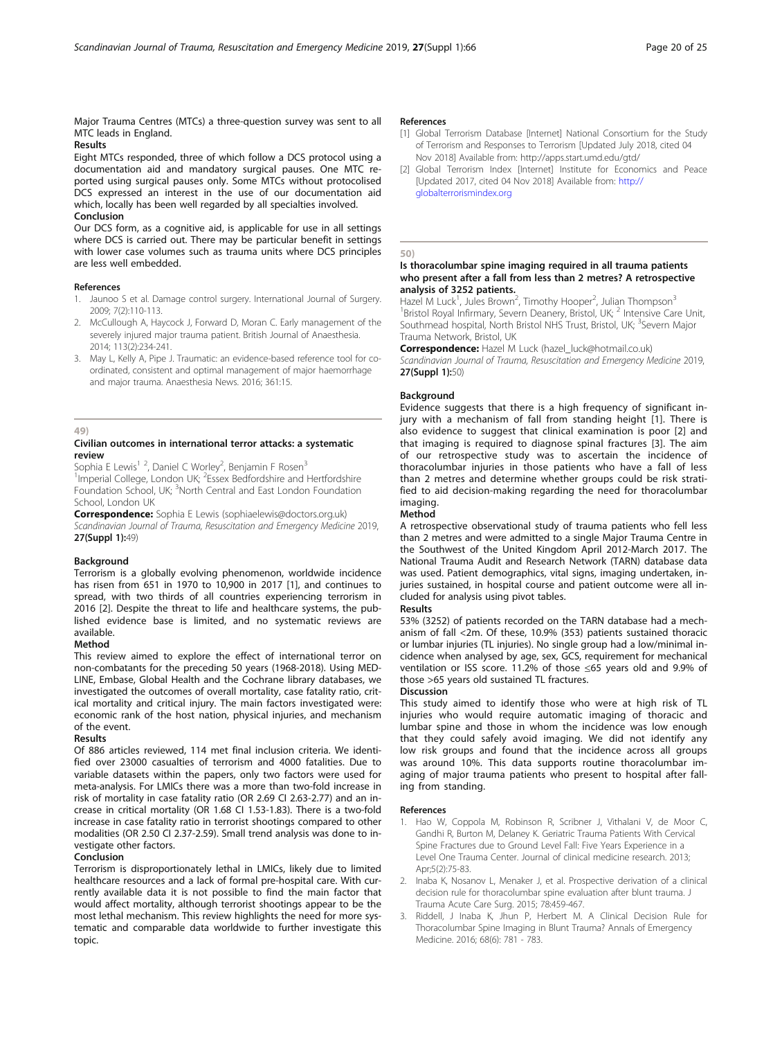Major Trauma Centres (MTCs) a three-question survey was sent to all MTC leads in England.

**Results**

Eight MTCs responded, three of which follow a DCS protocol using a documentation aid and mandatory surgical pauses. One MTC reported using surgical pauses only. Some MTCs without protocolised DCS expressed an interest in the use of our documentation aid which, locally has been well regarded by all specialties involved.

**Conclusion**

Our DCS form, as a cognitive aid, is applicable for use in all settings where DCS is carried out. There may be particular benefit in settings with lower case volumes such as trauma units where DCS principles are less well embedded.

**References**

1. Jaunoo S et al. Damage control surgery. International Journal of Surgery. 2009; 7(2):110-113.
2. McCullough A, Haycock J, Forward D, Moran C. Early management of the severely injured major trauma patient. British Journal of Anaesthesia. 2014; 113(2):234-241.
3. May L, Kelly A, Pipe J. Traumatic: an evidence-based reference tool for co-ordinated, consistent and optimal management of major haemorrhage and major trauma. Anaesthesia News. 2016; 361:15.

---

49)

## Civilian outcomes in international terror attacks: a systematic review

Sophia E Lewis[1, 2], Daniel C Worley[2], Benjamin F Rosen[3]

[1]Imperial College, London UK; [2]Essex Bedfordshire and Hertfordshire Foundation School, UK; [3]North Central and East London Foundation School, London UK

**Correspondence:** Sophia E Lewis (sophiaelewis@doctors.org.uk)

*Scandinavian Journal of Trauma, Resuscitation and Emergency Medicine* 2019, **27(Suppl 1):**49)

**Background**

Terrorism is a globally evolving phenomenon, worldwide incidence has risen from 651 in 1970 to 10,900 in 2017 [1], and continues to spread, with two thirds of all countries experiencing terrorism in 2016 [2]. Despite the threat to life and healthcare systems, the published evidence base is limited, and no systematic reviews are available.

**Method**

This review aimed to explore the effect of international terror on non-combatants for the preceding 50 years (1968-2018). Using MEDLINE, Embase, Global Health and the Cochrane library databases, we investigated the outcomes of overall mortality, case fatality ratio, critical mortality and critical injury. The main factors investigated were: economic rank of the host nation, physical injuries, and mechanism of the event.

**Results**

Of 886 articles reviewed, 114 met final inclusion criteria. We identified over 23000 casualties of terrorism and 4000 fatalities. Due to variable datasets within the papers, only two factors were used for meta-analysis. For LMICs there was a more than two-fold increase in risk of mortality in case fatality ratio (OR 2.69 CI 2.63-2.77) and an increase in critical mortality (OR 1.68 CI 1.53-1.83). There is a two-fold increase in case fatality ratio in terrorist shootings compared to other modalities (OR 2.50 CI 2.37-2.59). Small trend analysis was done to investigate other factors.

**Conclusion**

Terrorism is disproportionately lethal in LMICs, likely due to limited healthcare resources and a lack of formal pre-hospital care. With currently available data it is not possible to find the main factor that would affect mortality, although terrorist shootings appear to be the most lethal mechanism. This review highlights the need for more systematic and comparable data worldwide to further investigate this topic.

**References**

[1] Global Terrorism Database [Internet] National Consortium for the Study of Terrorism and Responses to Terrorism [Updated July 2018, cited 04 Nov 2018] Available from: http://apps.start.umd.edu/gtd/

[2] Global Terrorism Index [Internet] Institute for Economics and Peace [Updated 2017, cited 04 Nov 2018] Available from: http://globalterrorismindex.org

---

50)

## Is thoracolumbar spine imaging required in all trauma patients who present after a fall from less than 2 metres? A retrospective analysis of 3252 patients.

Hazel M Luck[1], Jules Brown[2], Timothy Hooper[2], Julian Thompson[3]

[1]Bristol Royal Infirmary, Severn Deanery, Bristol, UK; [2] Intensive Care Unit, Southmead hospital, North Bristol NHS Trust, Bristol, UK; [3]Severn Major Trauma Network, Bristol, UK

**Correspondence:** Hazel M Luck (hazel_luck@hotmail.co.uk)

*Scandinavian Journal of Trauma, Resuscitation and Emergency Medicine* 2019, **27(Suppl 1):**50)

**Background**

Evidence suggests that there is a high frequency of significant injury with a mechanism of fall from standing height [1]. There is also evidence to suggest that clinical examination is poor [2] and that imaging is required to diagnose spinal fractures [3]. The aim of our retrospective study was to ascertain the incidence of thoracolumbar injuries in those patients who have a fall of less than 2 metres and determine whether groups could be risk stratified to aid decision-making regarding the need for thoracolumbar imaging.

**Method**

A retrospective observational study of trauma patients who fell less than 2 metres and were admitted to a single Major Trauma Centre in the Southwest of the United Kingdom April 2012-March 2017. The National Trauma Audit and Research Network (TARN) database data was used. Patient demographics, vital signs, imaging undertaken, injuries sustained, in hospital course and patient outcome were all included for analysis using pivot tables.

**Results**

53% (3252) of patients recorded on the TARN database had a mechanism of fall <2m. Of these, 10.9% (353) patients sustained thoracic or lumbar injuries (TL injuries). No single group had a low/minimal incidence when analysed by age, sex, GCS, requirement for mechanical ventilation or ISS score. 11.2% of those ≤65 years old and 9.9% of those >65 years old sustained TL fractures.

**Discussion**

This study aimed to identify those who were at high risk of TL injuries who would require automatic imaging of thoracic and lumbar spine and those in whom the incidence was low enough that they could safely avoid imaging. We did not identify any low risk groups and found that the incidence across all groups was around 10%. This data supports routine thoracolumbar imaging of major trauma patients who present to hospital after falling from standing.

**References**

1. Hao W, Coppola M, Robinson R, Scribner J, Vithalani V, de Moor C, Gandhi R, Burton M, Delaney K. Geriatric Trauma Patients With Cervical Spine Fractures due to Ground Level Fall: Five Years Experience in a Level One Trauma Center. Journal of clinical medicine research. 2013; Apr;5(2):75-83.
2. Inaba K, Nosanov L, Menaker J, et al. Prospective derivation of a clinical decision rule for thoracolumbar spine evaluation after blunt trauma. J Trauma Acute Care Surg. 2015; 78:459-467.
3. Riddell, J Inaba K, Jhun P, Herbert M. A Clinical Decision Rule for Thoracolumbar Spine Imaging in Blunt Trauma? Annals of Emergency Medicine. 2016; 68(6): 781 - 783.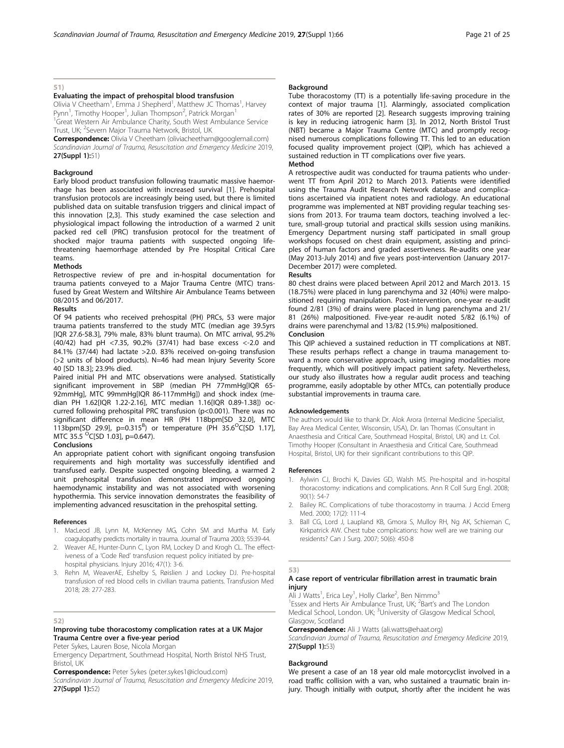## 51)

### Evaluating the impact of prehospital blood transfusion

Olivia V Cheetham[1], Emma J Shepherd[1], Matthew JC Thomas[1], Harvey Pynn[1], Timothy Hooper[1], Julian Thompson[2], Patrick Morgan[1]

[1]Great Western Air Ambulance Charity, South West Ambulance Service Trust, UK; [2]Severn Major Trauma Network, Bristol, UK

**Correspondence:** Olivia V Cheetham (oliviacheetham@googlemail.com)

*Scandinavian Journal of Trauma, Resuscitation and Emergency Medicine* 2019, **27(Suppl 1):**51)

**Background**

Early blood product transfusion following traumatic massive haemorrhage has been associated with increased survival [1]. Prehospital transfusion protocols are increasingly being used, but there is limited published data on suitable transfusion triggers and clinical impact of this innovation [2,3]. This study examined the case selection and physiological impact following the introduction of a warmed 2 unit packed red cell (PRC) transfusion protocol for the treatment of shocked major trauma patients with suspected ongoing life-threatening haemorrhage attended by Pre Hospital Critical Care teams.

**Methods**

Retrospective review of pre and in-hospital documentation for trauma patients conveyed to a Major Trauma Centre (MTC) transfused by Great Western and Wiltshire Air Ambulance Teams between 08/2015 and 06/2017.

**Results**

Of 94 patients who received prehospital (PH) PRCs, 53 were major trauma patients transferred to the study MTC (median age 39.5yrs [IQR 27.6-58.3], 79% male, 83% blunt trauma). On MTC arrival, 95.2% (40/42) had pH <7.35, 90.2% (37/41) had base excess <-2.0 and 84.1% (37/44) had lactate >2.0. 83% received on-going transfusion (>2 units of blood products). N=46 had mean Injury Severity Score 40 [SD 18.3]; 23.9% died.

Paired initial PH and MTC observations were analysed. Statistically significant improvement in SBP (median PH 77mmHg[IQR 65-92mmHg], MTC 99mmHg[IQR 86-117mmHg]) and shock index (median PH 1.62[IQR 1.22-2.16], MTC median 1.16[IQR 0.89-1.38]) occurred following prehospital PRC transfusion (p<0.001). There was no significant difference in mean HR (PH 118bpm[SD 32.0], MTC 113bpm[SD 29.9], p=0.315[B]) or temperature (PH 35.6°C[SD 1.17], MTC 35.5 °C[SD 1.03], p=0.647).

**Conclusions**

An appropriate patient cohort with significant ongoing transfusion requirements and high mortality was successfully identified and transfused early. Despite suspected ongoing bleeding, a warmed 2 unit prehospital transfusion demonstrated improved ongoing haemodynamic instability and was not associated with worsening hypothermia. This service innovation demonstrates the feasibility of implementing advanced resuscitation in the prehospital setting.

**References**

1. MacLeod JB, Lynn M, McKenney MG, Cohn SM and Murtha M. Early coagulopathy predicts mortality in trauma. Journal of Trauma 2003; 55:39-44.
2. Weaver AE, Hunter-Dunn C, Lyon RM, Lockey D and Krogh CL. The effectiveness of a 'Code Red' transfusion request policy initiated by pre-hospital physicians. Injury 2016; 47(1): 3-6.
3. Rehn M, WeaverAE, Eshelby S, Røislien J and Lockey DJ. Pre-hospital transfusion of red blood cells in civilian trauma patients. Transfusion Med 2018; 28: 277-283.

## 52)

### Improving tube thoracostomy complication rates at a UK Major Trauma Centre over a five-year period

Peter Sykes, Lauren Bose, Nicola Morgan

Emergency Department, Southmead Hospital, North Bristol NHS Trust, Bristol, UK

**Correspondence:** Peter Sykes (peter.sykes1@icloud.com)

*Scandinavian Journal of Trauma, Resuscitation and Emergency Medicine* 2019, **27(Suppl 1):**52)

**Background**

Tube thoracostomy (TT) is a potentially life-saving procedure in the context of major trauma [1]. Alarmingly, associated complication rates of 30% are reported [2]. Research suggests improving training is key in reducing iatrogenic harm [3]. In 2012, North Bristol Trust (NBT) became a Major Trauma Centre (MTC) and promptly recognised numerous complications following TT. This led to an education focused quality improvement project (QIP), which has achieved a sustained reduction in TT complications over five years.

**Method**

A retrospective audit was conducted for trauma patients who underwent TT from April 2012 to March 2013. Patients were identified using the Trauma Audit Research Network database and complications ascertained via inpatient notes and radiology. An educational programme was implemented at NBT providing regular teaching sessions from 2013. For trauma team doctors, teaching involved a lecture, small-group tutorial and practical skills session using manikins. Emergency Department nursing staff participated in small group workshops focused on chest drain equipment, assisting and principles of human factors and graded assertiveness. Re-audits one year (May 2013-July 2014) and five years post-intervention (January 2017-December 2017) were completed.

**Results**

80 chest drains were placed between April 2012 and March 2013. 15 (18.75%) were placed in lung parenchyma and 32 (40%) were malpositioned requiring manipulation. Post-intervention, one-year re-audit found 2/81 (3%) of drains were placed in lung parenchyma and 21/81 (26%) malpositioned. Five-year re-audit noted 5/82 (6.1%) of drains were parenchymal and 13/82 (15.9%) malpositioned.

**Conclusion**

This QIP achieved a sustained reduction in TT complications at NBT. These results perhaps reflect a change in trauma management toward a more conservative approach, using imaging modalities more frequently, which will positively impact patient safety. Nevertheless, our study also illustrates how a regular audit process and teaching programme, easily adoptable by other MTCs, can potentially produce substantial improvements in trauma care.

**Acknowledgements**

The authors would like to thank Dr. Alok Arora (Internal Medicine Specialist, Bay Area Medical Center, Wisconsin, USA), Dr. Ian Thomas (Consultant in Anaesthesia and Critical Care, Southmead Hospital, Bristol, UK) and Lt. Col. Timothy Hooper (Consultant in Anaesthesia and Critical Care, Southmead Hospital, Bristol, UK) for their significant contributions to this QIP.

**References**

1. Aylwin CJ, Brochi K, Davies GD, Walsh MS. Pre-hospital and in-hospital thoracostomy: indications and complications. Ann R Coll Surg Engl. 2008; 90(1): 54-7
2. Bailey RC. Complications of tube thoracostomy in trauma. J Accid Emerg Med. 2000; 17(2): 111-4
3. Ball CG, Lord J, Laupland KB, Gmora S, Mulloy RH, Ng AK, Schieman C, Kirkpatrick AW. Chest tube complications: how well are we training our residents? Can J Surg. 2007; 50(6): 450-8

## 53)

### A case report of ventricular fibrillation arrest in traumatic brain injury

Ali J Watts[1], Erica Ley[1], Holly Clarke[2], Ben Nimmo[3]

[1]Essex and Herts Air Ambulance Trust, UK; [2]Bart's and The London Medical School, London. UK; [3]University of Glasgow Medical School, Glasgow, Scotland

**Correspondence:** Ali J Watts (ali.watts@ehaat.org)

*Scandinavian Journal of Trauma, Resuscitation and Emergency Medicine* 2019, **27(Suppl 1):**53)

**Background**

We present a case of an 18 year old male motorcyclist involved in a road traffic collision with a van, who sustained a traumatic brain injury. Though initially with output, shortly after the incident he was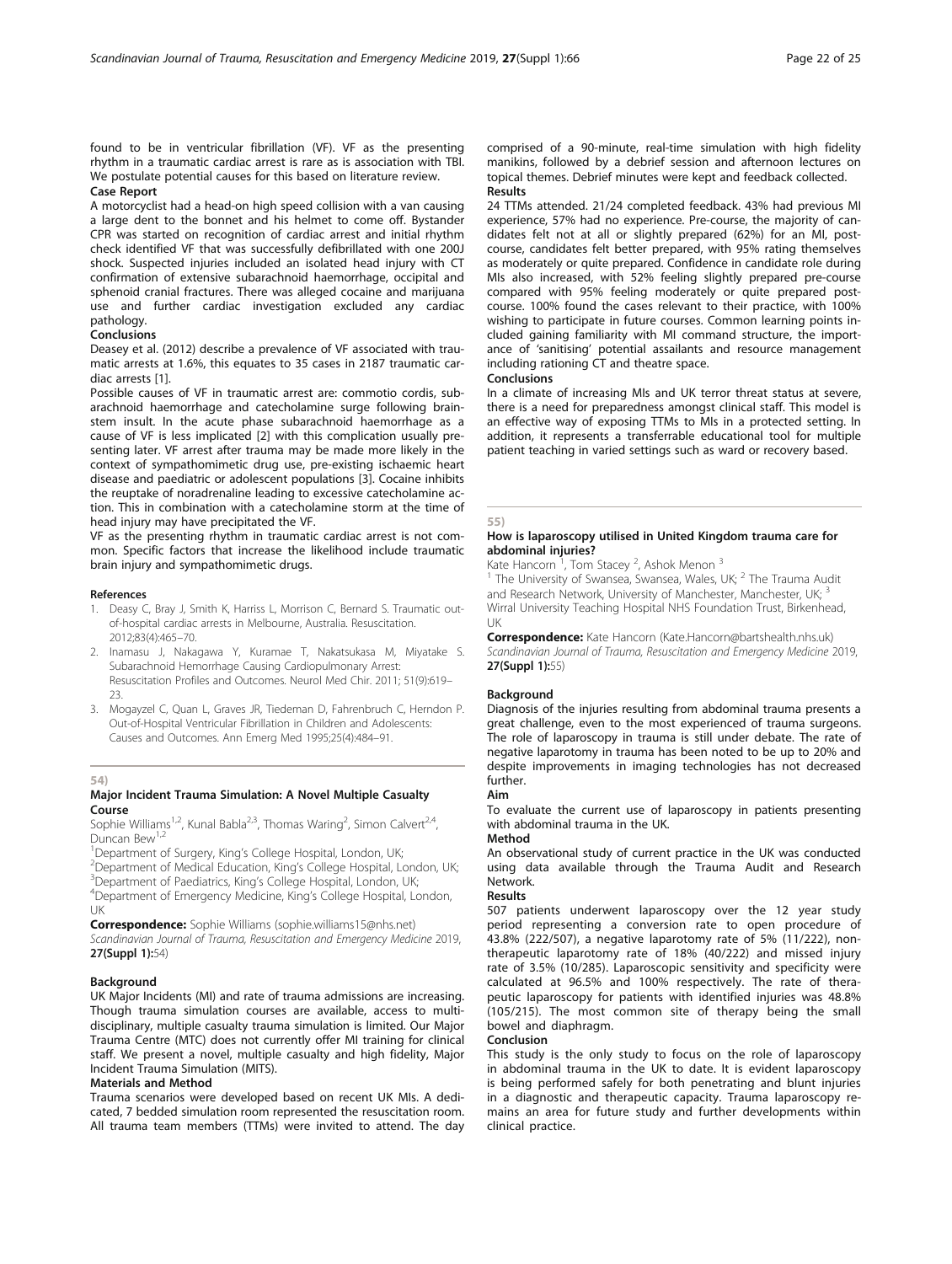found to be in ventricular fibrillation (VF). VF as the presenting rhythm in a traumatic cardiac arrest is rare as is association with TBI. We postulate potential causes for this based on literature review.

**Case Report**

A motorcyclist had a head-on high speed collision with a van causing a large dent to the bonnet and his helmet to come off. Bystander CPR was started on recognition of cardiac arrest and initial rhythm check identified VF that was successfully defibrillated with one 200J shock. Suspected injuries included an isolated head injury with CT confirmation of extensive subarachnoid haemorrhage, occipital and sphenoid cranial fractures. There was alleged cocaine and marijuana use and further cardiac investigation excluded any cardiac pathology.

**Conclusions**

Deasey et al. (2012) describe a prevalence of VF associated with traumatic arrests at 1.6%, this equates to 35 cases in 2187 traumatic cardiac arrests [1].

Possible causes of VF in traumatic arrest are: commotio cordis, subarachnoid haemorrhage and catecholamine surge following brainstem insult. In the acute phase subarachnoid haemorrhage as a cause of VF is less implicated [2] with this complication usually presenting later. VF arrest after trauma may be made more likely in the context of sympathomimetic drug use, pre-existing ischaemic heart disease and paediatric or adolescent populations [3]. Cocaine inhibits the reuptake of noradrenaline leading to excessive catecholamine action. This in combination with a catecholamine storm at the time of head injury may have precipitated the VF.

VF as the presenting rhythm in traumatic cardiac arrest is not common. Specific factors that increase the likelihood include traumatic brain injury and sympathomimetic drugs.

**References**

1. Deasy C, Bray J, Smith K, Harriss L, Morrison C, Bernard S. Traumatic out-of-hospital cardiac arrests in Melbourne, Australia. Resuscitation. 2012;83(4):465–70.
2. Inamasu J, Nakagawa Y, Kuramae T, Nakatsukasa M, Miyatake S. Subarachnoid Hemorrhage Causing Cardiopulmonary Arrest: Resuscitation Profiles and Outcomes. Neurol Med Chir. 2011; 51(9):619–23.
3. Mogayzel C, Quan L, Graves JR, Tiedeman D, Fahrenbruch C, Herndon P. Out-of-Hospital Ventricular Fibrillation in Children and Adolescents: Causes and Outcomes. Ann Emerg Med 1995;25(4):484–91.

## 54)

### Major Incident Trauma Simulation: A Novel Multiple Casualty Course

Sophie Williams[1,2], Kunal Babla[2,3], Thomas Waring[2], Simon Calvert[2,4], Duncan Bew[1,2]

[1]Department of Surgery, King's College Hospital, London, UK;
[2]Department of Medical Education, King's College Hospital, London, UK;
[3]Department of Paediatrics, King's College Hospital, London, UK;
[4]Department of Emergency Medicine, King's College Hospital, London, UK

**Correspondence:** Sophie Williams (sophie.williams15@nhs.net)
*Scandinavian Journal of Trauma, Resuscitation and Emergency Medicine* 2019, **27(Suppl 1):**54)

**Background**

UK Major Incidents (MI) and rate of trauma admissions are increasing. Though trauma simulation courses are available, access to multidisciplinary, multiple casualty trauma simulation is limited. Our Major Trauma Centre (MTC) does not currently offer MI training for clinical staff. We present a novel, multiple casualty and high fidelity, Major Incident Trauma Simulation (MITS).

**Materials and Method**

Trauma scenarios were developed based on recent UK MIs. A dedicated, 7 bedded simulation room represented the resuscitation room. All trauma team members (TTMs) were invited to attend. The day comprised of a 90-minute, real-time simulation with high fidelity manikins, followed by a debrief session and afternoon lectures on topical themes. Debrief minutes were kept and feedback collected.

**Results**

24 TTMs attended. 21/24 completed feedback. 43% had previous MI experience, 57% had no experience. Pre-course, the majority of candidates felt not at all or slightly prepared (62%) for an MI, post-course, candidates felt better prepared, with 95% rating themselves as moderately or quite prepared. Confidence in candidate role during MIs also increased, with 52% feeling slightly prepared pre-course compared with 95% feeling moderately or quite prepared post-course. 100% found the cases relevant to their practice, with 100% wishing to participate in future courses. Common learning points included gaining familiarity with MI command structure, the importance of 'sanitising' potential assailants and resource management including rationing CT and theatre space.

**Conclusions**

In a climate of increasing MIs and UK terror threat status at severe, there is a need for preparedness amongst clinical staff. This model is an effective way of exposing TTMs to MIs in a protected setting. In addition, it represents a transferrable educational tool for multiple patient teaching in varied settings such as ward or recovery based.

## 55)

### How is laparoscopy utilised in United Kingdom trauma care for abdominal injuries?

Kate Hancorn[1], Tom Stacey[2], Ashok Menon[3]

[1] The University of Swansea, Swansea, Wales, UK; [2] The Trauma Audit and Research Network, University of Manchester, Manchester, UK; [3] Wirral University Teaching Hospital NHS Foundation Trust, Birkenhead, UK

**Correspondence:** Kate Hancorn (Kate.Hancorn@bartshealth.nhs.uk)
*Scandinavian Journal of Trauma, Resuscitation and Emergency Medicine* 2019, **27(Suppl 1):**55)

**Background**

Diagnosis of the injuries resulting from abdominal trauma presents a great challenge, even to the most experienced of trauma surgeons. The role of laparoscopy in trauma is still under debate. The rate of negative laparotomy in trauma has been noted to be up to 20% and despite improvements in imaging technologies has not decreased further.

**Aim**

To evaluate the current use of laparoscopy in patients presenting with abdominal trauma in the UK.

**Method**

An observational study of current practice in the UK was conducted using data available through the Trauma Audit and Research Network.

**Results**

507 patients underwent laparoscopy over the 12 year study period representing a conversion rate to open procedure of 43.8% (222/507), a negative laparotomy rate of 5% (11/222), non-therapeutic laparotomy rate of 18% (40/222) and missed injury rate of 3.5% (10/285). Laparoscopic sensitivity and specificity were calculated at 96.5% and 100% respectively. The rate of therapeutic laparoscopy for patients with identified injuries was 48.8% (105/215). The most common site of therapy being the small bowel and diaphragm.

**Conclusion**

This study is the only study to focus on the role of laparoscopy in abdominal trauma in the UK to date. It is evident laparoscopy is being performed safely for both penetrating and blunt injuries in a diagnostic and therapeutic capacity. Trauma laparoscopy remains an area for future study and further developments within clinical practice.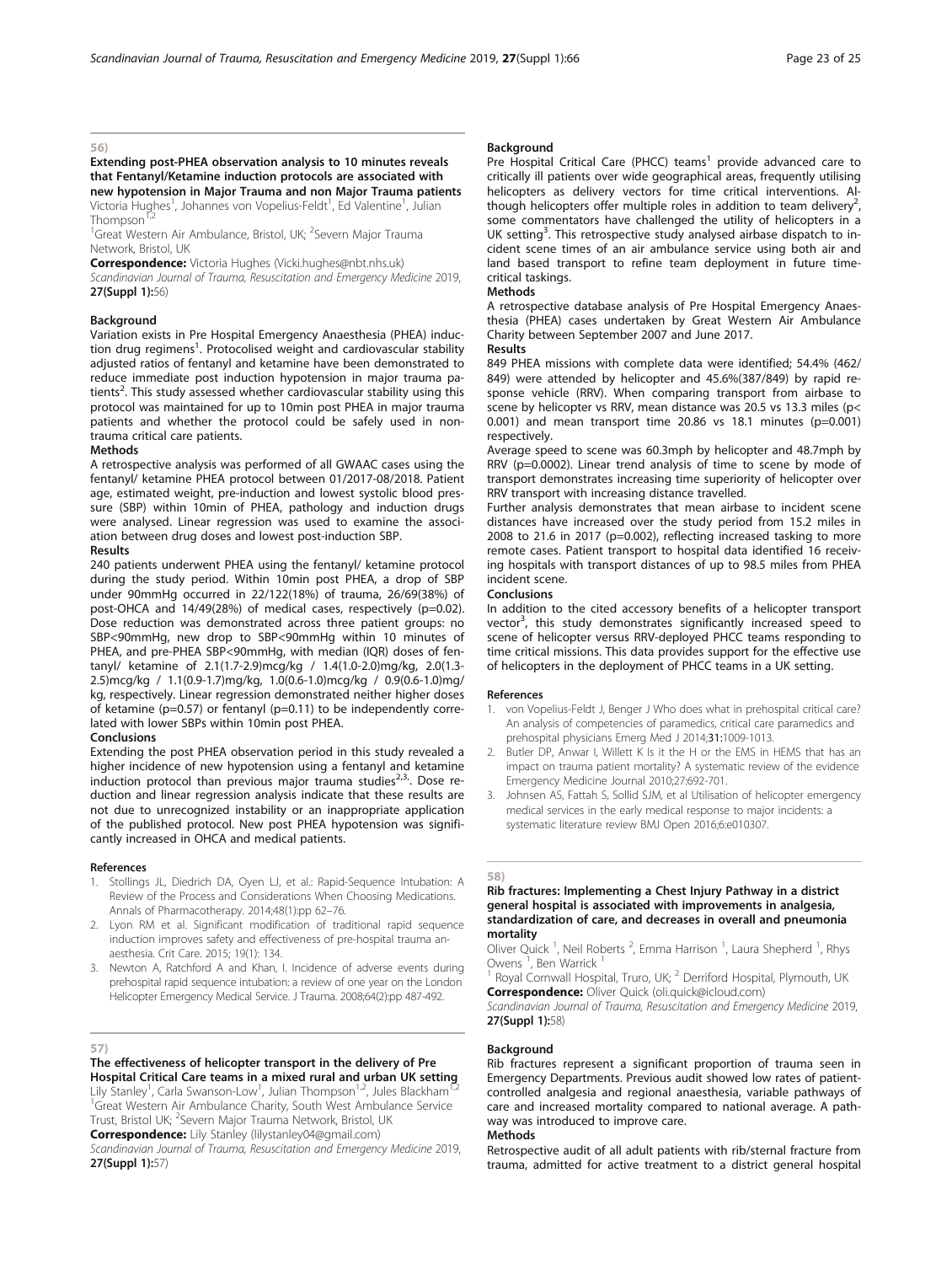## 56)

### Extending post-PHEA observation analysis to 10 minutes reveals that Fentanyl/Ketamine induction protocols are associated with new hypotension in Major Trauma and non Major Trauma patients

Victoria Hughes[1], Johannes von Vopelius-Feldt[1], Ed Valentine[1], Julian Thompson[1,2]

[1]Great Western Air Ambulance, Bristol, UK; [2]Severn Major Trauma Network, Bristol, UK

**Correspondence:** Victoria Hughes (Vicki.hughes@nbt.nhs.uk)

*Scandinavian Journal of Trauma, Resuscitation and Emergency Medicine* 2019, **27(Suppl 1):**56)

#### Background

Variation exists in Pre Hospital Emergency Anaesthesia (PHEA) induction drug regimens[1]. Protocolised weight and cardiovascular stability adjusted ratios of fentanyl and ketamine have been demonstrated to reduce immediate post induction hypotension in major trauma patients[2]. This study assessed whether cardiovascular stability using this protocol was maintained for up to 10min post PHEA in major trauma patients and whether the protocol could be safely used in non-trauma critical care patients.

#### Methods

A retrospective analysis was performed of all GWAAC cases using the fentanyl/ ketamine PHEA protocol between 01/2017-08/2018. Patient age, estimated weight, pre-induction and lowest systolic blood pressure (SBP) within 10min of PHEA, pathology and induction drugs were analysed. Linear regression was used to examine the association between drug doses and lowest post-induction SBP.

#### Results

240 patients underwent PHEA using the fentanyl/ ketamine protocol during the study period. Within 10min post PHEA, a drop of SBP under 90mmHg occurred in 22/122(18%) of trauma, 26/69(38%) of post-OHCA and 14/49(28%) of medical cases, respectively (p=0.02). Dose reduction was demonstrated across three patient groups: no SBP<90mmHg, new drop to SBP<90mmHg within 10 minutes of PHEA, and pre-PHEA SBP<90mmHg, with median (IQR) doses of fentanyl/ ketamine of 2.1(1.7-2.9)mcg/kg / 1.4(1.0-2.0)mg/kg, 2.0(1.3-2.5)mcg/kg / 1.1(0.9-1.7)mg/kg, 1.0(0.6-1.0)mcg/kg / 0.9(0.6-1.0)mg/kg, respectively. Linear regression demonstrated neither higher doses of ketamine (p=0.57) or fentanyl (p=0.11) to be independently correlated with lower SBPs within 10min post PHEA.

#### Conclusions

Extending the post PHEA observation period in this study revealed a higher incidence of new hypotension using a fentanyl and ketamine induction protocol than previous major trauma studies[2,3]. Dose reduction and linear regression analysis indicate that these results are not due to unrecognized instability or an inappropriate application of the published protocol. New post PHEA hypotension was significantly increased in OHCA and medical patients.

#### References

1. Stollings JL, Diedrich DA, Oyen LJ, et al.: Rapid-Sequence Intubation: A Review of the Process and Considerations When Choosing Medications. Annals of Pharmacotherapy. 2014;48(1):pp 62–76.
2. Lyon RM et al. Significant modification of traditional rapid sequence induction improves safety and effectiveness of pre-hospital trauma anaesthesia. Crit Care. 2015; 19(1): 134.
3. Newton A, Ratchford A and Khan, I. Incidence of adverse events during prehospital rapid sequence intubation: a review of one year on the London Helicopter Emergency Medical Service. J Trauma. 2008;64(2):pp 487-492.

## 57)

### The effectiveness of helicopter transport in the delivery of Pre Hospital Critical Care teams in a mixed rural and urban UK setting

Lily Stanley[1], Carla Swanson-Low[1], Julian Thompson[1,2], Jules Blackham[1,2]

[1]Great Western Air Ambulance Charity, South West Ambulance Service Trust, Bristol UK; [2]Severn Major Trauma Network, Bristol, UK

**Correspondence:** Lily Stanley (lilystanley04@gmail.com)

*Scandinavian Journal of Trauma, Resuscitation and Emergency Medicine* 2019, **27(Suppl 1):**57)

#### Background

Pre Hospital Critical Care (PHCC) teams[1] provide advanced care to critically ill patients over wide geographical areas, frequently utilising helicopters as delivery vectors for time critical interventions. Although helicopters offer multiple roles in addition to team delivery[2], some commentators have challenged the utility of helicopters in a UK setting[3]. This retrospective study analysed airbase dispatch to incident scene times of an air ambulance service using both air and land based transport to refine team deployment in future time-critical taskings.

#### Methods

A retrospective database analysis of Pre Hospital Emergency Anaesthesia (PHEA) cases undertaken by Great Western Air Ambulance Charity between September 2007 and June 2017.

#### Results

849 PHEA missions with complete data were identified; 54.4% (462/849) were attended by helicopter and 45.6%(387/849) by rapid response vehicle (RRV). When comparing transport from airbase to scene by helicopter vs RRV, mean distance was 20.5 vs 13.3 miles (p< 0.001) and mean transport time 20.86 vs 18.1 minutes (p=0.001) respectively.

Average speed to scene was 60.3mph by helicopter and 48.7mph by RRV (p=0.0002). Linear trend analysis of time to scene by mode of transport demonstrates increasing time superiority of helicopter over RRV transport with increasing distance travelled.

Further analysis demonstrates that mean airbase to incident scene distances have increased over the study period from 15.2 miles in 2008 to 21.6 in 2017 (p=0.002), reflecting increased tasking to more remote cases. Patient transport to hospital data identified 16 receiving hospitals with transport distances of up to 98.5 miles from PHEA incident scene.

#### Conclusions

In addition to the cited accessory benefits of a helicopter transport vector[3], this study demonstrates significantly increased speed to scene of helicopter versus RRV-deployed PHCC teams responding to time critical missions. This data provides support for the effective use of helicopters in the deployment of PHCC teams in a UK setting.

#### References

1. von Vopelius-Feldt J, Benger J Who does what in prehospital critical care? An analysis of competencies of paramedics, critical care paramedics and prehospital physicians Emerg Med J 2014;**31**:1009-1013.
2. Butler DP, Anwar I, Willett K Is it the H or the EMS in HEMS that has an impact on trauma patient mortality? A systematic review of the evidence Emergency Medicine Journal 2010;27:692-701.
3. Johnsen AS, Fattah S, Sollid SJM, et al Utilisation of helicopter emergency medical services in the early medical response to major incidents: a systematic literature review BMJ Open 2016;6:e010307.

## 58)

### Rib fractures: Implementing a Chest Injury Pathway in a district general hospital is associated with improvements in analgesia, standardization of care, and decreases in overall and pneumonia mortality

Oliver Quick [1], Neil Roberts [2], Emma Harrison [1], Laura Shepherd [1], Rhys Owens [1], Ben Warrick [1]

[1] Royal Cornwall Hospital, Truro, UK; [2] Derriford Hospital, Plymouth, UK

**Correspondence:** Oliver Quick (oli.quick@icloud.com)

*Scandinavian Journal of Trauma, Resuscitation and Emergency Medicine* 2019, **27(Suppl 1):**58)

#### Background

Rib fractures represent a significant proportion of trauma seen in Emergency Departments. Previous audit showed low rates of patient-controlled analgesia and regional anaesthesia, variable pathways of care and increased mortality compared to national average. A pathway was introduced to improve care.

#### Methods

Retrospective audit of all adult patients with rib/sternal fracture from trauma, admitted for active treatment to a district general hospital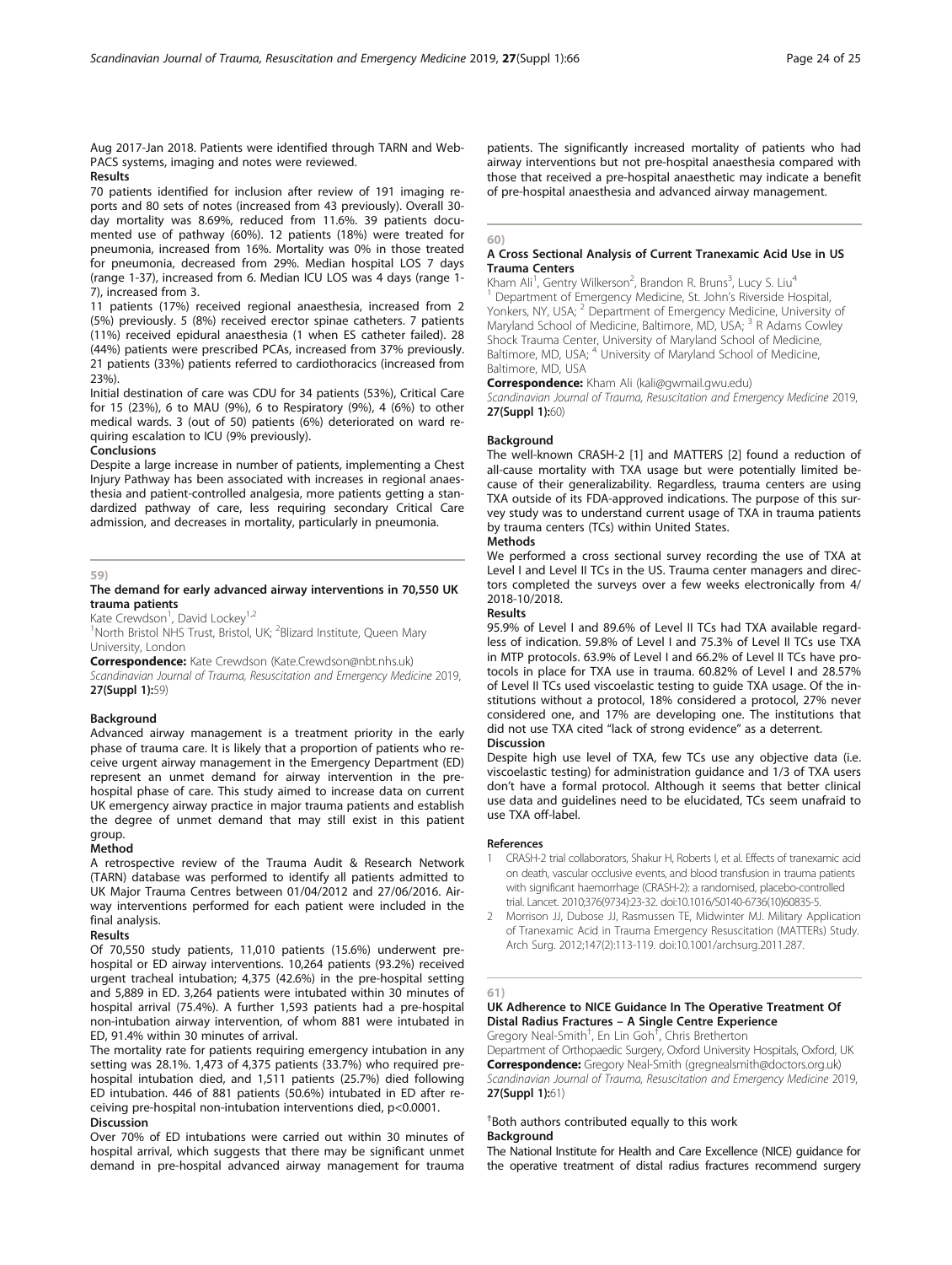Aug 2017-Jan 2018. Patients were identified through TARN and Web-PACS systems, imaging and notes were reviewed.

**Results**

70 patients identified for inclusion after review of 191 imaging reports and 80 sets of notes (increased from 43 previously). Overall 30-day mortality was 8.69%, reduced from 11.6%. 39 patients documented use of pathway (60%). 12 patients (18%) were treated for pneumonia, increased from 16%. Mortality was 0% in those treated for pneumonia, decreased from 29%. Median hospital LOS 7 days (range 1-37), increased from 6. Median ICU LOS was 4 days (range 1-7), increased from 3.

11 patients (17%) received regional anaesthesia, increased from 2 (5%) previously. 5 (8%) received erector spinae catheters. 7 patients (11%) received epidural anaesthesia (1 when ES catheter failed). 28 (44%) patients were prescribed PCAs, increased from 37% previously. 21 patients (33%) patients referred to cardiothoracics (increased from 23%).

Initial destination of care was CDU for 34 patients (53%), Critical Care for 15 (23%), 6 to MAU (9%), 6 to Respiratory (9%), 4 (6%) to other medical wards. 3 (out of 50) patients (6%) deteriorated on ward requiring escalation to ICU (9% previously).

**Conclusions**

Despite a large increase in number of patients, implementing a Chest Injury Pathway has been associated with increases in regional anaesthesia and patient-controlled analgesia, more patients getting a standardized pathway of care, less requiring secondary Critical Care admission, and decreases in mortality, particularly in pneumonia.

---

59)

## The demand for early advanced airway interventions in 70,550 UK trauma patients

Kate Crewdson[1], David Lockey[1,2]

[1]North Bristol NHS Trust, Bristol, UK; [2]Blizard Institute, Queen Mary University, London

**Correspondence:** Kate Crewdson (Kate.Crewdson@nbt.nhs.uk)

*Scandinavian Journal of Trauma, Resuscitation and Emergency Medicine* 2019, **27(Suppl 1):**59)

### Background

Advanced airway management is a treatment priority in the early phase of trauma care. It is likely that a proportion of patients who receive urgent airway management in the Emergency Department (ED) represent an unmet demand for airway intervention in the prehospital phase of care. This study aimed to increase data on current UK emergency airway practice in major trauma patients and establish the degree of unmet demand that may still exist in this patient group.

### Method

A retrospective review of the Trauma Audit & Research Network (TARN) database was performed to identify all patients admitted to UK Major Trauma Centres between 01/04/2012 and 27/06/2016. Airway interventions performed for each patient were included in the final analysis.

### Results

Of 70,550 study patients, 11,010 patients (15.6%) underwent prehospital or ED airway interventions. 10,264 patients (93.2%) received urgent tracheal intubation; 4,375 (42.6%) in the pre-hospital setting and 5,889 in ED. 3,264 patients were intubated within 30 minutes of hospital arrival (75.4%). A further 1,593 patients had a pre-hospital non-intubation airway intervention, of whom 881 were intubated in ED, 91.4% within 30 minutes of arrival.

The mortality rate for patients requiring emergency intubation in any setting was 28.1%. 1,473 of 4,375 patients (33.7%) who required prehospital intubation died, and 1,511 patients (25.7%) died following ED intubation. 446 of 881 patients (50.6%) intubated in ED after receiving pre-hospital non-intubation interventions died, $p<0.0001$.

### Discussion

Over 70% of ED intubations were carried out within 30 minutes of hospital arrival, which suggests that there may be significant unmet demand in pre-hospital advanced airway management for trauma patients. The significantly increased mortality of patients who had airway interventions but not pre-hospital anaesthesia compared with those that received a pre-hospital anaesthetic may indicate a benefit of pre-hospital anaesthesia and advanced airway management.

---

60)

## A Cross Sectional Analysis of Current Tranexamic Acid Use in US Trauma Centers

Kham Ali[1], Gentry Wilkerson[2], Brandon R. Bruns[3], Lucy S. Liu[4]

[1] Department of Emergency Medicine, St. John's Riverside Hospital, Yonkers, NY, USA; [2] Department of Emergency Medicine, University of Maryland School of Medicine, Baltimore, MD, USA; [3] R Adams Cowley Shock Trauma Center, University of Maryland School of Medicine, Baltimore, MD, USA; [4] University of Maryland School of Medicine, Baltimore, MD, USA

**Correspondence:** Kham Ali (kali@gwmail.gwu.edu)

*Scandinavian Journal of Trauma, Resuscitation and Emergency Medicine* 2019, **27(Suppl 1):**60)

### Background

The well-known CRASH-2 [1] and MATTERS [2] found a reduction of all-cause mortality with TXA usage but were potentially limited because of their generalizability. Regardless, trauma centers are using TXA outside of its FDA-approved indications. The purpose of this survey study was to understand current usage of TXA in trauma patients by trauma centers (TCs) within United States.

### Methods

We performed a cross sectional survey recording the use of TXA at Level I and Level II TCs in the US. Trauma center managers and directors completed the surveys over a few weeks electronically from 4/2018-10/2018.

### Results

95.9% of Level I and 89.6% of Level II TCs had TXA available regardless of indication. 59.8% of Level I and 75.3% of Level II TCs use TXA in MTP protocols. 63.9% of Level I and 66.2% of Level II TCs have protocols in place for TXA use in trauma. 60.82% of Level I and 28.57% of Level II TCs used viscoelastic testing to guide TXA usage. Of the institutions without a protocol, 18% considered a protocol, 27% never considered one, and 17% are developing one. The institutions that did not use TXA cited "lack of strong evidence" as a deterrent.

### Discussion

Despite high use level of TXA, few TCs use any objective data (i.e. viscoelastic testing) for administration guidance and 1/3 of TXA users don't have a formal protocol. Although it seems that better clinical use data and guidelines need to be elucidated, TCs seem unafraid to use TXA off-label.

### References

1. CRASH-2 trial collaborators, Shakur H, Roberts I, et al. Effects of tranexamic acid on death, vascular occlusive events, and blood transfusion in trauma patients with significant haemorrhage (CRASH-2): a randomised, placebo-controlled trial. Lancet. 2010;376(9734):23-32. doi:10.1016/S0140-6736(10)60835-5.
2. Morrison JJ, Dubose JJ, Rasmussen TE, Midwinter MJ. Military Application of Tranexamic Acid in Trauma Emergency Resuscitation (MATTERs) Study. Arch Surg. 2012;147(2):113-119. doi:10.1001/archsurg.2011.287.

---

61)

## UK Adherence to NICE Guidance In The Operative Treatment Of Distal Radius Fractures – A Single Centre Experience

Gregory Neal-Smith[†], En Lin Goh[†], Chris Bretherton

Department of Orthopaedic Surgery, Oxford University Hospitals, Oxford, UK

**Correspondence:** Gregory Neal-Smith (gregnealsmith@doctors.org.uk)

*Scandinavian Journal of Trauma, Resuscitation and Emergency Medicine* 2019, **27(Suppl 1):**61)

[†]Both authors contributed equally to this work

### Background

The National Institute for Health and Care Excellence (NICE) guidance for the operative treatment of distal radius fractures recommend surgery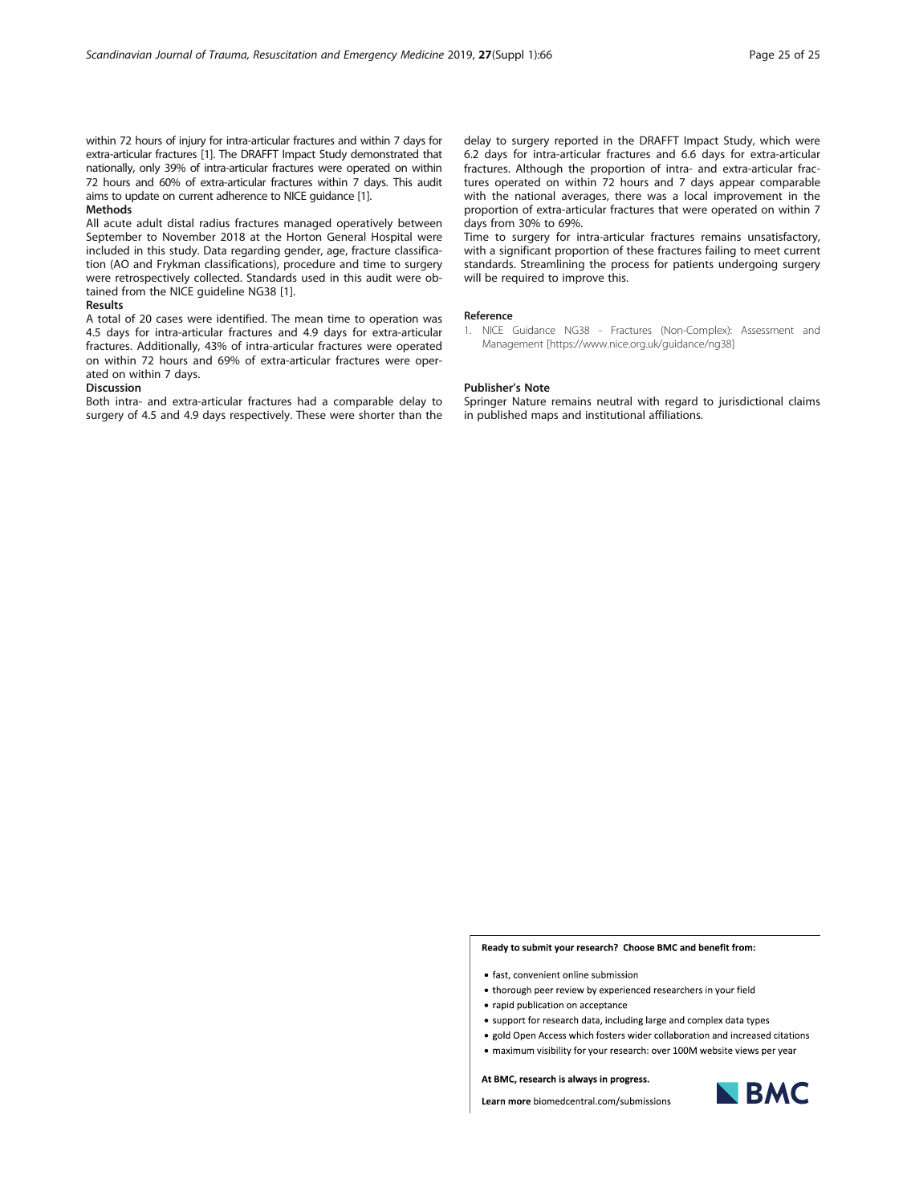within 72 hours of injury for intra-articular fractures and within 7 days for extra-articular fractures [1]. The DRAFFT Impact Study demonstrated that nationally, only 39% of intra-articular fractures were operated on within 72 hours and 60% of extra-articular fractures within 7 days. This audit aims to update on current adherence to NICE guidance [1].

**Methods**

All acute adult distal radius fractures managed operatively between September to November 2018 at the Horton General Hospital were included in this study. Data regarding gender, age, fracture classification (AO and Frykman classifications), procedure and time to surgery were retrospectively collected. Standards used in this audit were obtained from the NICE guideline NG38 [1].

**Results**

A total of 20 cases were identified. The mean time to operation was 4.5 days for intra-articular fractures and 4.9 days for extra-articular fractures. Additionally, 43% of intra-articular fractures were operated on within 72 hours and 69% of extra-articular fractures were operated on within 7 days.

**Discussion**

Both intra- and extra-articular fractures had a comparable delay to surgery of 4.5 and 4.9 days respectively. These were shorter than the delay to surgery reported in the DRAFFT Impact Study, which were 6.2 days for intra-articular fractures and 6.6 days for extra-articular fractures. Although the proportion of intra- and extra-articular fractures operated on within 72 hours and 7 days appear comparable with the national averages, there was a local improvement in the proportion of extra-articular fractures that were operated on within 7 days from 30% to 69%.

Time to surgery for intra-articular fractures remains unsatisfactory, with a significant proportion of these fractures failing to meet current standards. Streamlining the process for patients undergoing surgery will be required to improve this.

**Reference**

1. NICE Guidance NG38 - Fractures (Non-Complex): Assessment and Management [https://www.nice.org.uk/guidance/ng38]

**Publisher's Note**

Springer Nature remains neutral with regard to jurisdictional claims in published maps and institutional affiliations.

**Ready to submit your research? Choose BMC and benefit from:**

- fast, convenient online submission
- thorough peer review by experienced researchers in your field
- rapid publication on acceptance
- support for research data, including large and complex data types
- gold Open Access which fosters wider collaboration and increased citations
- maximum visibility for your research: over 100M website views per year

**At BMC, research is always in progress.**

**Learn more** biomedcentral.com/submissions

BMC